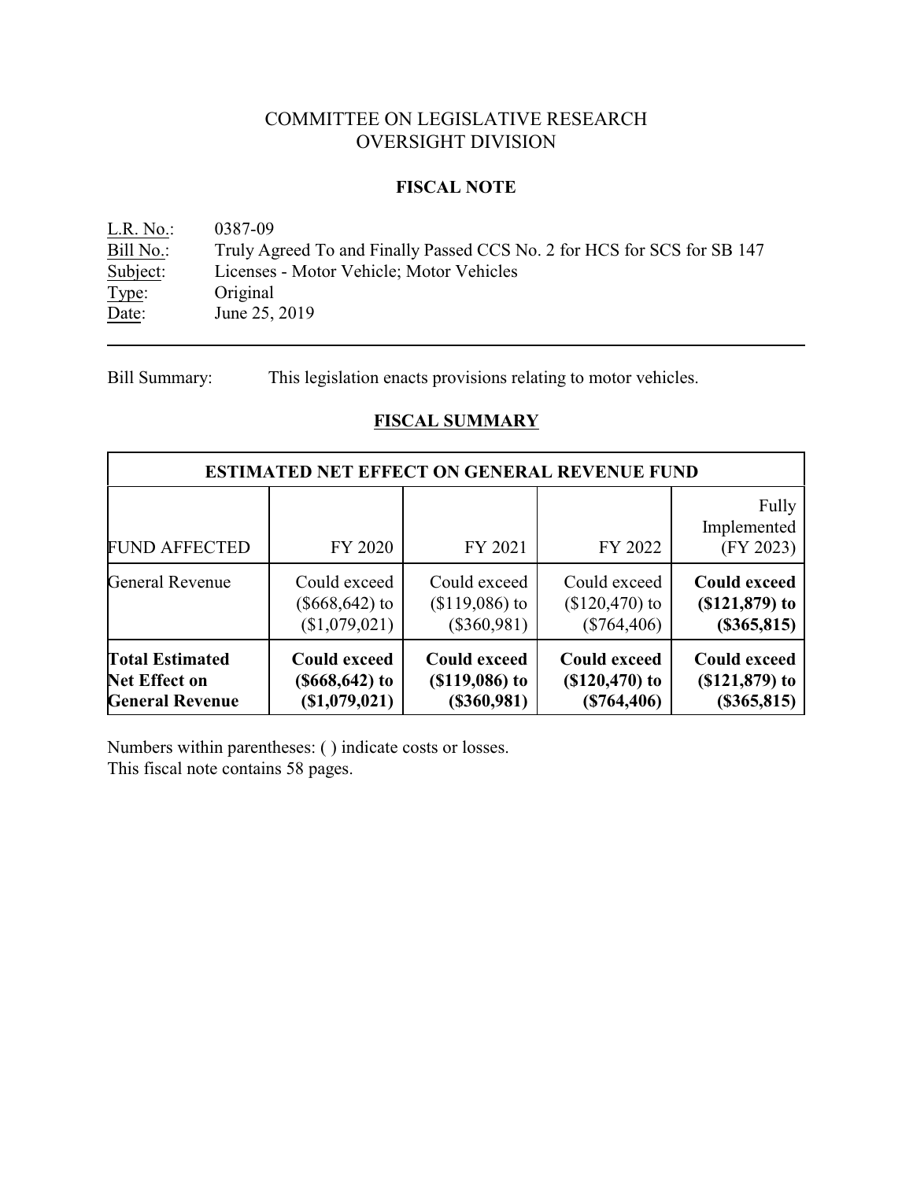# COMMITTEE ON LEGISLATIVE RESEARCH
# OVERSIGHT DIVISION

## FISCAL NOTE

L.R. No.: 0387-09
Bill No.: Truly Agreed To and Finally Passed CCS No. 2 for HCS for SCS for SB 147
Subject: Licenses - Motor Vehicle; Motor Vehicles
Type: Original
Date: June 25, 2019

---

Bill Summary: This legislation enacts provisions relating to motor vehicles.

## FISCAL SUMMARY

| ESTIMATED NET EFFECT ON GENERAL REVENUE FUND | | | | |
|---|---|---|---|---|
| FUND AFFECTED | FY 2020 | FY 2021 | FY 2022 | Fully Implemented (FY 2023) |
| General Revenue | Could exceed ($668,642) to ($1,079,021) | Could exceed ($119,086) to ($360,981) | Could exceed ($120,470) to ($764,406) | **Could exceed ($121,879) to ($365,815)** |
| **Total Estimated Net Effect on General Revenue** | **Could exceed ($668,642) to ($1,079,021)** | **Could exceed ($119,086) to ($360,981)** | **Could exceed ($120,470) to ($764,406)** | **Could exceed ($121,879) to ($365,815)** |

Numbers within parentheses: ( ) indicate costs or losses.
This fiscal note contains 58 pages.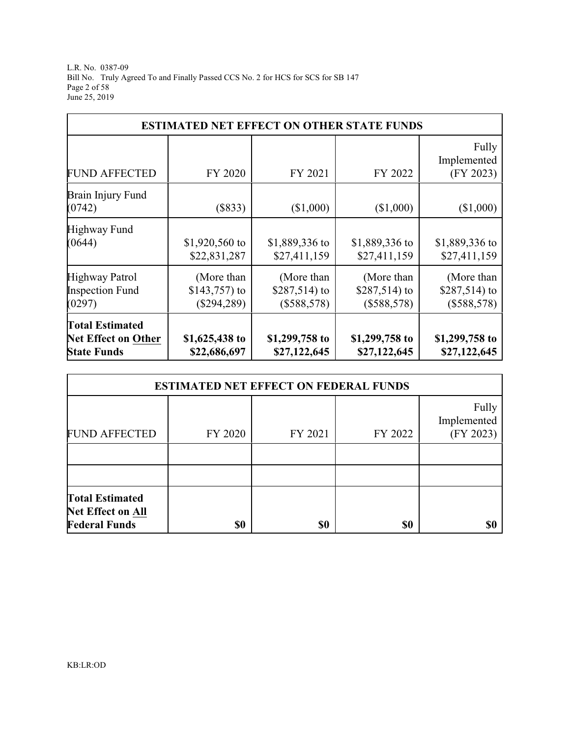| ESTIMATED NET EFFECT ON OTHER STATE FUNDS | | | | |
|---|---|---|---|---|
| FUND AFFECTED | FY 2020 | FY 2021 | FY 2022 | Fully Implemented (FY 2023) |
| Brain Injury Fund (0742) | ($833) | ($1,000) | ($1,000) | ($1,000) |
| Highway Fund (0644) | $1,920,560 to $22,831,287 | $1,889,336 to $27,411,159 | $1,889,336 to $27,411,159 | $1,889,336 to $27,411,159 |
| Highway Patrol Inspection Fund (0297) | (More than $143,757) to ($294,289) | (More than $287,514) to ($588,578) | (More than $287,514) to ($588,578) | (More than $287,514) to ($588,578) |
| **Total Estimated Net Effect on Other State Funds** | **$1,625,438 to $22,686,697** | **$1,299,758 to $27,122,645** | **$1,299,758 to $27,122,645** | **$1,299,758 to $27,122,645** |

| ESTIMATED NET EFFECT ON FEDERAL FUNDS | | | | |
|---|---|---|---|---|
| FUND AFFECTED | FY 2020 | FY 2021 | FY 2022 | Fully Implemented (FY 2023) |
| | | | | |
| | | | | |
| **Total Estimated Net Effect on All Federal Funds** | **$0** | **$0** | **$0** | **$0** |

KB:LR:OD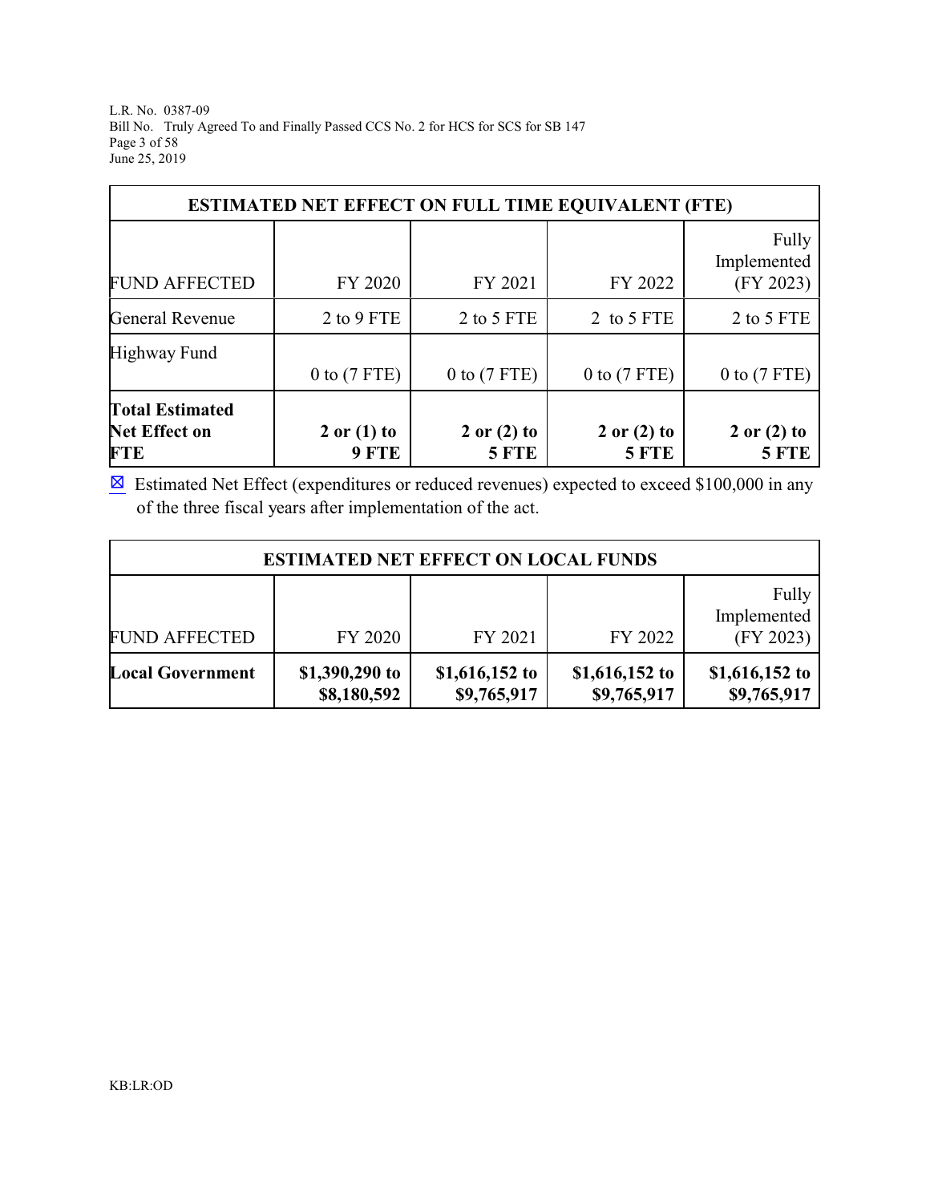| ESTIMATED NET EFFECT ON FULL TIME EQUIVALENT (FTE) | | | | |
|---|---|---|---|---|
| FUND AFFECTED | FY 2020 | FY 2021 | FY 2022 | Fully Implemented (FY 2023) |
| General Revenue | 2 to 9 FTE | 2 to 5 FTE | 2 to 5 FTE | 2 to 5 FTE |
| Highway Fund | 0 to (7 FTE) | 0 to (7 FTE) | 0 to (7 FTE) | 0 to (7 FTE) |
| **Total Estimated Net Effect on FTE** | **2 or (1) to 9 FTE** | **2 or (2) to 5 FTE** | **2 or (2) to 5 FTE** | **2 or (2) to 5 FTE** |

☒ Estimated Net Effect (expenditures or reduced revenues) expected to exceed $100,000 in any of the three fiscal years after implementation of the act.

| ESTIMATED NET EFFECT ON LOCAL FUNDS | | | | |
|---|---|---|---|---|
| FUND AFFECTED | FY 2020 | FY 2021 | FY 2022 | Fully Implemented (FY 2023) |
| **Local Government** | **$1,390,290 to $8,180,592** | **$1,616,152 to $9,765,917** | **$1,616,152 to $9,765,917** | **$1,616,152 to $9,765,917** |

KB:LR:OD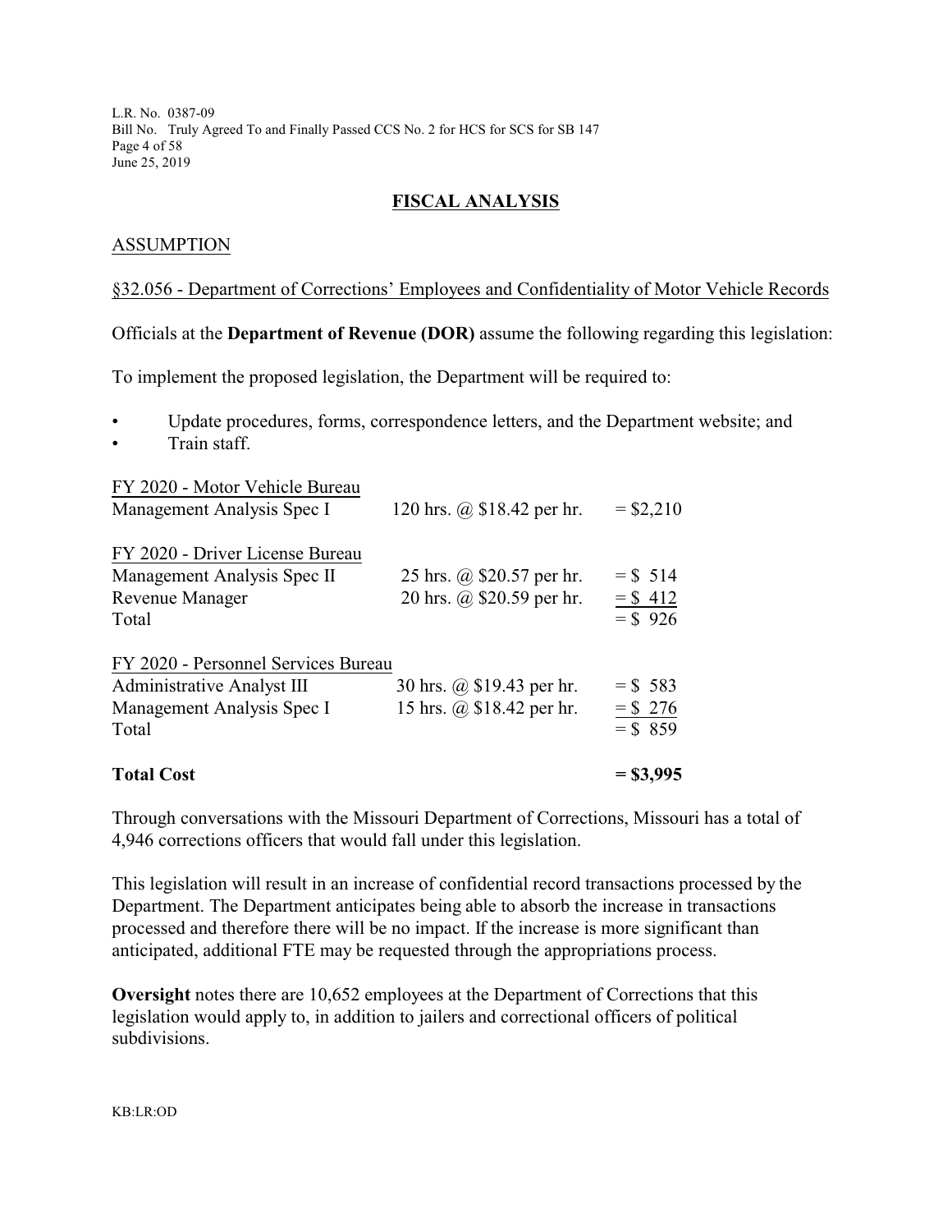## FISCAL ANALYSIS

### ASSUMPTION

§32.056 - Department of Corrections' Employees and Confidentiality of Motor Vehicle Records

Officials at the **Department of Revenue (DOR)** assume the following regarding this legislation:

To implement the proposed legislation, the Department will be required to:

- Update procedures, forms, correspondence letters, and the Department website; and
- Train staff.

| | | |
|---|---|---|
| FY 2020 - Motor Vehicle Bureau | | |
| Management Analysis Spec I | 120 hrs. @ $18.42 per hr. | = $2,210 |
| | | |
| FY 2020 - Driver License Bureau | | |
| Management Analysis Spec II | 25 hrs. @ $20.57 per hr. | = $ 514 |
| Revenue Manager | 20 hrs. @ $20.59 per hr. | = $ 412 |
| Total | | = $ 926 |
| | | |
| FY 2020 - Personnel Services Bureau | | |
| Administrative Analyst III | 30 hrs. @ $19.43 per hr. | = $ 583 |
| Management Analysis Spec I | 15 hrs. @ $18.42 per hr. | = $ 276 |
| Total | | = $ 859 |
| | | |
| **Total Cost** | | **= $3,995** |

Through conversations with the Missouri Department of Corrections, Missouri has a total of 4,946 corrections officers that would fall under this legislation.

This legislation will result in an increase of confidential record transactions processed by the Department. The Department anticipates being able to absorb the increase in transactions processed and therefore there will be no impact. If the increase is more significant than anticipated, additional FTE may be requested through the appropriations process.

**Oversight** notes there are 10,652 employees at the Department of Corrections that this legislation would apply to, in addition to jailers and correctional officers of political subdivisions.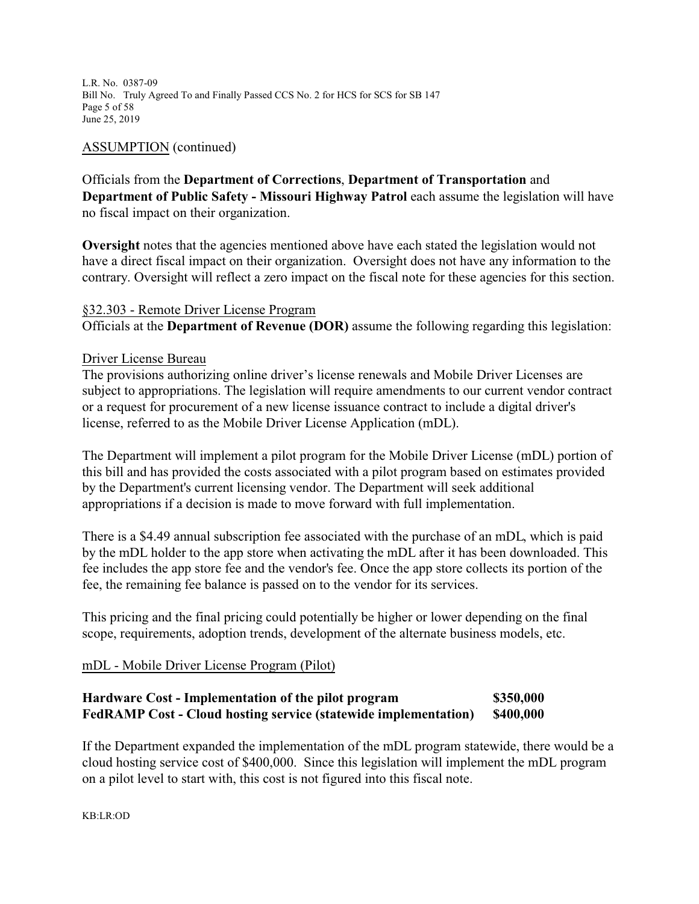ASSUMPTION (continued)

Officials from the **Department of Corrections**, **Department of Transportation** and **Department of Public Safety - Missouri Highway Patrol** each assume the legislation will have no fiscal impact on their organization.

**Oversight** notes that the agencies mentioned above have each stated the legislation would not have a direct fiscal impact on their organization. Oversight does not have any information to the contrary. Oversight will reflect a zero impact on the fiscal note for these agencies for this section.

§32.303 - Remote Driver License Program

Officials at the **Department of Revenue (DOR)** assume the following regarding this legislation:

Driver License Bureau

The provisions authorizing online driver's license renewals and Mobile Driver Licenses are subject to appropriations. The legislation will require amendments to our current vendor contract or a request for procurement of a new license issuance contract to include a digital driver's license, referred to as the Mobile Driver License Application (mDL).

The Department will implement a pilot program for the Mobile Driver License (mDL) portion of this bill and has provided the costs associated with a pilot program based on estimates provided by the Department's current licensing vendor. The Department will seek additional appropriations if a decision is made to move forward with full implementation.

There is a $4.49 annual subscription fee associated with the purchase of an mDL, which is paid by the mDL holder to the app store when activating the mDL after it has been downloaded. This fee includes the app store fee and the vendor's fee. Once the app store collects its portion of the fee, the remaining fee balance is passed on to the vendor for its services.

This pricing and the final pricing could potentially be higher or lower depending on the final scope, requirements, adoption trends, development of the alternate business models, etc.

mDL - Mobile Driver License Program (Pilot)

| | |
|---|---|
| **Hardware Cost - Implementation of the pilot program** | **$350,000** |
| **FedRAMP Cost - Cloud hosting service (statewide implementation)** | **$400,000** |

If the Department expanded the implementation of the mDL program statewide, there would be a cloud hosting service cost of $400,000. Since this legislation will implement the mDL program on a pilot level to start with, this cost is not figured into this fiscal note.

KB:LR:OD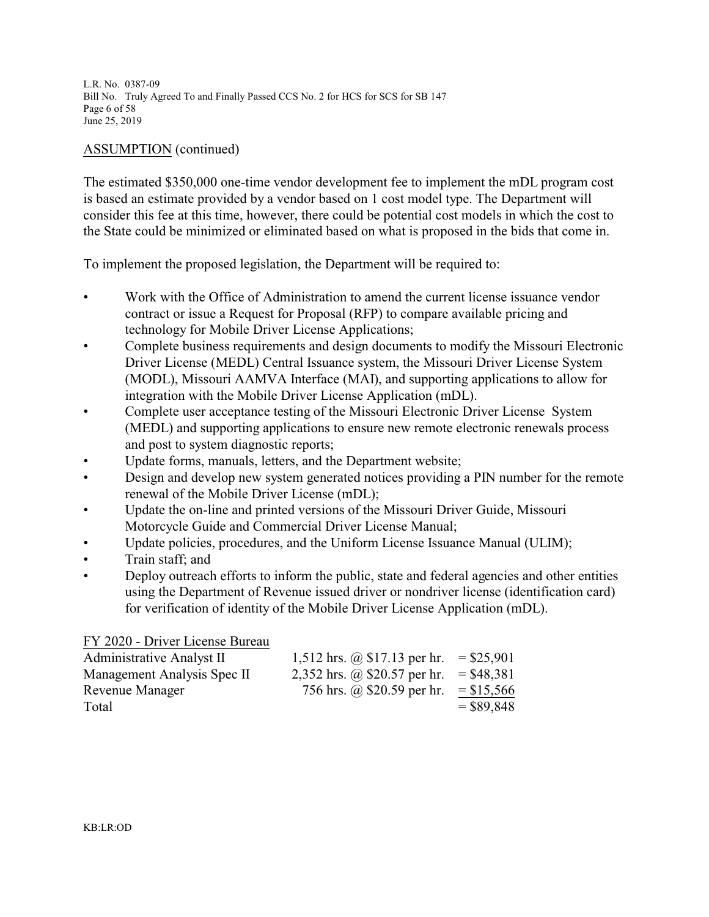ASSUMPTION (continued)

The estimated $350,000 one-time vendor development fee to implement the mDL program cost is based an estimate provided by a vendor based on 1 cost model type. The Department will consider this fee at this time, however, there could be potential cost models in which the cost to the State could be minimized or eliminated based on what is proposed in the bids that come in.

To implement the proposed legislation, the Department will be required to:

- Work with the Office of Administration to amend the current license issuance vendor contract or issue a Request for Proposal (RFP) to compare available pricing and technology for Mobile Driver License Applications;
- Complete business requirements and design documents to modify the Missouri Electronic Driver License (MEDL) Central Issuance system, the Missouri Driver License System (MODL), Missouri AAMVA Interface (MAI), and supporting applications to allow for integration with the Mobile Driver License Application (mDL).
- Complete user acceptance testing of the Missouri Electronic Driver License System (MEDL) and supporting applications to ensure new remote electronic renewals process and post to system diagnostic reports;
- Update forms, manuals, letters, and the Department website;
- Design and develop new system generated notices providing a PIN number for the remote renewal of the Mobile Driver License (mDL);
- Update the on-line and printed versions of the Missouri Driver Guide, Missouri Motorcycle Guide and Commercial Driver License Manual;
- Update policies, procedures, and the Uniform License Issuance Manual (ULIM);
- Train staff; and
- Deploy outreach efforts to inform the public, state and federal agencies and other entities using the Department of Revenue issued driver or nondriver license (identification card) for verification of identity of the Mobile Driver License Application (mDL).

FY 2020 - Driver License Bureau

| | | |
|---|---|---|
| Administrative Analyst II | 1,512 hrs. @ $17.13 per hr. | = $25,901 |
| Management Analysis Spec II | 2,352 hrs. @ $20.57 per hr. | = $48,381 |
| Revenue Manager | 756 hrs. @ $20.59 per hr. | = $15,566 |
| Total | | = $89,848 |

KB:LR:OD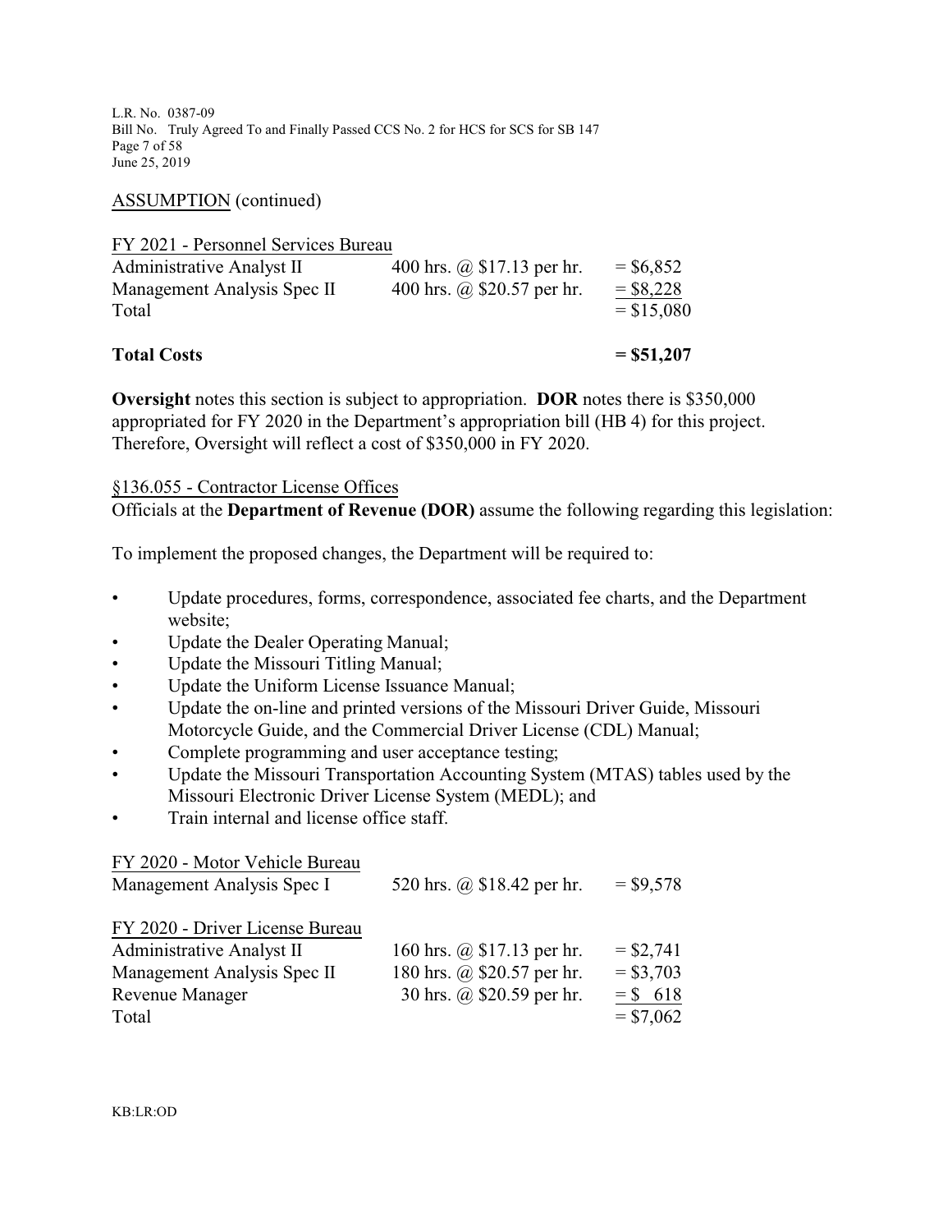ASSUMPTION (continued)

| FY 2021 - Personnel Services Bureau | | |
|---|---|---|
| Administrative Analyst II | 400 hrs. @ $17.13 per hr. | = $6,852 |
| Management Analysis Spec II | 400 hrs. @ $20.57 per hr. | = $8,228 |
| Total | | = $15,080 |

**Total Costs = $51,207**

**Oversight** notes this section is subject to appropriation. **DOR** notes there is $350,000 appropriated for FY 2020 in the Department's appropriation bill (HB 4) for this project. Therefore, Oversight will reflect a cost of $350,000 in FY 2020.

§136.055 - Contractor License Offices

Officials at the **Department of Revenue (DOR)** assume the following regarding this legislation:

To implement the proposed changes, the Department will be required to:

- Update procedures, forms, correspondence, associated fee charts, and the Department website;
- Update the Dealer Operating Manual;
- Update the Missouri Titling Manual;
- Update the Uniform License Issuance Manual;
- Update the on-line and printed versions of the Missouri Driver Guide, Missouri Motorcycle Guide, and the Commercial Driver License (CDL) Manual;
- Complete programming and user acceptance testing;
- Update the Missouri Transportation Accounting System (MTAS) tables used by the Missouri Electronic Driver License System (MEDL); and
- Train internal and license office staff.

| FY 2020 - Motor Vehicle Bureau | | |
|---|---|---|
| Management Analysis Spec I | 520 hrs. @ $18.42 per hr. | = $9,578 |

| FY 2020 - Driver License Bureau | | |
|---|---|---|
| Administrative Analyst II | 160 hrs. @ $17.13 per hr. | = $2,741 |
| Management Analysis Spec II | 180 hrs. @ $20.57 per hr. | = $3,703 |
| Revenue Manager | 30 hrs. @ $20.59 per hr. | = $ 618 |
| Total | | = $7,062 |

KB:LR:OD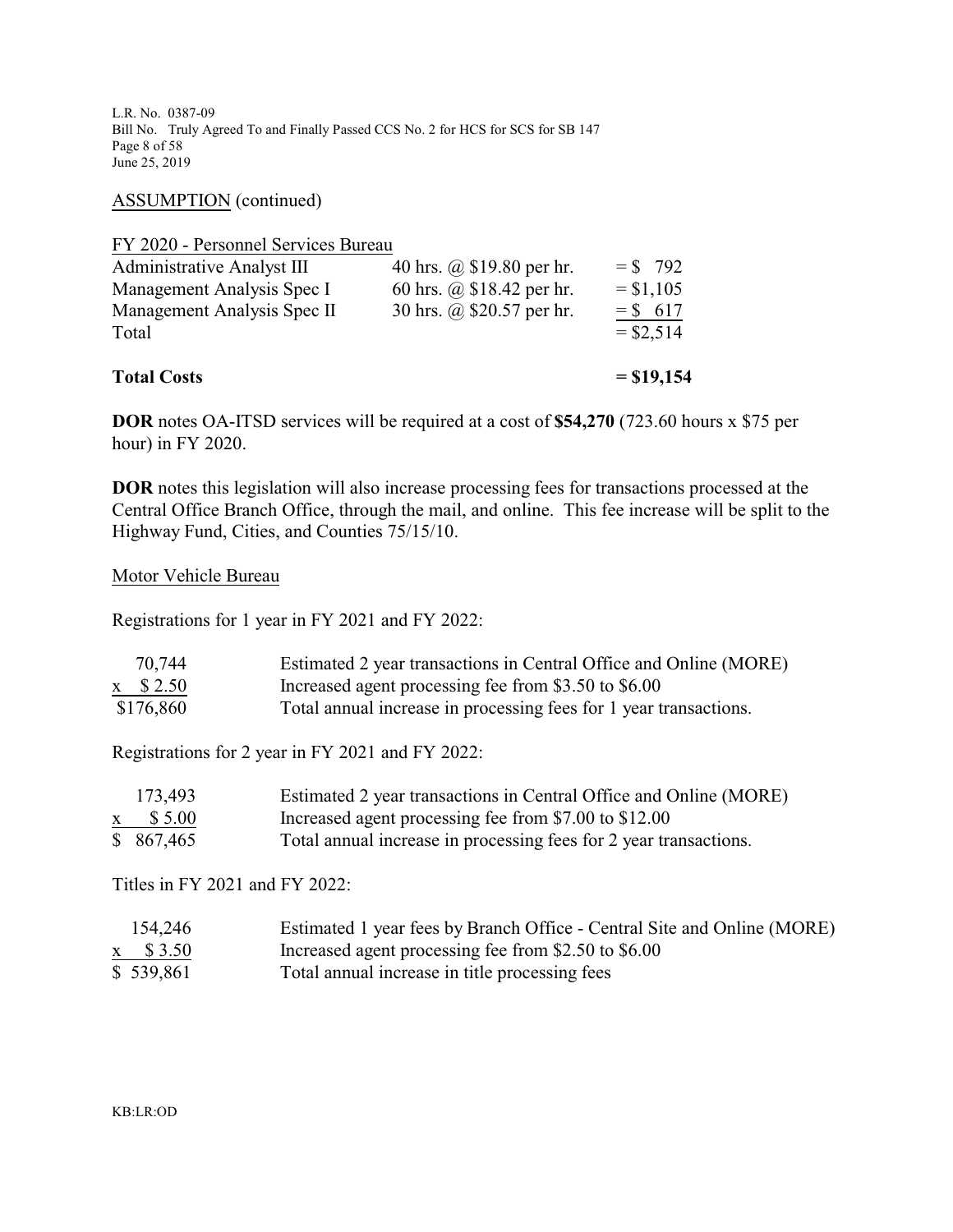ASSUMPTION (continued)

FY 2020 - Personnel Services Bureau

| | | |
|---|---|---|
| Administrative Analyst III | 40 hrs. @ $19.80 per hr. | = $ 792 |
| Management Analysis Spec I | 60 hrs. @ $18.42 per hr. | = $1,105 |
| Management Analysis Spec II | 30 hrs. @ $20.57 per hr. | = $ 617 |
| Total | | = $2,514 |
| **Total Costs** | | **= $19,154** |

**DOR** notes OA-ITSD services will be required at a cost of **$54,270** (723.60 hours x $75 per hour) in FY 2020.

**DOR** notes this legislation will also increase processing fees for transactions processed at the Central Office Branch Office, through the mail, and online. This fee increase will be split to the Highway Fund, Cities, and Counties 75/15/10.

Motor Vehicle Bureau

Registrations for 1 year in FY 2021 and FY 2022:

| | |
|---|---|
| 70,744 | Estimated 2 year transactions in Central Office and Online (MORE) |
| x $ 2.50 | Increased agent processing fee from $3.50 to $6.00 |
| $176,860 | Total annual increase in processing fees for 1 year transactions. |

Registrations for 2 year in FY 2021 and FY 2022:

| | |
|---|---|
| 173,493 | Estimated 2 year transactions in Central Office and Online (MORE) |
| x $ 5.00 | Increased agent processing fee from $7.00 to $12.00 |
| $ 867,465 | Total annual increase in processing fees for 2 year transactions. |

Titles in FY 2021 and FY 2022:

| | |
|---|---|
| 154,246 | Estimated 1 year fees by Branch Office - Central Site and Online (MORE) |
| x $ 3.50 | Increased agent processing fee from $2.50 to $6.00 |
| $ 539,861 | Total annual increase in title processing fees |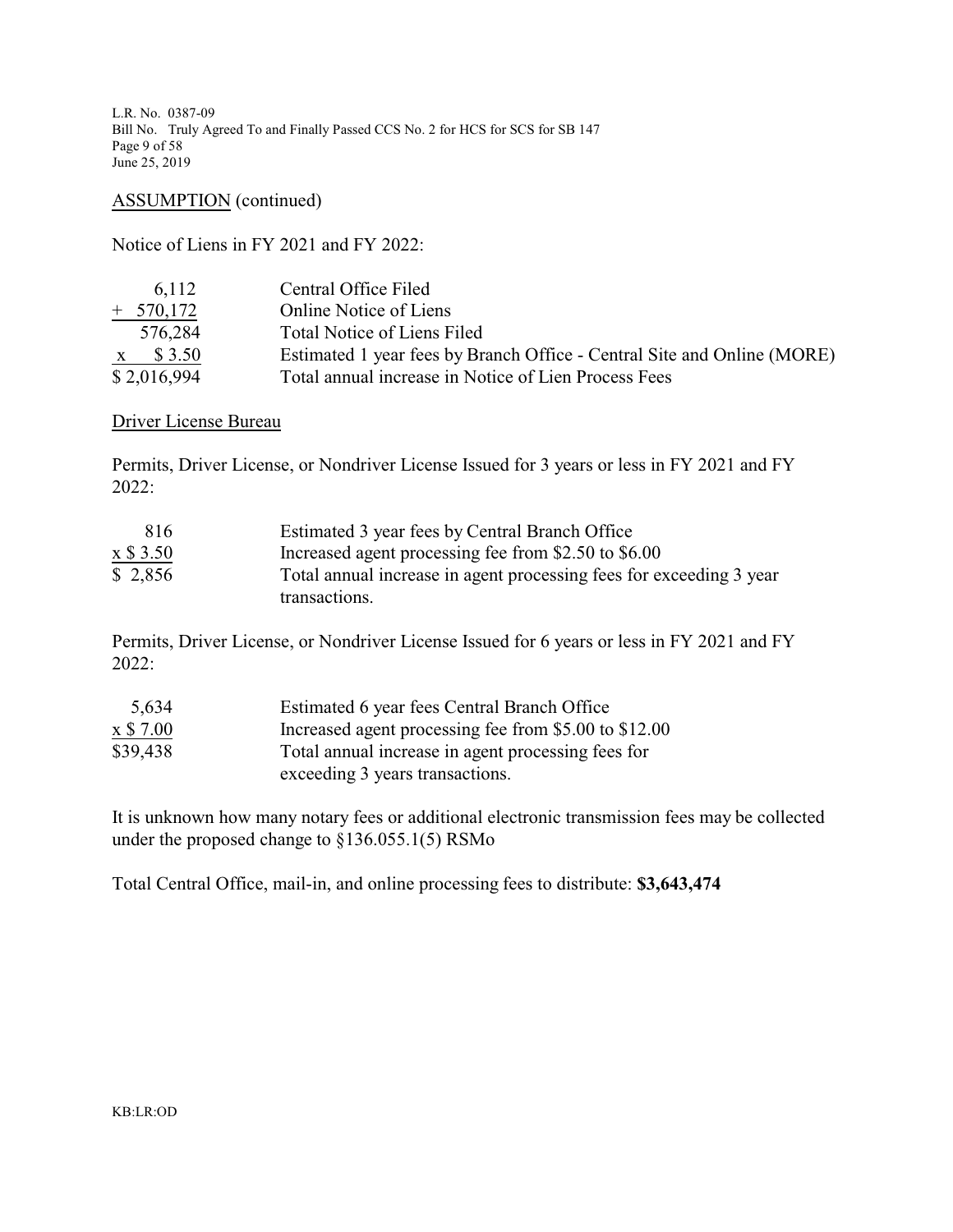ASSUMPTION (continued)

Notice of Liens in FY 2021 and FY 2022:

| | |
|---|---|
| 6,112 | Central Office Filed |
| + 570,172 | Online Notice of Liens |
| 576,284 | Total Notice of Liens Filed |
| x $ 3.50 | Estimated 1 year fees by Branch Office - Central Site and Online (MORE) |
| $ 2,016,994 | Total annual increase in Notice of Lien Process Fees |

Driver License Bureau

Permits, Driver License, or Nondriver License Issued for 3 years or less in FY 2021 and FY 2022:

| | |
|---|---|
| 816 | Estimated 3 year fees by Central Branch Office |
| x $ 3.50 | Increased agent processing fee from $2.50 to $6.00 |
| $ 2,856 | Total annual increase in agent processing fees for exceeding 3 year transactions. |

Permits, Driver License, or Nondriver License Issued for 6 years or less in FY 2021 and FY 2022:

| | |
|---|---|
| 5,634 | Estimated 6 year fees Central Branch Office |
| x $ 7.00 | Increased agent processing fee from $5.00 to $12.00 |
| $39,438 | Total annual increase in agent processing fees for exceeding 3 years transactions. |

It is unknown how many notary fees or additional electronic transmission fees may be collected under the proposed change to §136.055.1(5) RSMo

Total Central Office, mail-in, and online processing fees to distribute: **$3,643,474**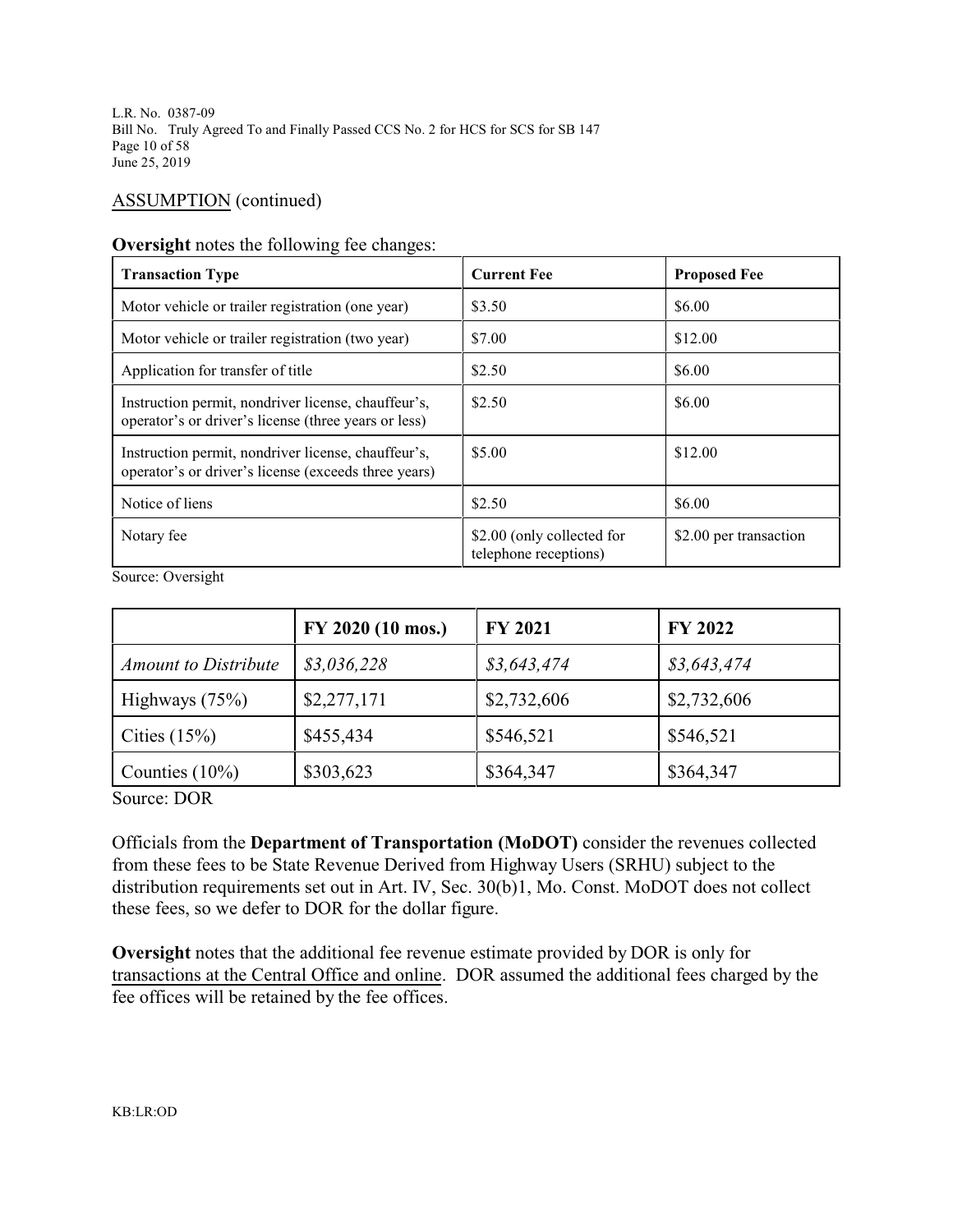ASSUMPTION (continued)

**Oversight** notes the following fee changes:

| **Transaction Type** | **Current Fee** | **Proposed Fee** |
|---|---|---|
| Motor vehicle or trailer registration (one year) | $3.50 | $6.00 |
| Motor vehicle or trailer registration (two year) | $7.00 | $12.00 |
| Application for transfer of title | $2.50 | $6.00 |
| Instruction permit, nondriver license, chauffeur's, operator's or driver's license (three years or less) | $2.50 | $6.00 |
| Instruction permit, nondriver license, chauffeur's, operator's or driver's license (exceeds three years) | $5.00 | $12.00 |
| Notice of liens | $2.50 | $6.00 |
| Notary fee | $2.00 (only collected for telephone receptions) | $2.00 per transaction |

Source: Oversight

| | **FY 2020 (10 mos.)** | **FY 2021** | **FY 2022** |
|---|---|---|---|
| *Amount to Distribute* | *$3,036,228* | *$3,643,474* | *$3,643,474* |
| Highways (75%) | $2,277,171 | $2,732,606 | $2,732,606 |
| Cities (15%) | $455,434 | $546,521 | $546,521 |
| Counties (10%) | $303,623 | $364,347 | $364,347 |

Source: DOR

Officials from the **Department of Transportation (MoDOT)** consider the revenues collected from these fees to be State Revenue Derived from Highway Users (SRHU) subject to the distribution requirements set out in Art. IV, Sec. 30(b)1, Mo. Const. MoDOT does not collect these fees, so we defer to DOR for the dollar figure.

**Oversight** notes that the additional fee revenue estimate provided by DOR is only for transactions at the Central Office and online. DOR assumed the additional fees charged by the fee offices will be retained by the fee offices.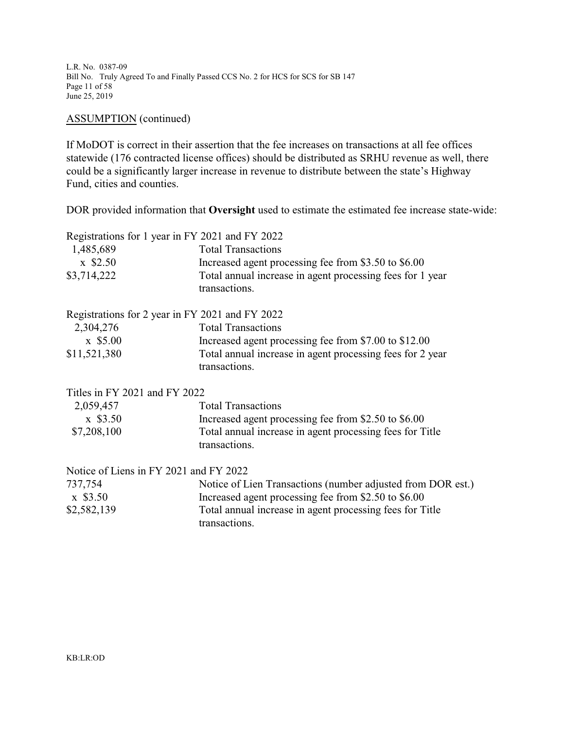ASSUMPTION (continued)

If MoDOT is correct in their assertion that the fee increases on transactions at all fee offices statewide (176 contracted license offices) should be distributed as SRHU revenue as well, there could be a significantly larger increase in revenue to distribute between the state's Highway Fund, cities and counties.

DOR provided information that **Oversight** used to estimate the estimated fee increase state-wide:

Registrations for 1 year in FY 2021 and FY 2022

| | |
|---|---|
| 1,485,689 | Total Transactions |
| x $2.50 | Increased agent processing fee from $3.50 to $6.00 |
| $3,714,222 | Total annual increase in agent processing fees for 1 year transactions. |

Registrations for 2 year in FY 2021 and FY 2022

| | |
|---|---|
| 2,304,276 | Total Transactions |
| x $5.00 | Increased agent processing fee from $7.00 to $12.00 |
| $11,521,380 | Total annual increase in agent processing fees for 2 year transactions. |

Titles in FY 2021 and FY 2022

| | |
|---|---|
| 2,059,457 | Total Transactions |
| x $3.50 | Increased agent processing fee from $2.50 to $6.00 |
| $7,208,100 | Total annual increase in agent processing fees for Title transactions. |

Notice of Liens in FY 2021 and FY 2022

| | |
|---|---|
| 737,754 | Notice of Lien Transactions (number adjusted from DOR est.) |
| x $3.50 | Increased agent processing fee from $2.50 to $6.00 |
| $2,582,139 | Total annual increase in agent processing fees for Title transactions. |

KB:LR:OD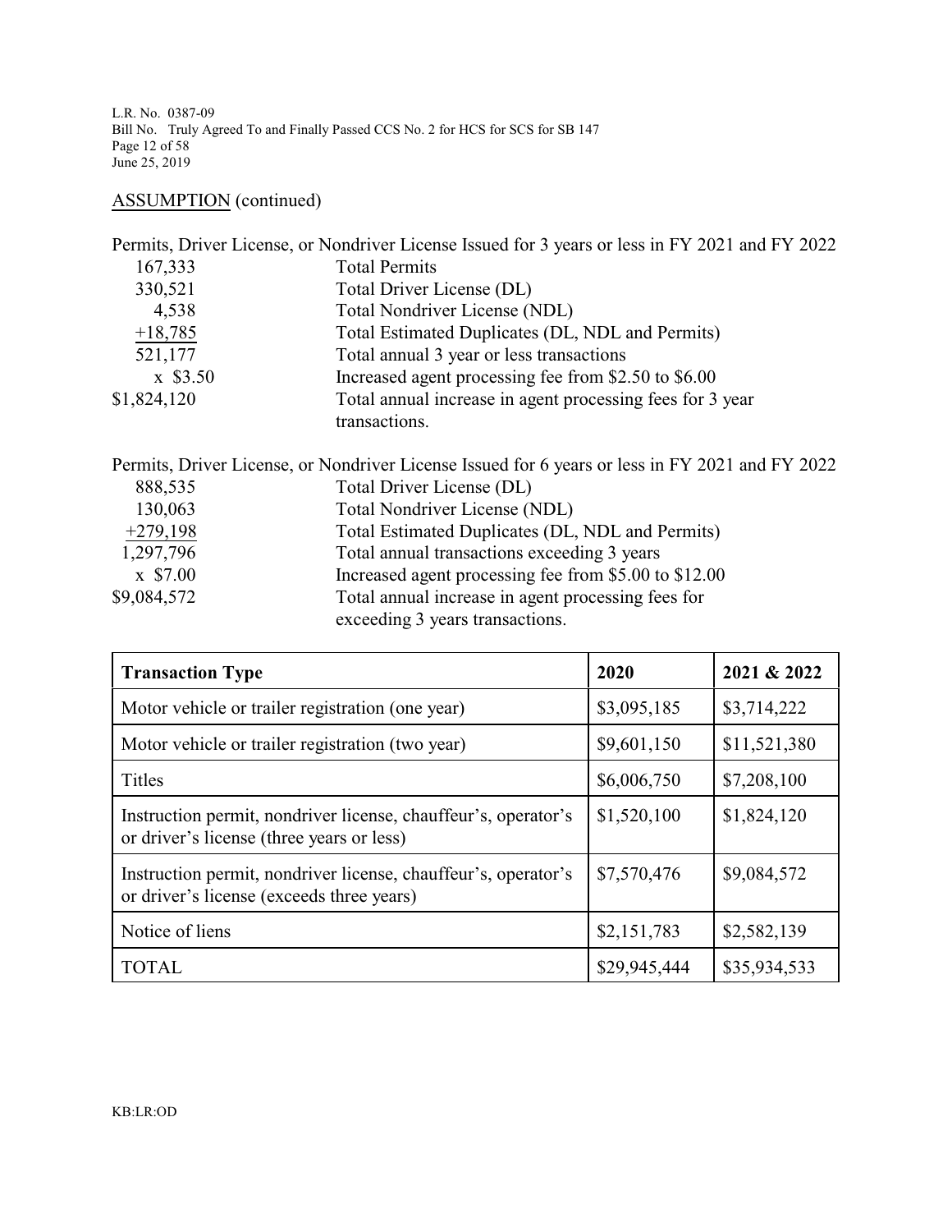ASSUMPTION (continued)

Permits, Driver License, or Nondriver License Issued for 3 years or less in FY 2021 and FY 2022

| | |
|---|---|
| 167,333 | Total Permits |
| 330,521 | Total Driver License (DL) |
| 4,538 | Total Nondriver License (NDL) |
| +18,785 | Total Estimated Duplicates (DL, NDL and Permits) |
| 521,177 | Total annual 3 year or less transactions |
| x $3.50 | Increased agent processing fee from $2.50 to $6.00 |
| $1,824,120 | Total annual increase in agent processing fees for 3 year transactions. |

Permits, Driver License, or Nondriver License Issued for 6 years or less in FY 2021 and FY 2022

| | |
|---|---|
| 888,535 | Total Driver License (DL) |
| 130,063 | Total Nondriver License (NDL) |
| +279,198 | Total Estimated Duplicates (DL, NDL and Permits) |
| 1,297,796 | Total annual transactions exceeding 3 years |
| x $7.00 | Increased agent processing fee from $5.00 to $12.00 |
| $9,084,572 | Total annual increase in agent processing fees for exceeding 3 years transactions. |

| Transaction Type | 2020 | 2021 & 2022 |
|---|---|---|
| Motor vehicle or trailer registration (one year) | $3,095,185 | $3,714,222 |
| Motor vehicle or trailer registration (two year) | $9,601,150 | $11,521,380 |
| Titles | $6,006,750 | $7,208,100 |
| Instruction permit, nondriver license, chauffeur's, operator's or driver's license (three years or less) | $1,520,100 | $1,824,120 |
| Instruction permit, nondriver license, chauffeur's, operator's or driver's license (exceeds three years) | $7,570,476 | $9,084,572 |
| Notice of liens | $2,151,783 | $2,582,139 |
| TOTAL | $29,945,444 | $35,934,533 |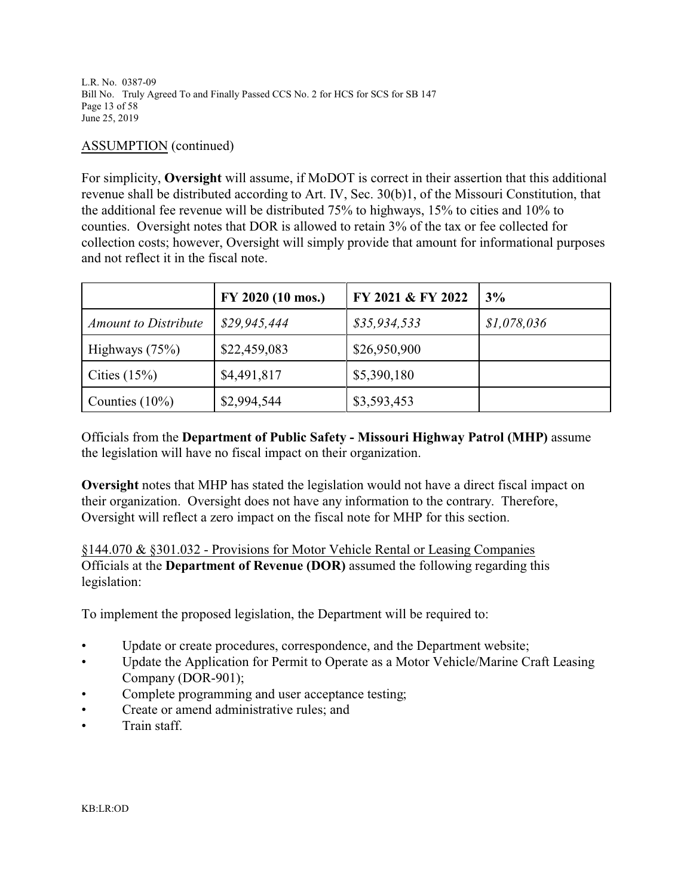ASSUMPTION (continued)

For simplicity, **Oversight** will assume, if MoDOT is correct in their assertion that this additional revenue shall be distributed according to Art. IV, Sec. 30(b)1, of the Missouri Constitution, that the additional fee revenue will be distributed 75% to highways, 15% to cities and 10% to counties. Oversight notes that DOR is allowed to retain 3% of the tax or fee collected for collection costs; however, Oversight will simply provide that amount for informational purposes and not reflect it in the fiscal note.

| | FY 2020 (10 mos.) | FY 2021 & FY 2022 | 3% |
|---|---|---|---|
| *Amount to Distribute* | *$29,945,444* | *$35,934,533* | *$1,078,036* |
| Highways (75%) | $22,459,083 | $26,950,900 | |
| Cities (15%) | $4,491,817 | $5,390,180 | |
| Counties (10%) | $2,994,544 | $3,593,453 | |

Officials from the **Department of Public Safety - Missouri Highway Patrol (MHP)** assume the legislation will have no fiscal impact on their organization.

**Oversight** notes that MHP has stated the legislation would not have a direct fiscal impact on their organization. Oversight does not have any information to the contrary. Therefore, Oversight will reflect a zero impact on the fiscal note for MHP for this section.

§144.070 & §301.032 - Provisions for Motor Vehicle Rental or Leasing Companies
Officials at the **Department of Revenue (DOR)** assumed the following regarding this legislation:

To implement the proposed legislation, the Department will be required to:

- Update or create procedures, correspondence, and the Department website;
- Update the Application for Permit to Operate as a Motor Vehicle/Marine Craft Leasing Company (DOR-901);
- Complete programming and user acceptance testing;
- Create or amend administrative rules; and
- Train staff.

KB:LR:OD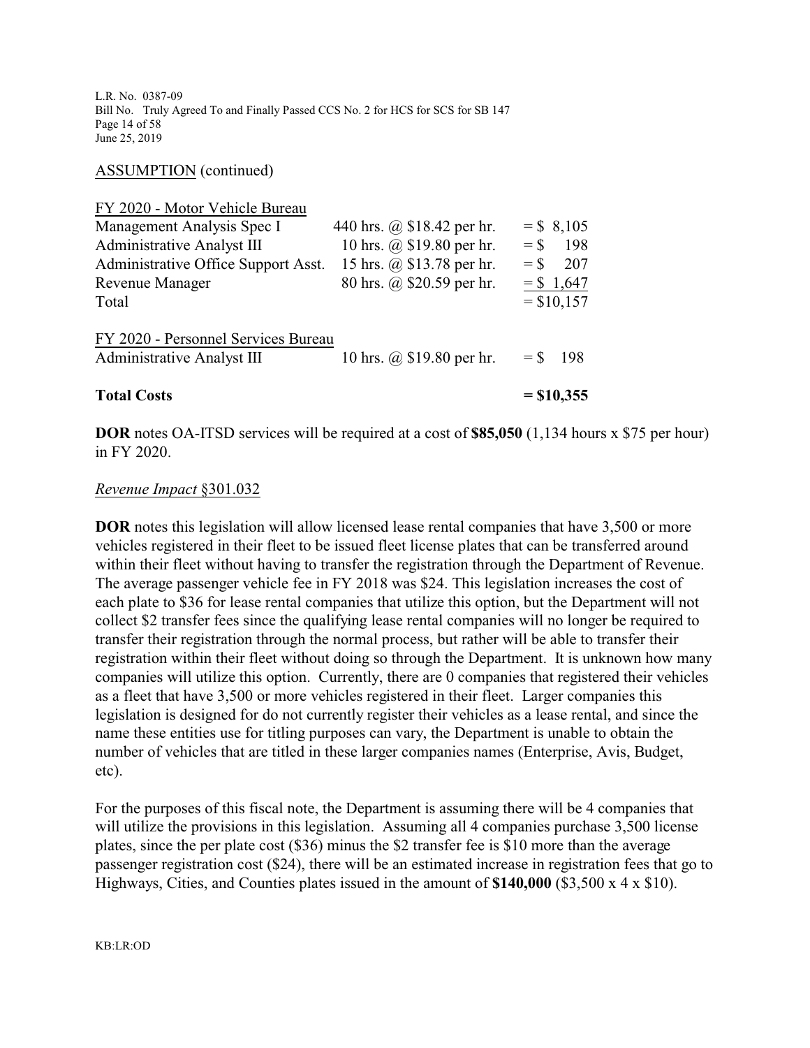ASSUMPTION (continued)

| FY 2020 - Motor Vehicle Bureau | | |
|---|---|---|
| Management Analysis Spec I | 440 hrs. @ \$18.42 per hr. | = \$ 8,105 |
| Administrative Analyst III | 10 hrs. @ \$19.80 per hr. | = \$ 198 |
| Administrative Office Support Asst. | 15 hrs. @ \$13.78 per hr. | = \$ 207 |
| Revenue Manager | 80 hrs. @ \$20.59 per hr. | = \$ 1,647 |
| Total | | = \$10,157 |
| | | |
| FY 2020 - Personnel Services Bureau | | |
| Administrative Analyst III | 10 hrs. @ \$19.80 per hr. | = \$ 198 |
| | | |
| **Total Costs** | | **= \$10,355** |

**DOR** notes OA-ITSD services will be required at a cost of **\$85,050** (1,134 hours x \$75 per hour) in FY 2020.

*Revenue Impact* §301.032

**DOR** notes this legislation will allow licensed lease rental companies that have 3,500 or more vehicles registered in their fleet to be issued fleet license plates that can be transferred around within their fleet without having to transfer the registration through the Department of Revenue. The average passenger vehicle fee in FY 2018 was \$24. This legislation increases the cost of each plate to \$36 for lease rental companies that utilize this option, but the Department will not collect \$2 transfer fees since the qualifying lease rental companies will no longer be required to transfer their registration through the normal process, but rather will be able to transfer their registration within their fleet without doing so through the Department. It is unknown how many companies will utilize this option. Currently, there are 0 companies that registered their vehicles as a fleet that have 3,500 or more vehicles registered in their fleet. Larger companies this legislation is designed for do not currently register their vehicles as a lease rental, and since the name these entities use for titling purposes can vary, the Department is unable to obtain the number of vehicles that are titled in these larger companies names (Enterprise, Avis, Budget, etc).

For the purposes of this fiscal note, the Department is assuming there will be 4 companies that will utilize the provisions in this legislation. Assuming all 4 companies purchase 3,500 license plates, since the per plate cost (\$36) minus the \$2 transfer fee is \$10 more than the average passenger registration cost (\$24), there will be an estimated increase in registration fees that go to Highways, Cities, and Counties plates issued in the amount of **\$140,000** (\$3,500 x 4 x \$10).

KB:LR:OD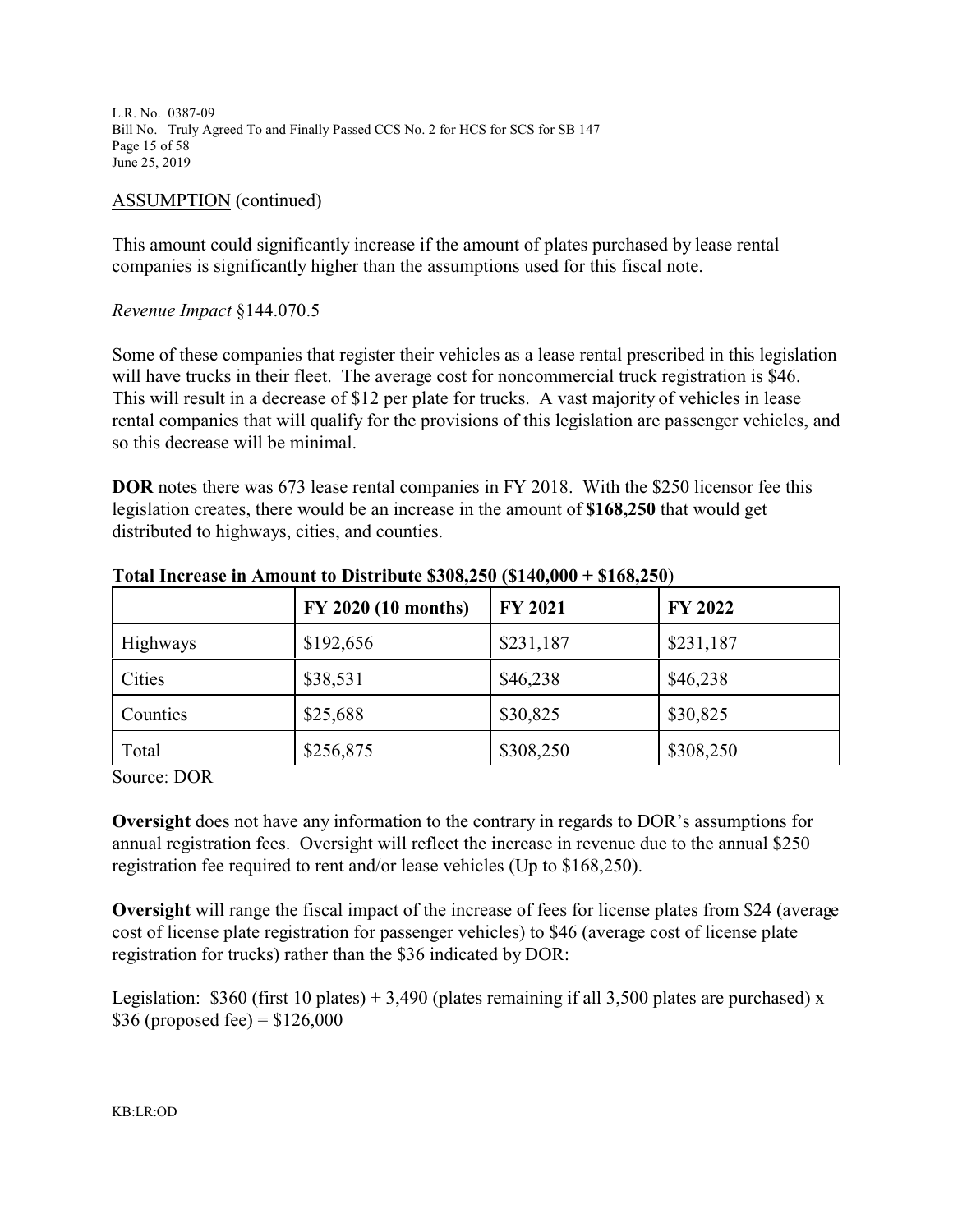ASSUMPTION (continued)

This amount could significantly increase if the amount of plates purchased by lease rental companies is significantly higher than the assumptions used for this fiscal note.

*Revenue Impact* §144.070.5

Some of these companies that register their vehicles as a lease rental prescribed in this legislation will have trucks in their fleet. The average cost for noncommercial truck registration is $46. This will result in a decrease of $12 per plate for trucks. A vast majority of vehicles in lease rental companies that will qualify for the provisions of this legislation are passenger vehicles, and so this decrease will be minimal.

**DOR** notes there was 673 lease rental companies in FY 2018. With the $250 licensor fee this legislation creates, there would be an increase in the amount of **$168,250** that would get distributed to highways, cities, and counties.

**Total Increase in Amount to Distribute $308,250 ($140,000 + $168,250)**

| | FY 2020 (10 months) | FY 2021 | FY 2022 |
|---|---|---|---|
| Highways | $192,656 | $231,187 | $231,187 |
| Cities | $38,531 | $46,238 | $46,238 |
| Counties | $25,688 | $30,825 | $30,825 |
| Total | $256,875 | $308,250 | $308,250 |

Source: DOR

**Oversight** does not have any information to the contrary in regards to DOR's assumptions for annual registration fees. Oversight will reflect the increase in revenue due to the annual $250 registration fee required to rent and/or lease vehicles (Up to $168,250).

**Oversight** will range the fiscal impact of the increase of fees for license plates from $24 (average cost of license plate registration for passenger vehicles) to $46 (average cost of license plate registration for trucks) rather than the $36 indicated by DOR:

Legislation: $360 (first 10 plates) + 3,490 (plates remaining if all 3,500 plates are purchased) x $36 (proposed fee) = $126,000

KB:LR:OD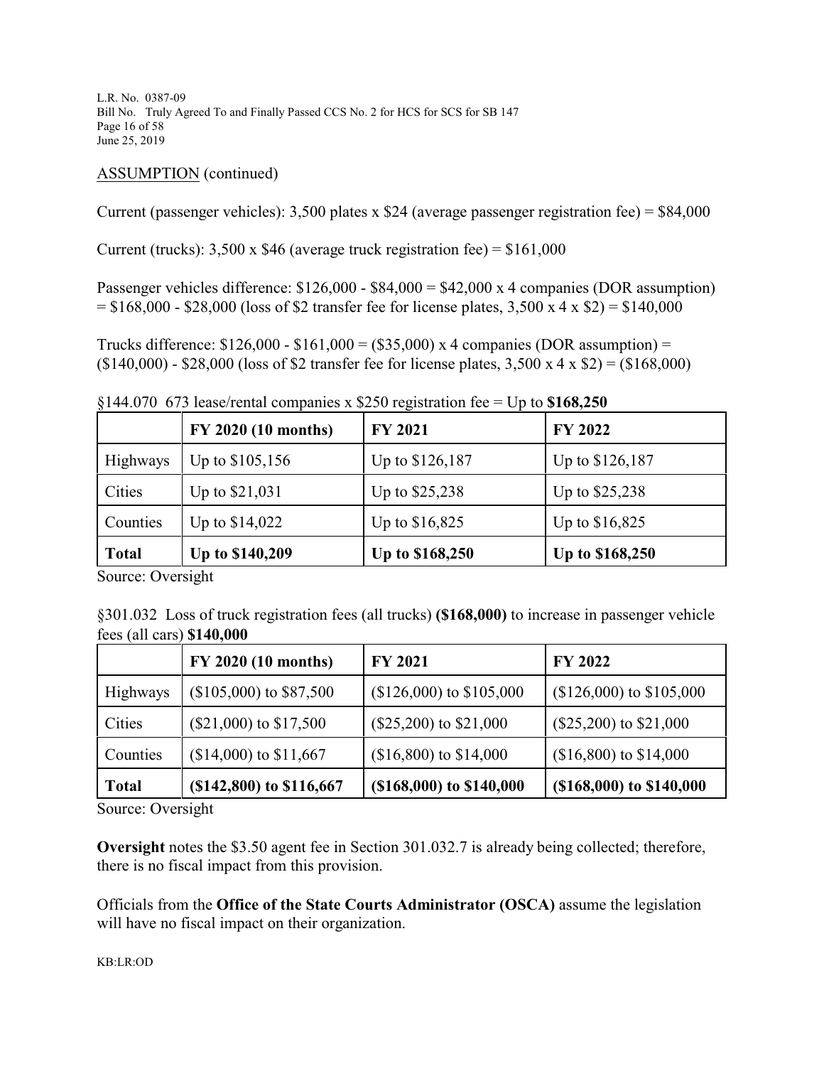ASSUMPTION (continued)

Current (passenger vehicles): 3,500 plates x $24 (average passenger registration fee) = $84,000

Current (trucks): 3,500 x $46 (average truck registration fee) = $161,000

Passenger vehicles difference: $126,000 - $84,000 = $42,000 x 4 companies (DOR assumption) = $168,000 - $28,000 (loss of $2 transfer fee for license plates, 3,500 x 4 x $2) = $140,000

Trucks difference: $126,000 - $161,000 = ($35,000) x 4 companies (DOR assumption) = ($140,000) - $28,000 (loss of $2 transfer fee for license plates, 3,500 x 4 x $2) = ($168,000)

§144.070 673 lease/rental companies x $250 registration fee = Up to **$168,250**

| | **FY 2020 (10 months)** | **FY 2021** | **FY 2022** |
|---|---|---|---|
| Highways | Up to $105,156 | Up to $126,187 | Up to $126,187 |
| Cities | Up to $21,031 | Up to $25,238 | Up to $25,238 |
| Counties | Up to $14,022 | Up to $16,825 | Up to $16,825 |
| **Total** | **Up to $140,209** | **Up to $168,250** | **Up to $168,250** |

Source: Oversight

§301.032 Loss of truck registration fees (all trucks) **($168,000)** to increase in passenger vehicle fees (all cars) **$140,000**

| | **FY 2020 (10 months)** | **FY 2021** | **FY 2022** |
|---|---|---|---|
| Highways | ($105,000) to $87,500 | ($126,000) to $105,000 | ($126,000) to $105,000 |
| Cities | ($21,000) to $17,500 | ($25,200) to $21,000 | ($25,200) to $21,000 |
| Counties | ($14,000) to $11,667 | ($16,800) to $14,000 | ($16,800) to $14,000 |
| **Total** | **($142,800) to $116,667** | **($168,000) to $140,000** | **($168,000) to $140,000** |

Source: Oversight

**Oversight** notes the $3.50 agent fee in Section 301.032.7 is already being collected; therefore, there is no fiscal impact from this provision.

Officials from the **Office of the State Courts Administrator (OSCA)** assume the legislation will have no fiscal impact on their organization.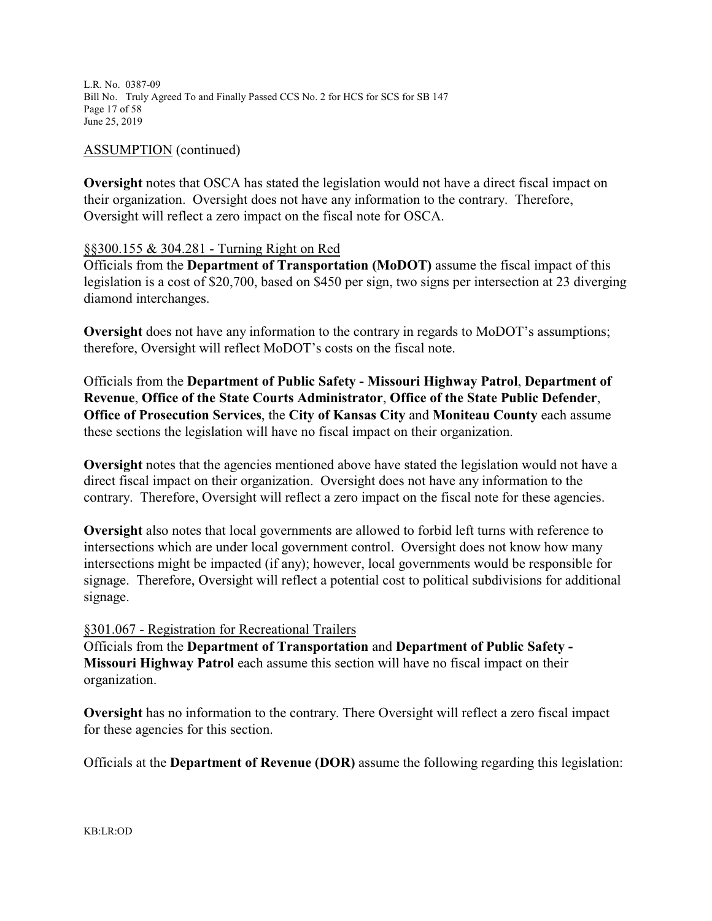ASSUMPTION (continued)

**Oversight** notes that OSCA has stated the legislation would not have a direct fiscal impact on their organization. Oversight does not have any information to the contrary. Therefore, Oversight will reflect a zero impact on the fiscal note for OSCA.

§§300.155 & 304.281 - Turning Right on Red

Officials from the **Department of Transportation (MoDOT)** assume the fiscal impact of this legislation is a cost of $20,700, based on $450 per sign, two signs per intersection at 23 diverging diamond interchanges.

**Oversight** does not have any information to the contrary in regards to MoDOT's assumptions; therefore, Oversight will reflect MoDOT's costs on the fiscal note.

Officials from the **Department of Public Safety - Missouri Highway Patrol**, **Department of Revenue**, **Office of the State Courts Administrator**, **Office of the State Public Defender**, **Office of Prosecution Services**, the **City of Kansas City** and **Moniteau County** each assume these sections the legislation will have no fiscal impact on their organization.

**Oversight** notes that the agencies mentioned above have stated the legislation would not have a direct fiscal impact on their organization. Oversight does not have any information to the contrary. Therefore, Oversight will reflect a zero impact on the fiscal note for these agencies.

**Oversight** also notes that local governments are allowed to forbid left turns with reference to intersections which are under local government control. Oversight does not know how many intersections might be impacted (if any); however, local governments would be responsible for signage. Therefore, Oversight will reflect a potential cost to political subdivisions for additional signage.

§301.067 - Registration for Recreational Trailers

Officials from the **Department of Transportation** and **Department of Public Safety - Missouri Highway Patrol** each assume this section will have no fiscal impact on their organization.

**Oversight** has no information to the contrary. There Oversight will reflect a zero fiscal impact for these agencies for this section.

Officials at the **Department of Revenue (DOR)** assume the following regarding this legislation: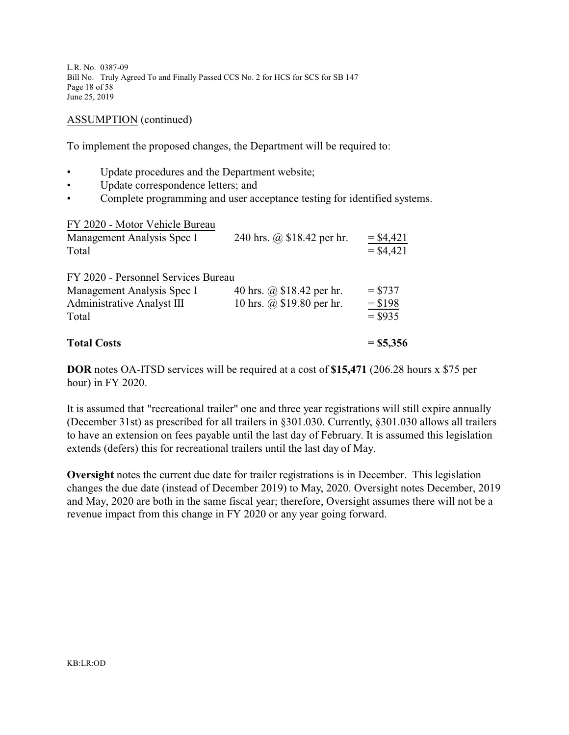ASSUMPTION (continued)

To implement the proposed changes, the Department will be required to:

- Update procedures and the Department website;
- Update correspondence letters; and
- Complete programming and user acceptance testing for identified systems.

| FY 2020 - Motor Vehicle Bureau | | |
|---|---|---|
| Management Analysis Spec I | 240 hrs. @ $18.42 per hr. | = $4,421 |
| Total | | = $4,421 |

| FY 2020 - Personnel Services Bureau | | |
|---|---|---|
| Management Analysis Spec I | 40 hrs. @ $18.42 per hr. | = $737 |
| Administrative Analyst III | 10 hrs. @ $19.80 per hr. | = $198 |
| Total | | = $935 |
| **Total Costs** | | **= $5,356** |

**DOR** notes OA-ITSD services will be required at a cost of **$15,471** (206.28 hours x $75 per hour) in FY 2020.

It is assumed that "recreational trailer" one and three year registrations will still expire annually (December 31st) as prescribed for all trailers in §301.030. Currently, §301.030 allows all trailers to have an extension on fees payable until the last day of February. It is assumed this legislation extends (defers) this for recreational trailers until the last day of May.

**Oversight** notes the current due date for trailer registrations is in December. This legislation changes the due date (instead of December 2019) to May, 2020. Oversight notes December, 2019 and May, 2020 are both in the same fiscal year; therefore, Oversight assumes there will not be a revenue impact from this change in FY 2020 or any year going forward.

KB:LR:OD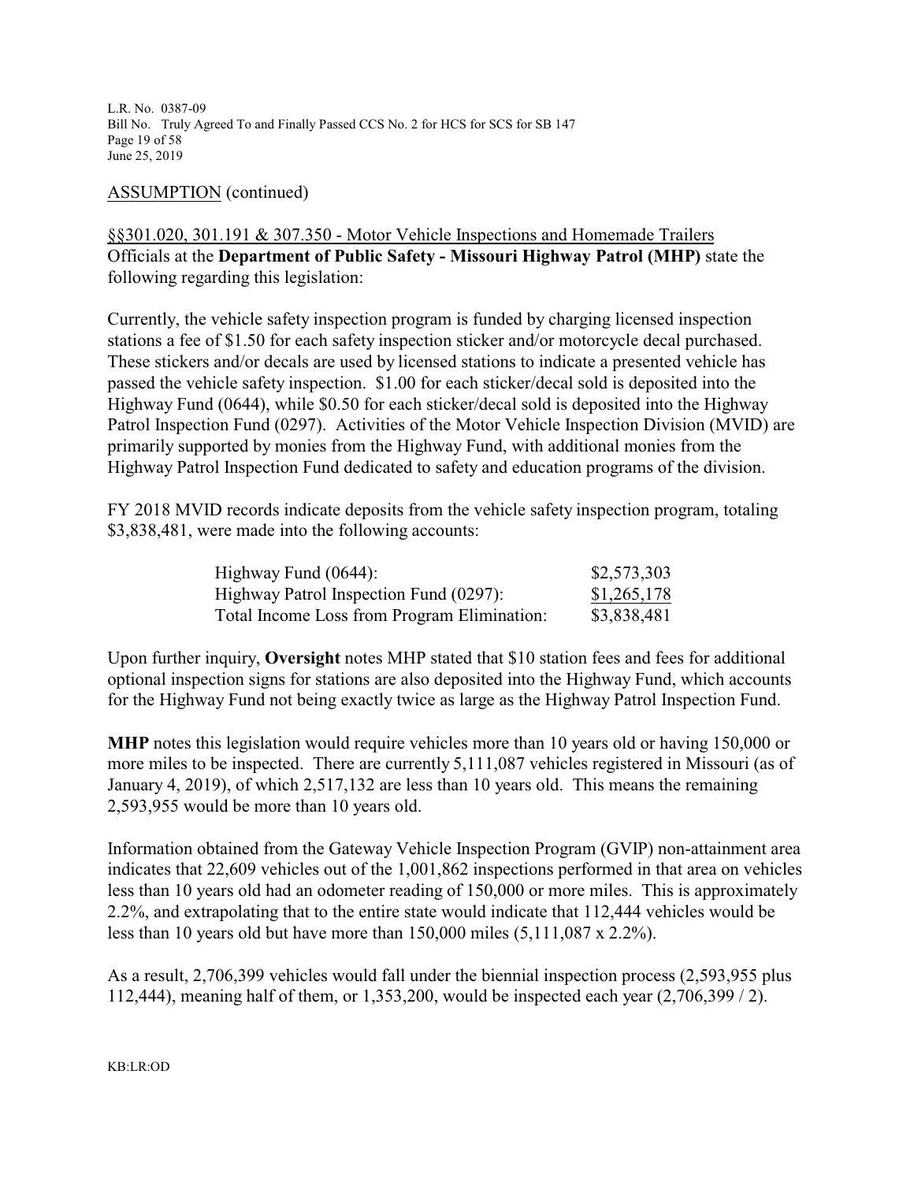ASSUMPTION (continued)

§§301.020, 301.191 & 307.350 - Motor Vehicle Inspections and Homemade Trailers

Officials at the **Department of Public Safety - Missouri Highway Patrol (MHP)** state the following regarding this legislation:

Currently, the vehicle safety inspection program is funded by charging licensed inspection stations a fee of $1.50 for each safety inspection sticker and/or motorcycle decal purchased. These stickers and/or decals are used by licensed stations to indicate a presented vehicle has passed the vehicle safety inspection. $1.00 for each sticker/decal sold is deposited into the Highway Fund (0644), while $0.50 for each sticker/decal sold is deposited into the Highway Patrol Inspection Fund (0297). Activities of the Motor Vehicle Inspection Division (MVID) are primarily supported by monies from the Highway Fund, with additional monies from the Highway Patrol Inspection Fund dedicated to safety and education programs of the division.

FY 2018 MVID records indicate deposits from the vehicle safety inspection program, totaling $3,838,481, were made into the following accounts:

| | |
|---|---|
| Highway Fund (0644): | $2,573,303 |
| Highway Patrol Inspection Fund (0297): | $1,265,178 |
| Total Income Loss from Program Elimination: | $3,838,481 |

Upon further inquiry, **Oversight** notes MHP stated that $10 station fees and fees for additional optional inspection signs for stations are also deposited into the Highway Fund, which accounts for the Highway Fund not being exactly twice as large as the Highway Patrol Inspection Fund.

**MHP** notes this legislation would require vehicles more than 10 years old or having 150,000 or more miles to be inspected. There are currently 5,111,087 vehicles registered in Missouri (as of January 4, 2019), of which 2,517,132 are less than 10 years old. This means the remaining 2,593,955 would be more than 10 years old.

Information obtained from the Gateway Vehicle Inspection Program (GVIP) non-attainment area indicates that 22,609 vehicles out of the 1,001,862 inspections performed in that area on vehicles less than 10 years old had an odometer reading of 150,000 or more miles. This is approximately 2.2%, and extrapolating that to the entire state would indicate that 112,444 vehicles would be less than 10 years old but have more than 150,000 miles (5,111,087 x 2.2%).

As a result, 2,706,399 vehicles would fall under the biennial inspection process (2,593,955 plus 112,444), meaning half of them, or 1,353,200, would be inspected each year (2,706,399 / 2).

KB:LR:OD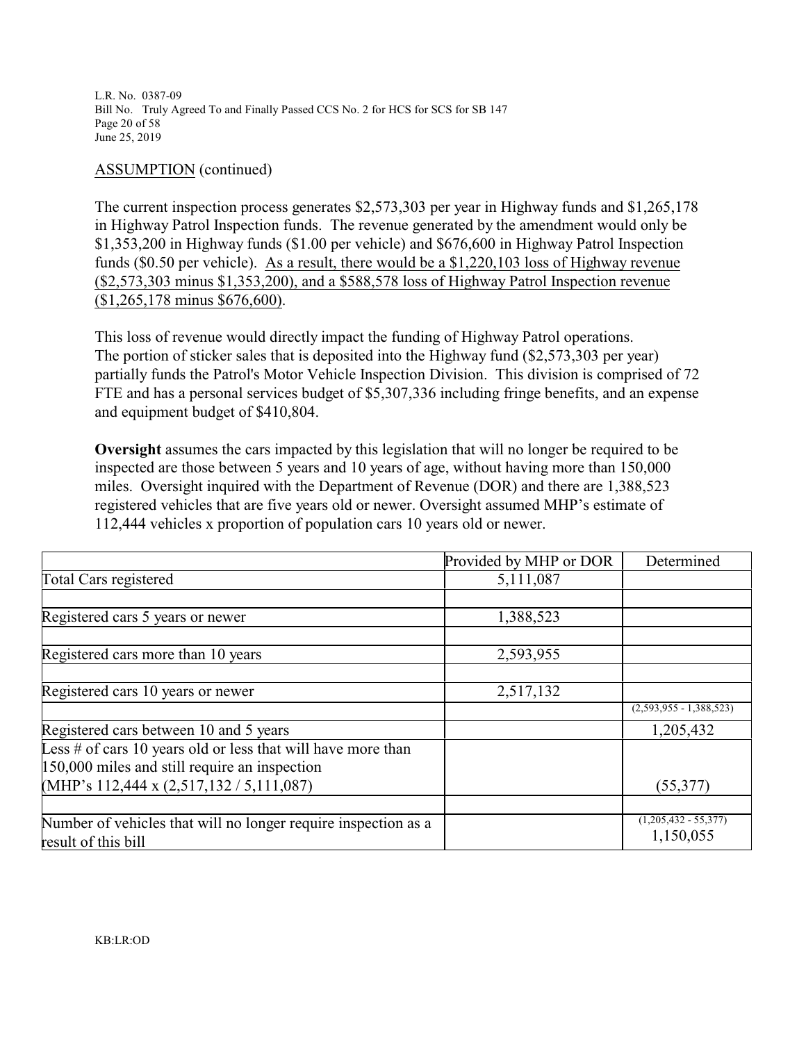ASSUMPTION (continued)

The current inspection process generates $2,573,303 per year in Highway funds and $1,265,178 in Highway Patrol Inspection funds. The revenue generated by the amendment would only be $1,353,200 in Highway funds ($1.00 per vehicle) and $676,600 in Highway Patrol Inspection funds ($0.50 per vehicle). As a result, there would be a $1,220,103 loss of Highway revenue ($2,573,303 minus $1,353,200), and a $588,578 loss of Highway Patrol Inspection revenue ($1,265,178 minus $676,600).

This loss of revenue would directly impact the funding of Highway Patrol operations. The portion of sticker sales that is deposited into the Highway fund ($2,573,303 per year) partially funds the Patrol's Motor Vehicle Inspection Division. This division is comprised of 72 FTE and has a personal services budget of $5,307,336 including fringe benefits, and an expense and equipment budget of $410,804.

**Oversight** assumes the cars impacted by this legislation that will no longer be required to be inspected are those between 5 years and 10 years of age, without having more than 150,000 miles. Oversight inquired with the Department of Revenue (DOR) and there are 1,388,523 registered vehicles that are five years old or newer. Oversight assumed MHP's estimate of 112,444 vehicles x proportion of population cars 10 years old or newer.

| | Provided by MHP or DOR | Determined |
|---|---|---|
| Total Cars registered | 5,111,087 | |
| | | |
| Registered cars 5 years or newer | 1,388,523 | |
| | | |
| Registered cars more than 10 years | 2,593,955 | |
| | | |
| Registered cars 10 years or newer | 2,517,132 | |
| | | (2,593,955 - 1,388,523) |
| Registered cars between 10 and 5 years | | 1,205,432 |
| Less # of cars 10 years old or less that will have more than 150,000 miles and still require an inspection (MHP's 112,444 x (2,517,132 / 5,111,087) | | (55,377) |
| | | |
| Number of vehicles that will no longer require inspection as a result of this bill | | (1,205,432 - 55,377) 1,150,055 |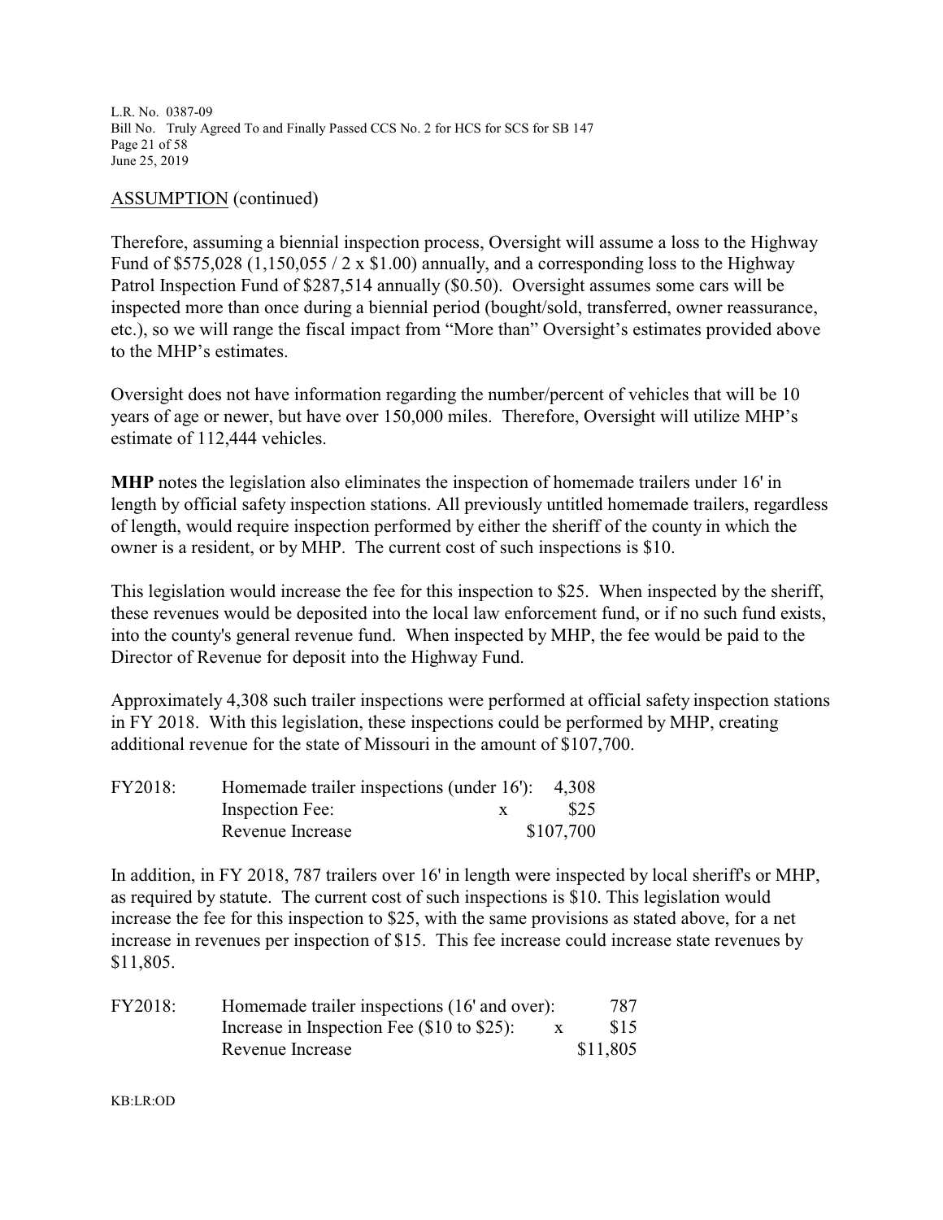ASSUMPTION (continued)

Therefore, assuming a biennial inspection process, Oversight will assume a loss to the Highway Fund of \$575,028 (1,150,055 / 2 x \$1.00) annually, and a corresponding loss to the Highway Patrol Inspection Fund of \$287,514 annually (\$0.50). Oversight assumes some cars will be inspected more than once during a biennial period (bought/sold, transferred, owner reassurance, etc.), so we will range the fiscal impact from "More than" Oversight's estimates provided above to the MHP's estimates.

Oversight does not have information regarding the number/percent of vehicles that will be 10 years of age or newer, but have over 150,000 miles. Therefore, Oversight will utilize MHP's estimate of 112,444 vehicles.

**MHP** notes the legislation also eliminates the inspection of homemade trailers under 16' in length by official safety inspection stations. All previously untitled homemade trailers, regardless of length, would require inspection performed by either the sheriff of the county in which the owner is a resident, or by MHP. The current cost of such inspections is \$10.

This legislation would increase the fee for this inspection to \$25. When inspected by the sheriff, these revenues would be deposited into the local law enforcement fund, or if no such fund exists, into the county's general revenue fund. When inspected by MHP, the fee would be paid to the Director of Revenue for deposit into the Highway Fund.

Approximately 4,308 such trailer inspections were performed at official safety inspection stations in FY 2018. With this legislation, these inspections could be performed by MHP, creating additional revenue for the state of Missouri in the amount of \$107,700.

| | | | |
|---|---|---|---|
| FY2018: | Homemade trailer inspections (under 16'): | | 4,308 |
| | Inspection Fee: | x | \$25 |
| | Revenue Increase | | \$107,700 |

In addition, in FY 2018, 787 trailers over 16' in length were inspected by local sheriff's or MHP, as required by statute. The current cost of such inspections is \$10. This legislation would increase the fee for this inspection to \$25, with the same provisions as stated above, for a net increase in revenues per inspection of \$15. This fee increase could increase state revenues by \$11,805.

| | | | |
|---|---|---|---|
| FY2018: | Homemade trailer inspections (16' and over): | | 787 |
| | Increase in Inspection Fee (\$10 to \$25): | x | \$15 |
| | Revenue Increase | | \$11,805 |

KB:LR:OD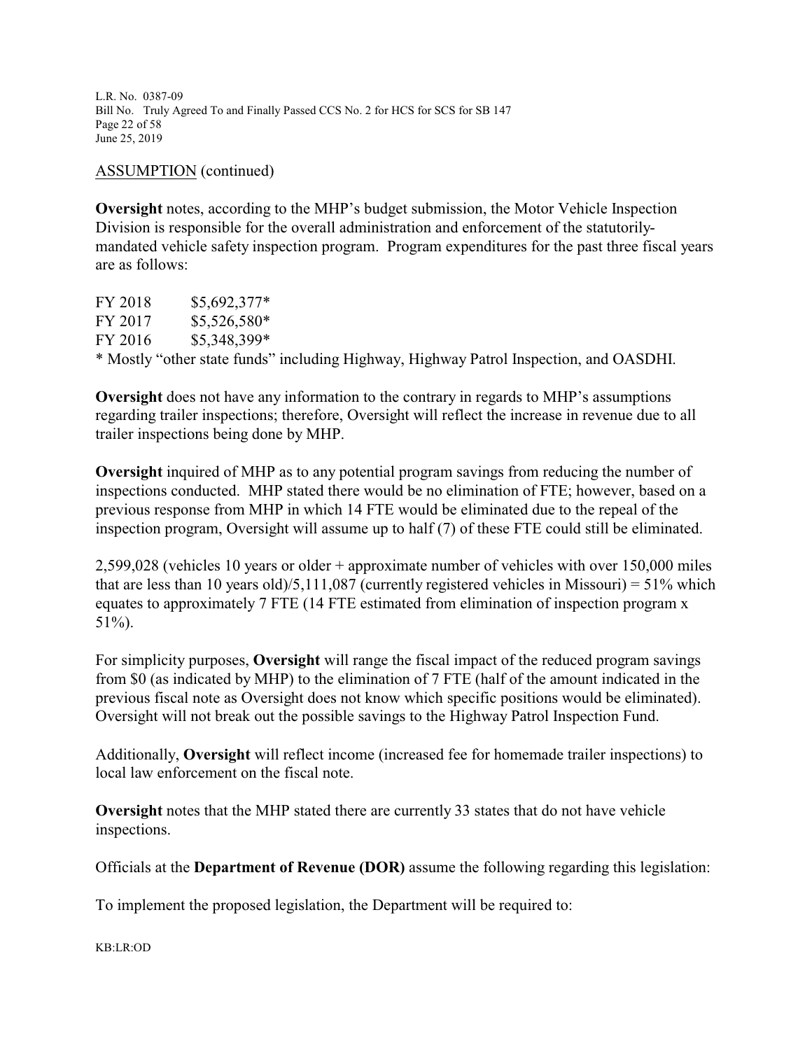ASSUMPTION (continued)

**Oversight** notes, according to the MHP's budget submission, the Motor Vehicle Inspection Division is responsible for the overall administration and enforcement of the statutorily-mandated vehicle safety inspection program. Program expenditures for the past three fiscal years are as follows:

FY 2018 $5,692,377*
FY 2017 $5,526,580*
FY 2016 $5,348,399*
* Mostly "other state funds" including Highway, Highway Patrol Inspection, and OASDHI.

**Oversight** does not have any information to the contrary in regards to MHP's assumptions regarding trailer inspections; therefore, Oversight will reflect the increase in revenue due to all trailer inspections being done by MHP.

**Oversight** inquired of MHP as to any potential program savings from reducing the number of inspections conducted. MHP stated there would be no elimination of FTE; however, based on a previous response from MHP in which 14 FTE would be eliminated due to the repeal of the inspection program, Oversight will assume up to half (7) of these FTE could still be eliminated.

2,599,028 (vehicles 10 years or older + approximate number of vehicles with over 150,000 miles that are less than 10 years old)/5,111,087 (currently registered vehicles in Missouri) = 51% which equates to approximately 7 FTE (14 FTE estimated from elimination of inspection program x 51%).

For simplicity purposes, **Oversight** will range the fiscal impact of the reduced program savings from $0 (as indicated by MHP) to the elimination of 7 FTE (half of the amount indicated in the previous fiscal note as Oversight does not know which specific positions would be eliminated). Oversight will not break out the possible savings to the Highway Patrol Inspection Fund.

Additionally, **Oversight** will reflect income (increased fee for homemade trailer inspections) to local law enforcement on the fiscal note.

**Oversight** notes that the MHP stated there are currently 33 states that do not have vehicle inspections.

Officials at the **Department of Revenue (DOR)** assume the following regarding this legislation:

To implement the proposed legislation, the Department will be required to: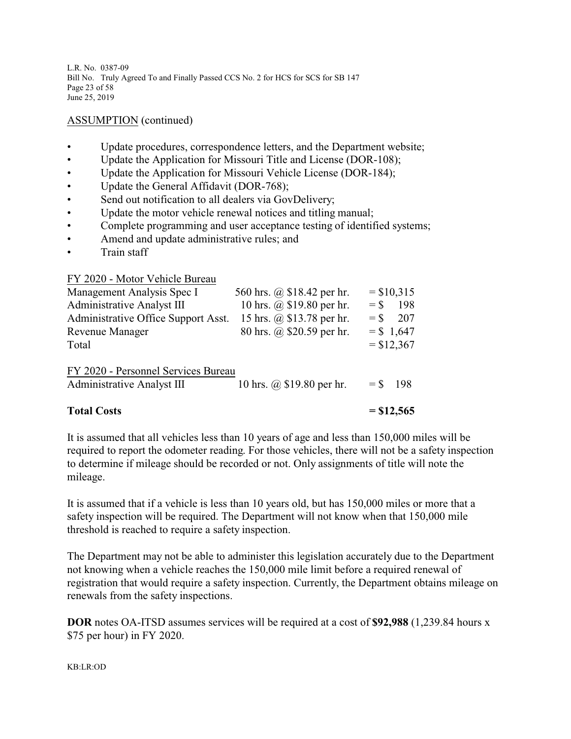ASSUMPTION (continued)

- Update procedures, correspondence letters, and the Department website;
- Update the Application for Missouri Title and License (DOR-108);
- Update the Application for Missouri Vehicle License (DOR-184);
- Update the General Affidavit (DOR-768);
- Send out notification to all dealers via GovDelivery;
- Update the motor vehicle renewal notices and titling manual;
- Complete programming and user acceptance testing of identified systems;
- Amend and update administrative rules; and
- Train staff

| FY 2020 - Motor Vehicle Bureau | | |
|---|---|---|
| Management Analysis Spec I | 560 hrs. @ $18.42 per hr. | = $10,315 |
| Administrative Analyst III | 10 hrs. @ $19.80 per hr. | = $ 198 |
| Administrative Office Support Asst. | 15 hrs. @ $13.78 per hr. | = $ 207 |
| Revenue Manager | 80 hrs. @ $20.59 per hr. | = $ 1,647 |
| Total | | = $12,367 |
| FY 2020 - Personnel Services Bureau | | |
| Administrative Analyst III | 10 hrs. @ $19.80 per hr. | = $ 198 |
| **Total Costs** | | **= $12,565** |

It is assumed that all vehicles less than 10 years of age and less than 150,000 miles will be required to report the odometer reading. For those vehicles, there will not be a safety inspection to determine if mileage should be recorded or not. Only assignments of title will note the mileage.

It is assumed that if a vehicle is less than 10 years old, but has 150,000 miles or more that a safety inspection will be required. The Department will not know when that 150,000 mile threshold is reached to require a safety inspection.

The Department may not be able to administer this legislation accurately due to the Department not knowing when a vehicle reaches the 150,000 mile limit before a required renewal of registration that would require a safety inspection. Currently, the Department obtains mileage on renewals from the safety inspections.

**DOR** notes OA-ITSD assumes services will be required at a cost of **$92,988** (1,239.84 hours x $75 per hour) in FY 2020.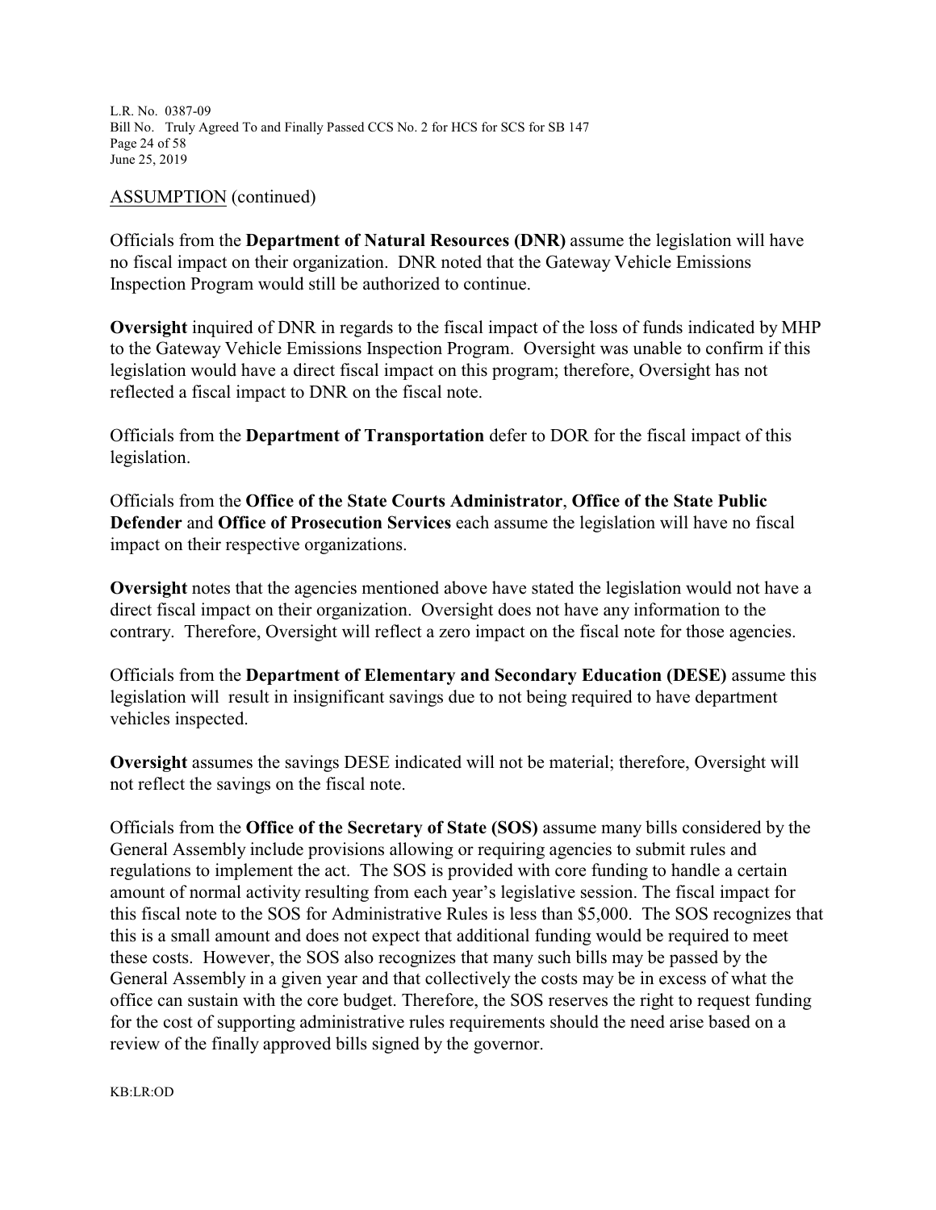ASSUMPTION (continued)

Officials from the **Department of Natural Resources (DNR)** assume the legislation will have no fiscal impact on their organization. DNR noted that the Gateway Vehicle Emissions Inspection Program would still be authorized to continue.

**Oversight** inquired of DNR in regards to the fiscal impact of the loss of funds indicated by MHP to the Gateway Vehicle Emissions Inspection Program. Oversight was unable to confirm if this legislation would have a direct fiscal impact on this program; therefore, Oversight has not reflected a fiscal impact to DNR on the fiscal note.

Officials from the **Department of Transportation** defer to DOR for the fiscal impact of this legislation.

Officials from the **Office of the State Courts Administrator**, **Office of the State Public Defender** and **Office of Prosecution Services** each assume the legislation will have no fiscal impact on their respective organizations.

**Oversight** notes that the agencies mentioned above have stated the legislation would not have a direct fiscal impact on their organization. Oversight does not have any information to the contrary. Therefore, Oversight will reflect a zero impact on the fiscal note for those agencies.

Officials from the **Department of Elementary and Secondary Education (DESE)** assume this legislation will result in insignificant savings due to not being required to have department vehicles inspected.

**Oversight** assumes the savings DESE indicated will not be material; therefore, Oversight will not reflect the savings on the fiscal note.

Officials from the **Office of the Secretary of State (SOS)** assume many bills considered by the General Assembly include provisions allowing or requiring agencies to submit rules and regulations to implement the act. The SOS is provided with core funding to handle a certain amount of normal activity resulting from each year's legislative session. The fiscal impact for this fiscal note to the SOS for Administrative Rules is less than $5,000. The SOS recognizes that this is a small amount and does not expect that additional funding would be required to meet these costs. However, the SOS also recognizes that many such bills may be passed by the General Assembly in a given year and that collectively the costs may be in excess of what the office can sustain with the core budget. Therefore, the SOS reserves the right to request funding for the cost of supporting administrative rules requirements should the need arise based on a review of the finally approved bills signed by the governor.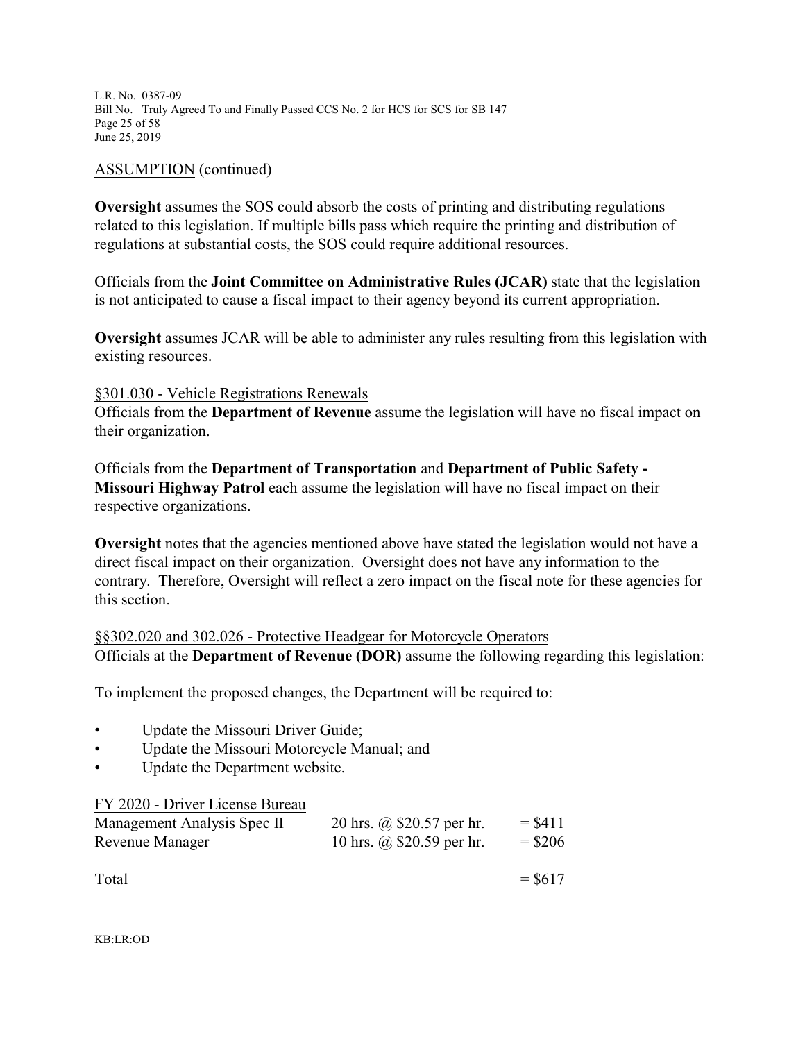ASSUMPTION (continued)

**Oversight** assumes the SOS could absorb the costs of printing and distributing regulations related to this legislation. If multiple bills pass which require the printing and distribution of regulations at substantial costs, the SOS could require additional resources.

Officials from the **Joint Committee on Administrative Rules (JCAR)** state that the legislation is not anticipated to cause a fiscal impact to their agency beyond its current appropriation.

**Oversight** assumes JCAR will be able to administer any rules resulting from this legislation with existing resources.

§301.030 - Vehicle Registrations Renewals

Officials from the **Department of Revenue** assume the legislation will have no fiscal impact on their organization.

Officials from the **Department of Transportation** and **Department of Public Safety - Missouri Highway Patrol** each assume the legislation will have no fiscal impact on their respective organizations.

**Oversight** notes that the agencies mentioned above have stated the legislation would not have a direct fiscal impact on their organization. Oversight does not have any information to the contrary. Therefore, Oversight will reflect a zero impact on the fiscal note for these agencies for this section.

§§302.020 and 302.026 - Protective Headgear for Motorcycle Operators

Officials at the **Department of Revenue (DOR)** assume the following regarding this legislation:

To implement the proposed changes, the Department will be required to:

- Update the Missouri Driver Guide;
- Update the Missouri Motorcycle Manual; and
- Update the Department website.

| FY 2020 - Driver License Bureau | | |
|---|---|---|
| Management Analysis Spec II | 20 hrs. @ $20.57 per hr. | = $411 |
| Revenue Manager | 10 hrs. @ $20.59 per hr. | = $206 |
| Total | | = $617 |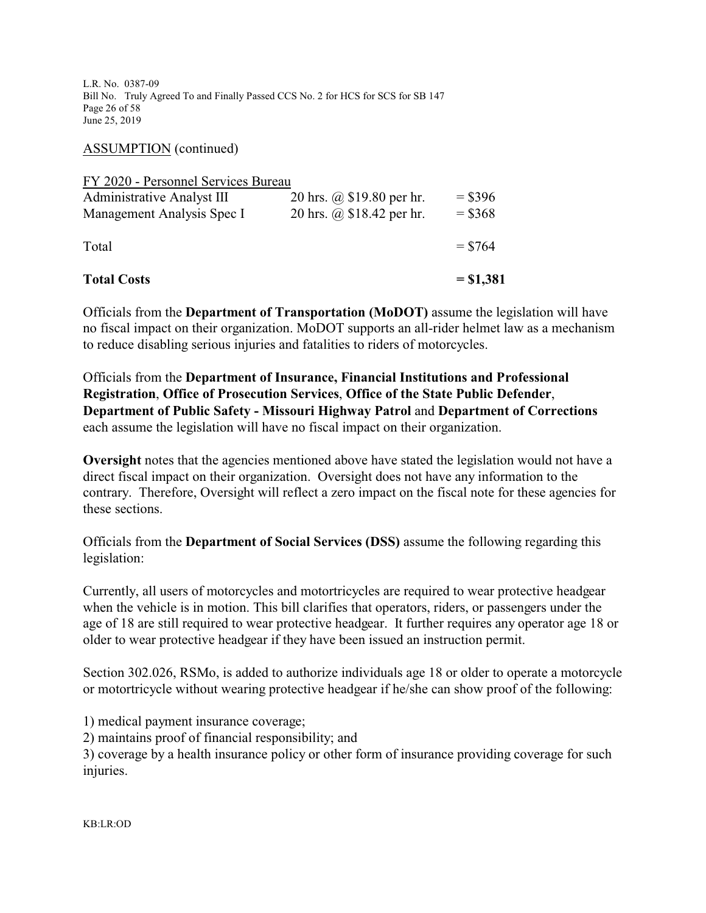ASSUMPTION (continued)

| FY 2020 - Personnel Services Bureau | | |
|---|---|---|
| Administrative Analyst III | 20 hrs. @ $19.80 per hr. | = $396 |
| Management Analysis Spec I | 20 hrs. @ $18.42 per hr. | = $368 |
| Total | | = $764 |
| **Total Costs** | | **= $1,381** |

Officials from the **Department of Transportation (MoDOT)** assume the legislation will have no fiscal impact on their organization. MoDOT supports an all-rider helmet law as a mechanism to reduce disabling serious injuries and fatalities to riders of motorcycles.

Officials from the **Department of Insurance, Financial Institutions and Professional Registration**, **Office of Prosecution Services**, **Office of the State Public Defender**, **Department of Public Safety - Missouri Highway Patrol** and **Department of Corrections** each assume the legislation will have no fiscal impact on their organization.

**Oversight** notes that the agencies mentioned above have stated the legislation would not have a direct fiscal impact on their organization. Oversight does not have any information to the contrary. Therefore, Oversight will reflect a zero impact on the fiscal note for these agencies for these sections.

Officials from the **Department of Social Services (DSS)** assume the following regarding this legislation:

Currently, all users of motorcycles and motortricycles are required to wear protective headgear when the vehicle is in motion. This bill clarifies that operators, riders, or passengers under the age of 18 are still required to wear protective headgear. It further requires any operator age 18 or older to wear protective headgear if they have been issued an instruction permit.

Section 302.026, RSMo, is added to authorize individuals age 18 or older to operate a motorcycle or motortricycle without wearing protective headgear if he/she can show proof of the following:

1) medical payment insurance coverage;
2) maintains proof of financial responsibility; and
3) coverage by a health insurance policy or other form of insurance providing coverage for such injuries.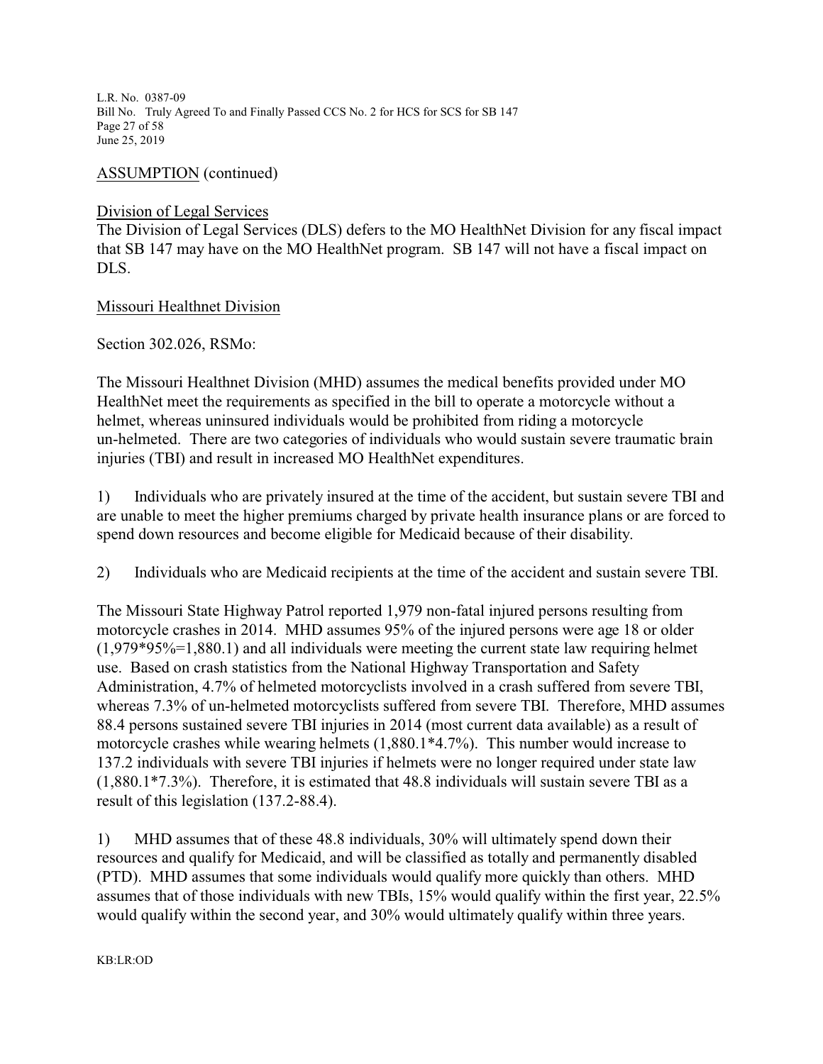ASSUMPTION (continued)

Division of Legal Services

The Division of Legal Services (DLS) defers to the MO HealthNet Division for any fiscal impact that SB 147 may have on the MO HealthNet program. SB 147 will not have a fiscal impact on DLS.

Missouri Healthnet Division

Section 302.026, RSMo:

The Missouri Healthnet Division (MHD) assumes the medical benefits provided under MO HealthNet meet the requirements as specified in the bill to operate a motorcycle without a helmet, whereas uninsured individuals would be prohibited from riding a motorcycle un-helmeted. There are two categories of individuals who would sustain severe traumatic brain injuries (TBI) and result in increased MO HealthNet expenditures.

1) Individuals who are privately insured at the time of the accident, but sustain severe TBI and are unable to meet the higher premiums charged by private health insurance plans or are forced to spend down resources and become eligible for Medicaid because of their disability.

2) Individuals who are Medicaid recipients at the time of the accident and sustain severe TBI.

The Missouri State Highway Patrol reported 1,979 non-fatal injured persons resulting from motorcycle crashes in 2014. MHD assumes 95% of the injured persons were age 18 or older (1,979*95%=1,880.1) and all individuals were meeting the current state law requiring helmet use. Based on crash statistics from the National Highway Transportation and Safety Administration, 4.7% of helmeted motorcyclists involved in a crash suffered from severe TBI, whereas 7.3% of un-helmeted motorcyclists suffered from severe TBI. Therefore, MHD assumes 88.4 persons sustained severe TBI injuries in 2014 (most current data available) as a result of motorcycle crashes while wearing helmets (1,880.1*4.7%). This number would increase to 137.2 individuals with severe TBI injuries if helmets were no longer required under state law (1,880.1*7.3%). Therefore, it is estimated that 48.8 individuals will sustain severe TBI as a result of this legislation (137.2-88.4).

1) MHD assumes that of these 48.8 individuals, 30% will ultimately spend down their resources and qualify for Medicaid, and will be classified as totally and permanently disabled (PTD). MHD assumes that some individuals would qualify more quickly than others. MHD assumes that of those individuals with new TBIs, 15% would qualify within the first year, 22.5% would qualify within the second year, and 30% would ultimately qualify within three years.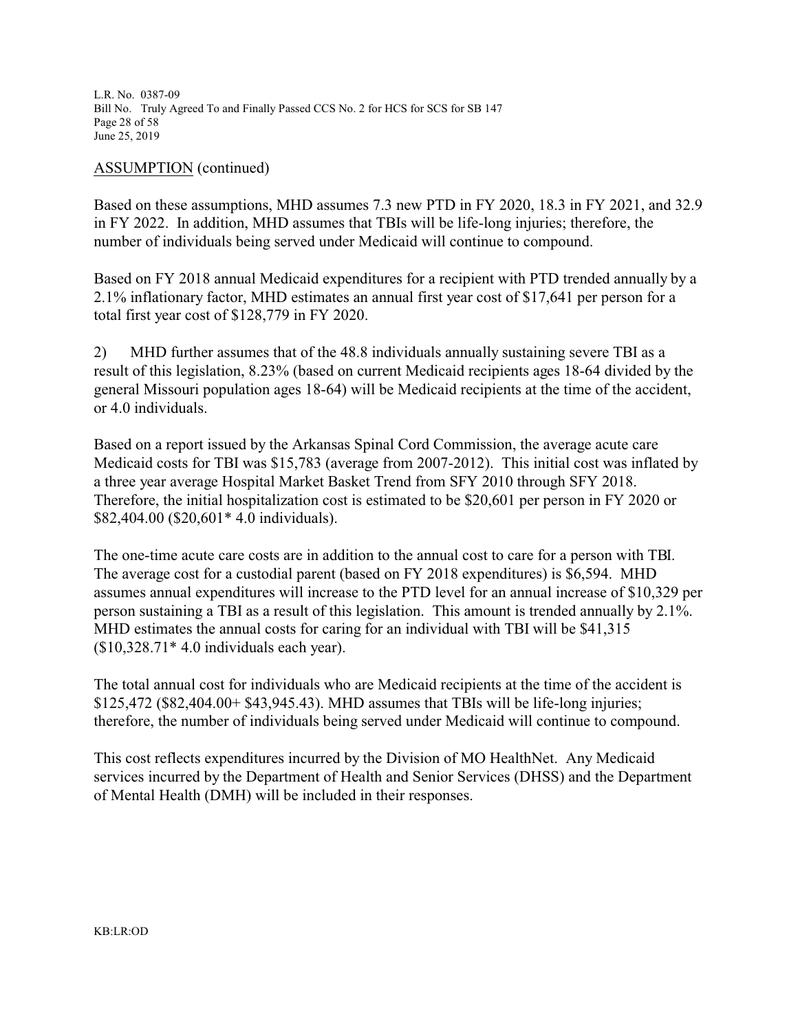ASSUMPTION (continued)

Based on these assumptions, MHD assumes 7.3 new PTD in FY 2020, 18.3 in FY 2021, and 32.9 in FY 2022. In addition, MHD assumes that TBIs will be life-long injuries; therefore, the number of individuals being served under Medicaid will continue to compound.

Based on FY 2018 annual Medicaid expenditures for a recipient with PTD trended annually by a 2.1% inflationary factor, MHD estimates an annual first year cost of $17,641 per person for a total first year cost of $128,779 in FY 2020.

2) MHD further assumes that of the 48.8 individuals annually sustaining severe TBI as a result of this legislation, 8.23% (based on current Medicaid recipients ages 18-64 divided by the general Missouri population ages 18-64) will be Medicaid recipients at the time of the accident, or 4.0 individuals.

Based on a report issued by the Arkansas Spinal Cord Commission, the average acute care Medicaid costs for TBI was $15,783 (average from 2007-2012). This initial cost was inflated by a three year average Hospital Market Basket Trend from SFY 2010 through SFY 2018. Therefore, the initial hospitalization cost is estimated to be $20,601 per person in FY 2020 or $82,404.00 ($20,601* 4.0 individuals).

The one-time acute care costs are in addition to the annual cost to care for a person with TBI. The average cost for a custodial parent (based on FY 2018 expenditures) is $6,594. MHD assumes annual expenditures will increase to the PTD level for an annual increase of $10,329 per person sustaining a TBI as a result of this legislation. This amount is trended annually by 2.1%. MHD estimates the annual costs for caring for an individual with TBI will be $41,315 ($10,328.71* 4.0 individuals each year).

The total annual cost for individuals who are Medicaid recipients at the time of the accident is $125,472 ($82,404.00+ $43,945.43). MHD assumes that TBIs will be life-long injuries; therefore, the number of individuals being served under Medicaid will continue to compound.

This cost reflects expenditures incurred by the Division of MO HealthNet. Any Medicaid services incurred by the Department of Health and Senior Services (DHSS) and the Department of Mental Health (DMH) will be included in their responses.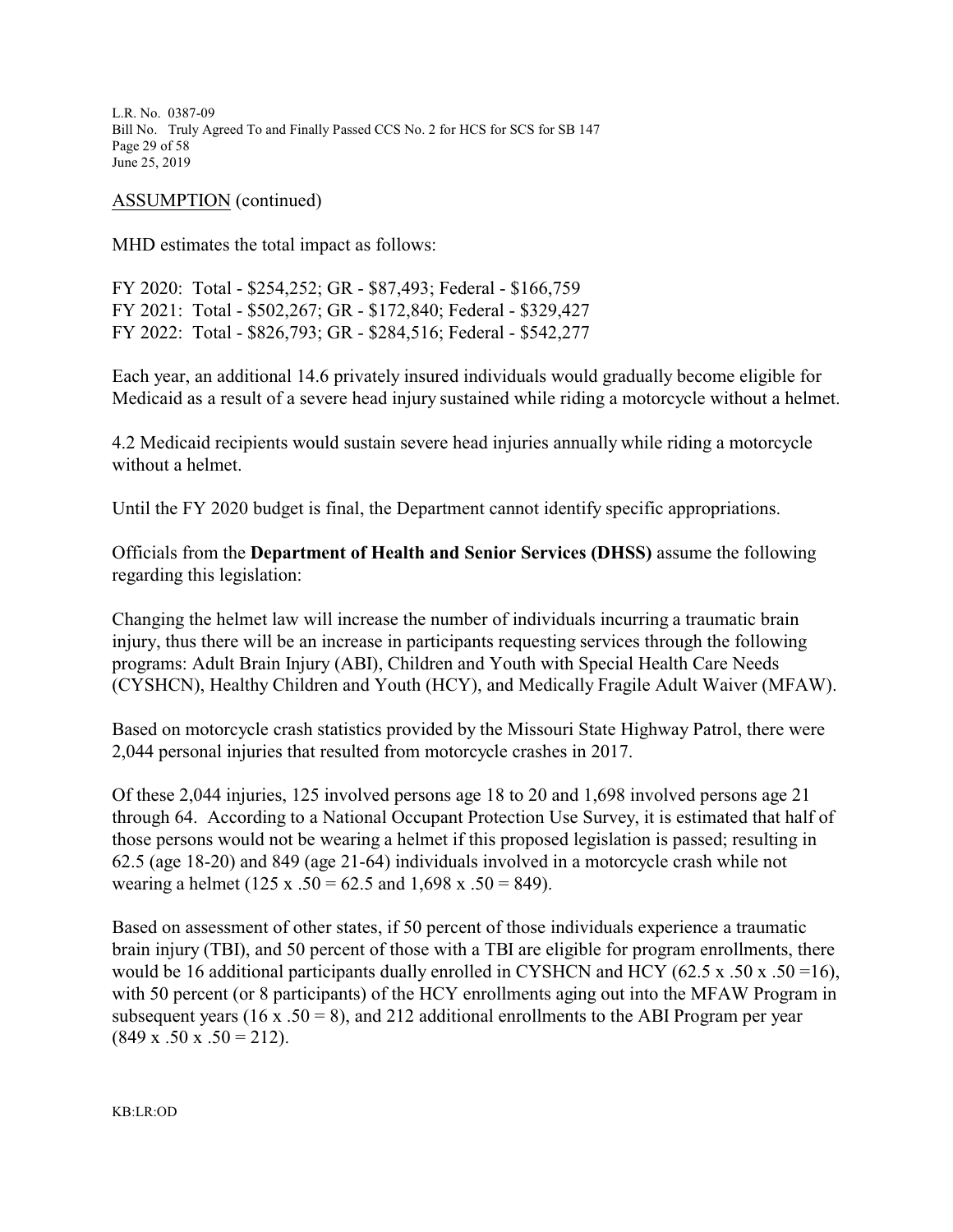ASSUMPTION (continued)

MHD estimates the total impact as follows:

FY 2020: Total - $254,252; GR - $87,493; Federal - $166,759
FY 2021: Total - $502,267; GR - $172,840; Federal - $329,427
FY 2022: Total - $826,793; GR - $284,516; Federal - $542,277

Each year, an additional 14.6 privately insured individuals would gradually become eligible for Medicaid as a result of a severe head injury sustained while riding a motorcycle without a helmet.

4.2 Medicaid recipients would sustain severe head injuries annually while riding a motorcycle without a helmet.

Until the FY 2020 budget is final, the Department cannot identify specific appropriations.

Officials from the **Department of Health and Senior Services (DHSS)** assume the following regarding this legislation:

Changing the helmet law will increase the number of individuals incurring a traumatic brain injury, thus there will be an increase in participants requesting services through the following programs: Adult Brain Injury (ABI), Children and Youth with Special Health Care Needs (CYSHCN), Healthy Children and Youth (HCY), and Medically Fragile Adult Waiver (MFAW).

Based on motorcycle crash statistics provided by the Missouri State Highway Patrol, there were 2,044 personal injuries that resulted from motorcycle crashes in 2017.

Of these 2,044 injuries, 125 involved persons age 18 to 20 and 1,698 involved persons age 21 through 64. According to a National Occupant Protection Use Survey, it is estimated that half of those persons would not be wearing a helmet if this proposed legislation is passed; resulting in 62.5 (age 18-20) and 849 (age 21-64) individuals involved in a motorcycle crash while not wearing a helmet (125 x .50 = 62.5 and 1,698 x .50 = 849).

Based on assessment of other states, if 50 percent of those individuals experience a traumatic brain injury (TBI), and 50 percent of those with a TBI are eligible for program enrollments, there would be 16 additional participants dually enrolled in CYSHCN and HCY (62.5 x .50 x .50 =16), with 50 percent (or 8 participants) of the HCY enrollments aging out into the MFAW Program in subsequent years (16 x .50 = 8), and 212 additional enrollments to the ABI Program per year (849 x .50 x .50 = 212).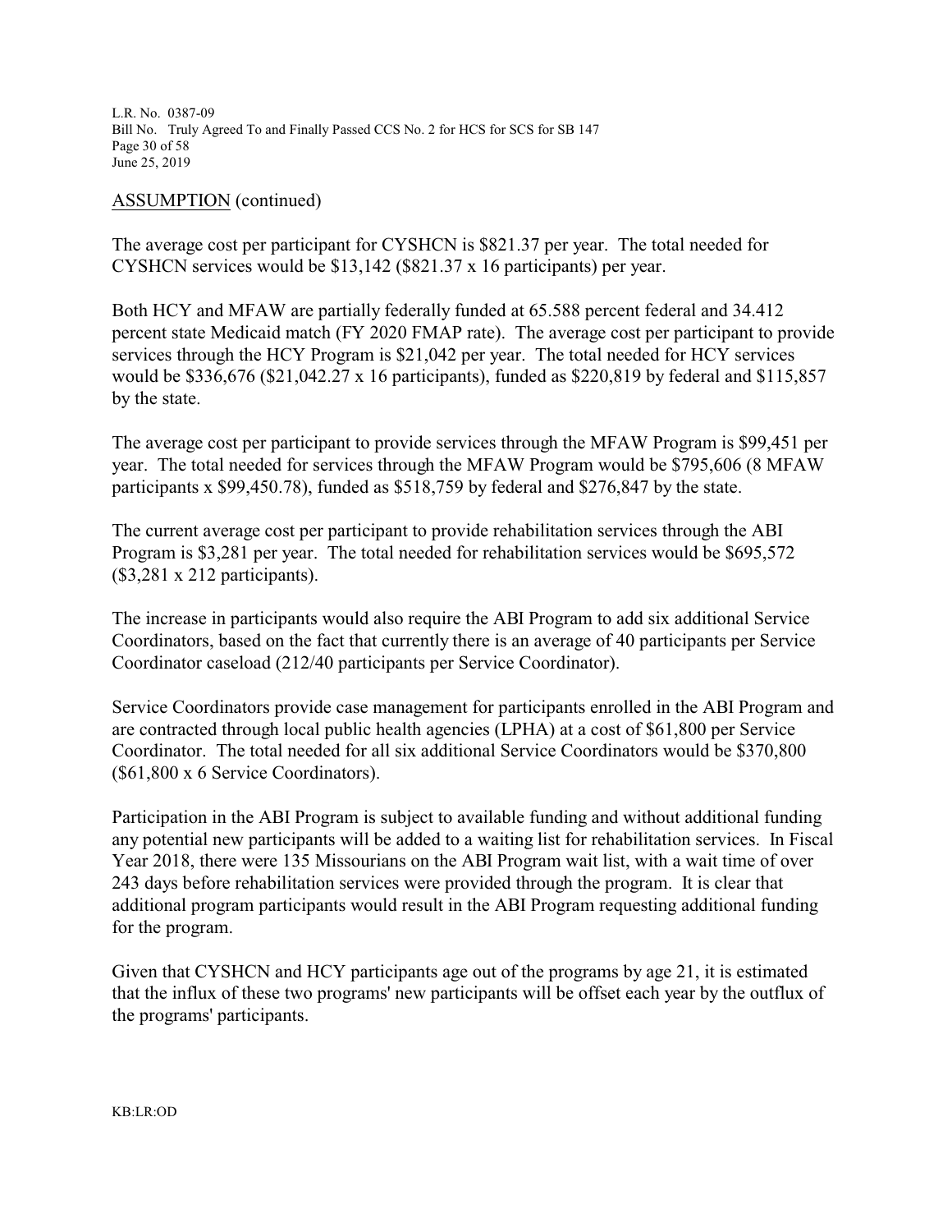ASSUMPTION (continued)

The average cost per participant for CYSHCN is $821.37 per year. The total needed for CYSHCN services would be $13,142 ($821.37 x 16 participants) per year.

Both HCY and MFAW are partially federally funded at 65.588 percent federal and 34.412 percent state Medicaid match (FY 2020 FMAP rate). The average cost per participant to provide services through the HCY Program is $21,042 per year. The total needed for HCY services would be $336,676 ($21,042.27 x 16 participants), funded as $220,819 by federal and $115,857 by the state.

The average cost per participant to provide services through the MFAW Program is $99,451 per year. The total needed for services through the MFAW Program would be $795,606 (8 MFAW participants x $99,450.78), funded as $518,759 by federal and $276,847 by the state.

The current average cost per participant to provide rehabilitation services through the ABI Program is $3,281 per year. The total needed for rehabilitation services would be $695,572 ($3,281 x 212 participants).

The increase in participants would also require the ABI Program to add six additional Service Coordinators, based on the fact that currently there is an average of 40 participants per Service Coordinator caseload (212/40 participants per Service Coordinator).

Service Coordinators provide case management for participants enrolled in the ABI Program and are contracted through local public health agencies (LPHA) at a cost of $61,800 per Service Coordinator. The total needed for all six additional Service Coordinators would be $370,800 ($61,800 x 6 Service Coordinators).

Participation in the ABI Program is subject to available funding and without additional funding any potential new participants will be added to a waiting list for rehabilitation services. In Fiscal Year 2018, there were 135 Missourians on the ABI Program wait list, with a wait time of over 243 days before rehabilitation services were provided through the program. It is clear that additional program participants would result in the ABI Program requesting additional funding for the program.

Given that CYSHCN and HCY participants age out of the programs by age 21, it is estimated that the influx of these two programs' new participants will be offset each year by the outflux of the programs' participants.

KB:LR:OD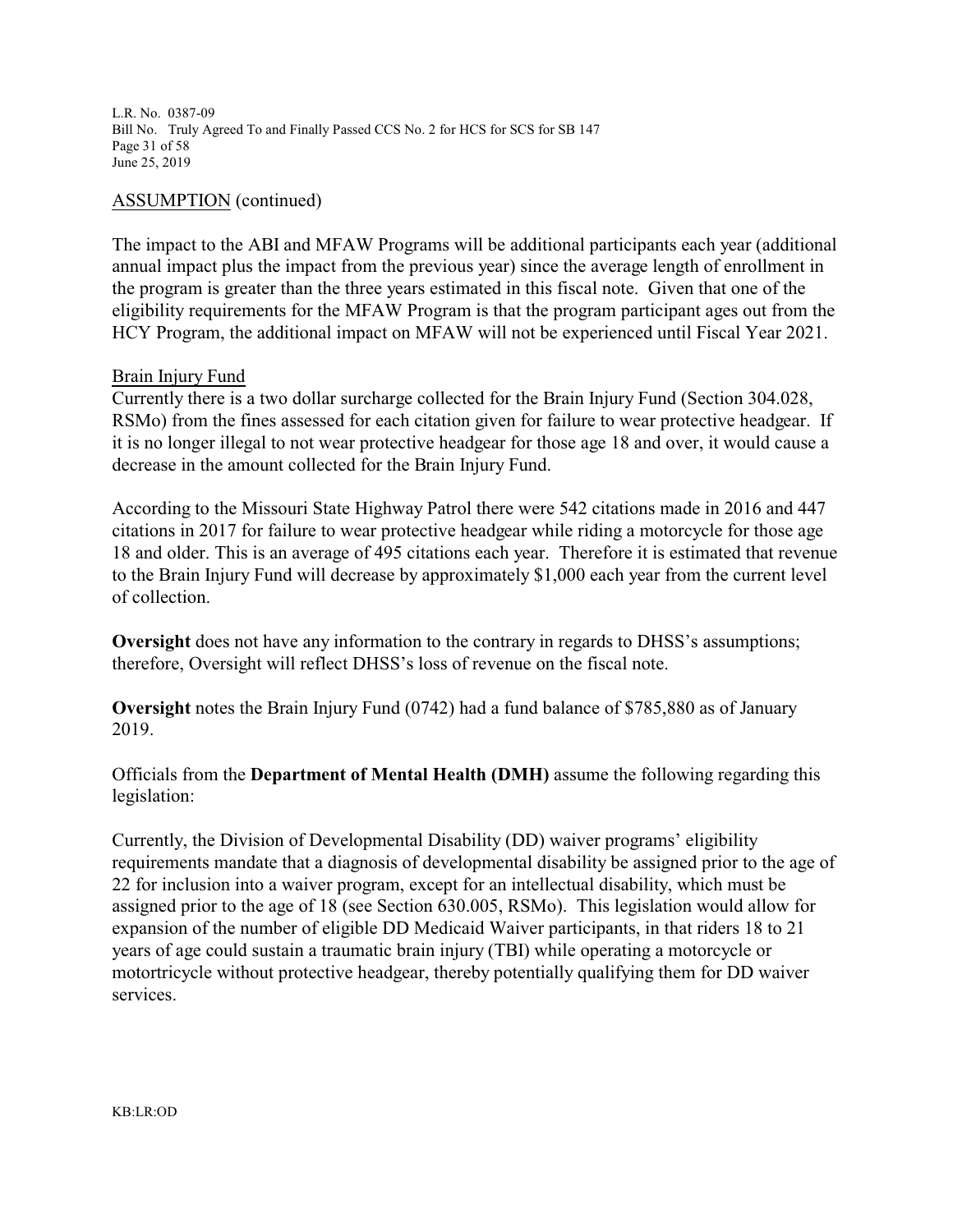ASSUMPTION (continued)

The impact to the ABI and MFAW Programs will be additional participants each year (additional annual impact plus the impact from the previous year) since the average length of enrollment in the program is greater than the three years estimated in this fiscal note. Given that one of the eligibility requirements for the MFAW Program is that the program participant ages out from the HCY Program, the additional impact on MFAW will not be experienced until Fiscal Year 2021.

Brain Injury Fund

Currently there is a two dollar surcharge collected for the Brain Injury Fund (Section 304.028, RSMo) from the fines assessed for each citation given for failure to wear protective headgear. If it is no longer illegal to not wear protective headgear for those age 18 and over, it would cause a decrease in the amount collected for the Brain Injury Fund.

According to the Missouri State Highway Patrol there were 542 citations made in 2016 and 447 citations in 2017 for failure to wear protective headgear while riding a motorcycle for those age 18 and older. This is an average of 495 citations each year. Therefore it is estimated that revenue to the Brain Injury Fund will decrease by approximately $1,000 each year from the current level of collection.

**Oversight** does not have any information to the contrary in regards to DHSS's assumptions; therefore, Oversight will reflect DHSS's loss of revenue on the fiscal note.

**Oversight** notes the Brain Injury Fund (0742) had a fund balance of $785,880 as of January 2019.

Officials from the **Department of Mental Health (DMH)** assume the following regarding this legislation:

Currently, the Division of Developmental Disability (DD) waiver programs' eligibility requirements mandate that a diagnosis of developmental disability be assigned prior to the age of 22 for inclusion into a waiver program, except for an intellectual disability, which must be assigned prior to the age of 18 (see Section 630.005, RSMo). This legislation would allow for expansion of the number of eligible DD Medicaid Waiver participants, in that riders 18 to 21 years of age could sustain a traumatic brain injury (TBI) while operating a motorcycle or motortricycle without protective headgear, thereby potentially qualifying them for DD waiver services.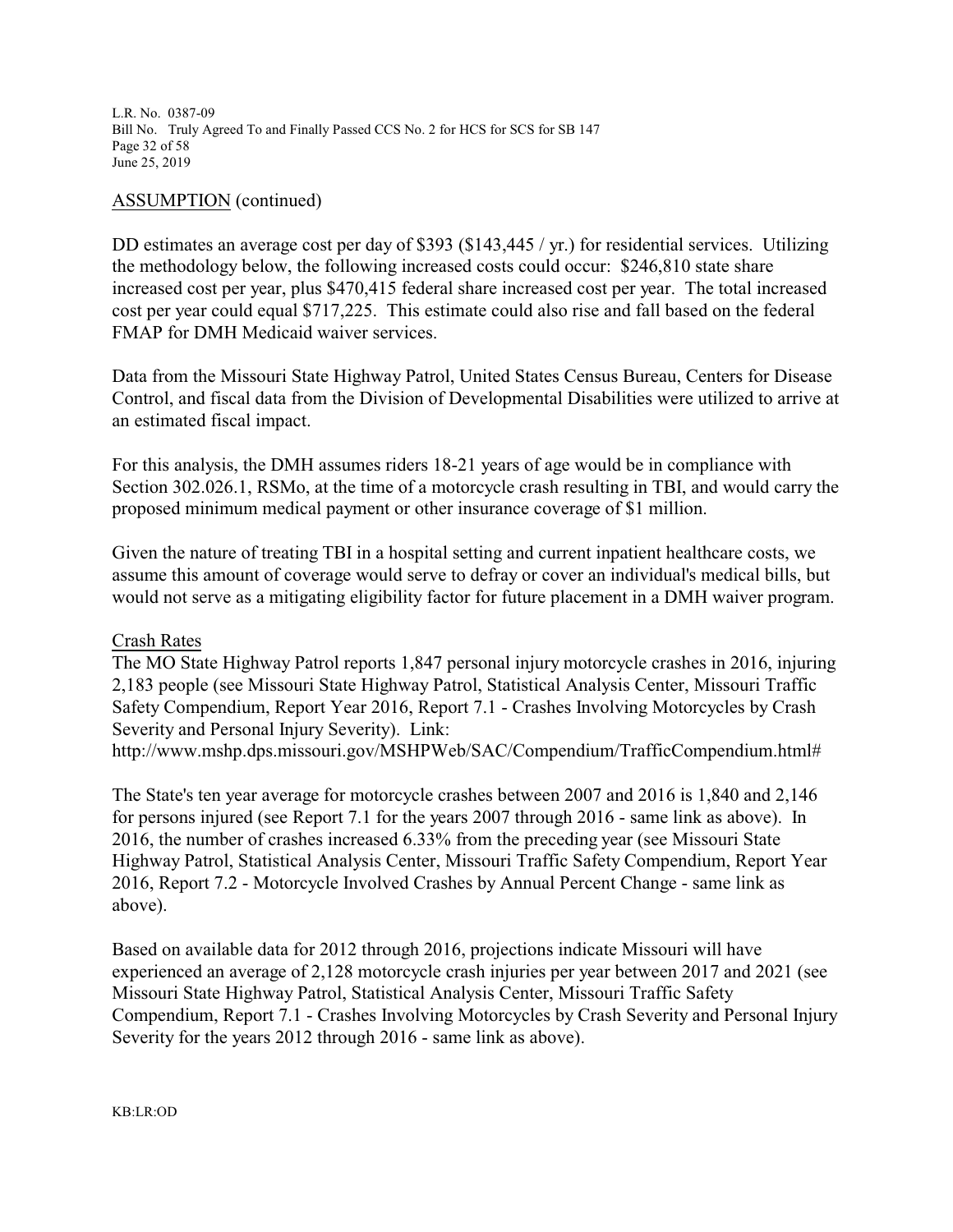ASSUMPTION (continued)

DD estimates an average cost per day of $393 ($143,445 / yr.) for residential services. Utilizing the methodology below, the following increased costs could occur: $246,810 state share increased cost per year, plus $470,415 federal share increased cost per year. The total increased cost per year could equal $717,225. This estimate could also rise and fall based on the federal FMAP for DMH Medicaid waiver services.

Data from the Missouri State Highway Patrol, United States Census Bureau, Centers for Disease Control, and fiscal data from the Division of Developmental Disabilities were utilized to arrive at an estimated fiscal impact.

For this analysis, the DMH assumes riders 18-21 years of age would be in compliance with Section 302.026.1, RSMo, at the time of a motorcycle crash resulting in TBI, and would carry the proposed minimum medical payment or other insurance coverage of $1 million.

Given the nature of treating TBI in a hospital setting and current inpatient healthcare costs, we assume this amount of coverage would serve to defray or cover an individual's medical bills, but would not serve as a mitigating eligibility factor for future placement in a DMH waiver program.

Crash Rates

The MO State Highway Patrol reports 1,847 personal injury motorcycle crashes in 2016, injuring 2,183 people (see Missouri State Highway Patrol, Statistical Analysis Center, Missouri Traffic Safety Compendium, Report Year 2016, Report 7.1 - Crashes Involving Motorcycles by Crash Severity and Personal Injury Severity). Link: http://www.mshp.dps.missouri.gov/MSHPWeb/SAC/Compendium/TrafficCompendium.html#

The State's ten year average for motorcycle crashes between 2007 and 2016 is 1,840 and 2,146 for persons injured (see Report 7.1 for the years 2007 through 2016 - same link as above). In 2016, the number of crashes increased 6.33% from the preceding year (see Missouri State Highway Patrol, Statistical Analysis Center, Missouri Traffic Safety Compendium, Report Year 2016, Report 7.2 - Motorcycle Involved Crashes by Annual Percent Change - same link as above).

Based on available data for 2012 through 2016, projections indicate Missouri will have experienced an average of 2,128 motorcycle crash injuries per year between 2017 and 2021 (see Missouri State Highway Patrol, Statistical Analysis Center, Missouri Traffic Safety Compendium, Report 7.1 - Crashes Involving Motorcycles by Crash Severity and Personal Injury Severity for the years 2012 through 2016 - same link as above).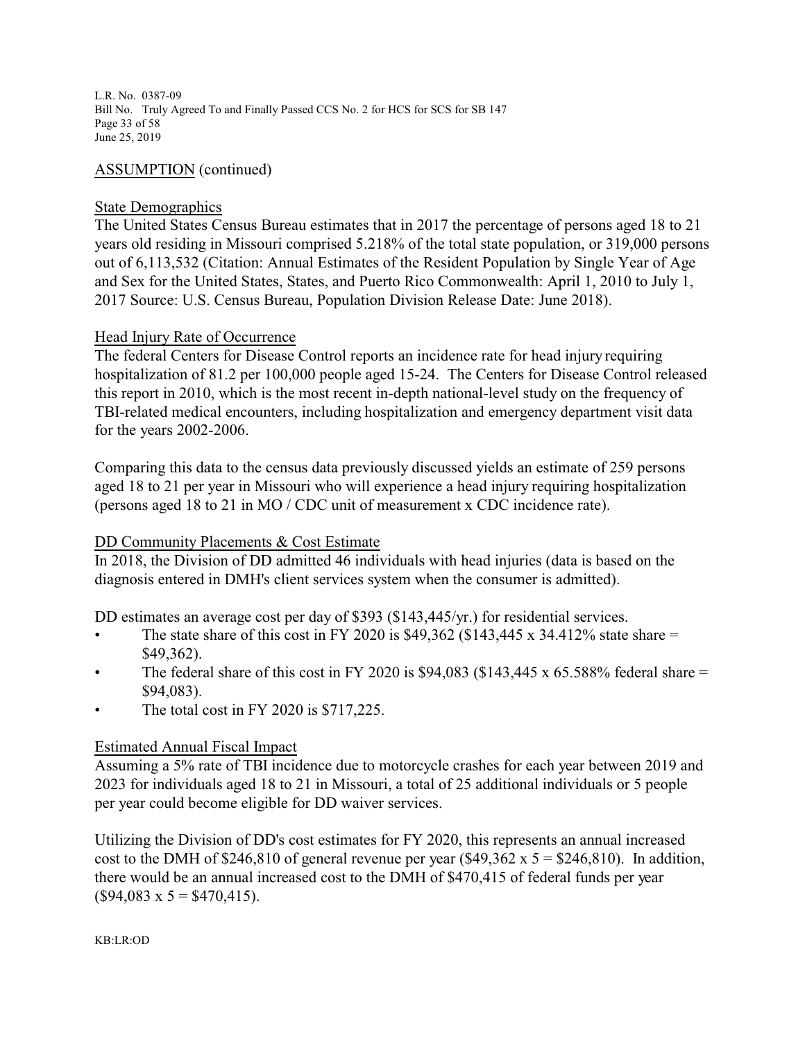ASSUMPTION (continued)

State Demographics

The United States Census Bureau estimates that in 2017 the percentage of persons aged 18 to 21 years old residing in Missouri comprised 5.218% of the total state population, or 319,000 persons out of 6,113,532 (Citation: Annual Estimates of the Resident Population by Single Year of Age and Sex for the United States, States, and Puerto Rico Commonwealth: April 1, 2010 to July 1, 2017 Source: U.S. Census Bureau, Population Division Release Date: June 2018).

Head Injury Rate of Occurrence

The federal Centers for Disease Control reports an incidence rate for head injury requiring hospitalization of 81.2 per 100,000 people aged 15-24. The Centers for Disease Control released this report in 2010, which is the most recent in-depth national-level study on the frequency of TBI-related medical encounters, including hospitalization and emergency department visit data for the years 2002-2006.

Comparing this data to the census data previously discussed yields an estimate of 259 persons aged 18 to 21 per year in Missouri who will experience a head injury requiring hospitalization (persons aged 18 to 21 in MO / CDC unit of measurement x CDC incidence rate).

DD Community Placements & Cost Estimate

In 2018, the Division of DD admitted 46 individuals with head injuries (data is based on the diagnosis entered in DMH's client services system when the consumer is admitted).

DD estimates an average cost per day of $393 ($143,445/yr.) for residential services.

- The state share of this cost in FY 2020 is $49,362 ($143,445 x 34.412% state share = $49,362).
- The federal share of this cost in FY 2020 is $94,083 ($143,445 x 65.588% federal share = $94,083).
- The total cost in FY 2020 is $717,225.

Estimated Annual Fiscal Impact

Assuming a 5% rate of TBI incidence due to motorcycle crashes for each year between 2019 and 2023 for individuals aged 18 to 21 in Missouri, a total of 25 additional individuals or 5 people per year could become eligible for DD waiver services.

Utilizing the Division of DD's cost estimates for FY 2020, this represents an annual increased cost to the DMH of $246,810 of general revenue per year ($49,362 x 5 = $246,810). In addition, there would be an annual increased cost to the DMH of $470,415 of federal funds per year ($94,083 x 5 = $470,415).

KB:LR:OD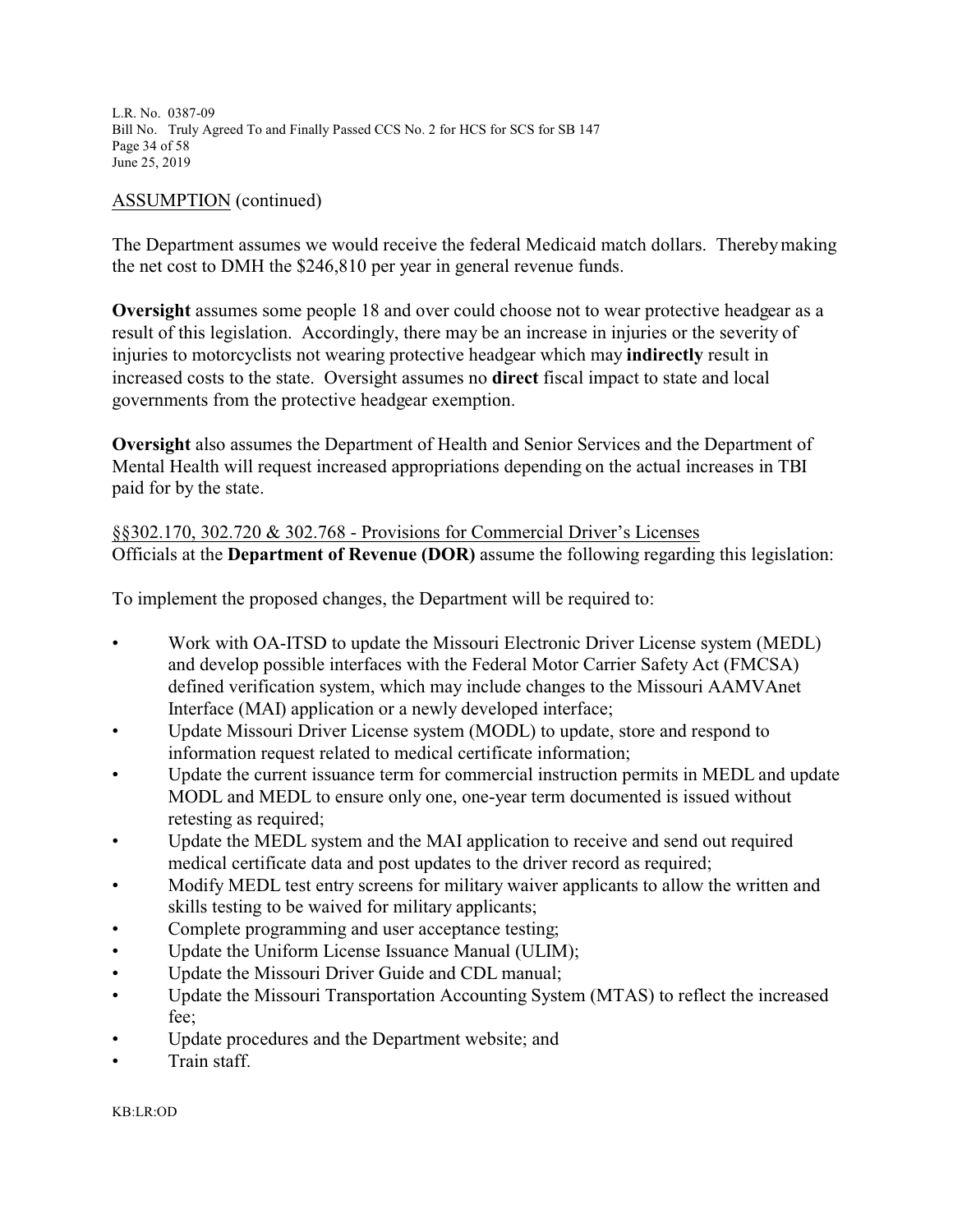ASSUMPTION (continued)

The Department assumes we would receive the federal Medicaid match dollars. Thereby making the net cost to DMH the $246,810 per year in general revenue funds.

**Oversight** assumes some people 18 and over could choose not to wear protective headgear as a result of this legislation. Accordingly, there may be an increase in injuries or the severity of injuries to motorcyclists not wearing protective headgear which may **indirectly** result in increased costs to the state. Oversight assumes no **direct** fiscal impact to state and local governments from the protective headgear exemption.

**Oversight** also assumes the Department of Health and Senior Services and the Department of Mental Health will request increased appropriations depending on the actual increases in TBI paid for by the state.

§§302.170, 302.720 & 302.768 - Provisions for Commercial Driver's Licenses

Officials at the **Department of Revenue (DOR)** assume the following regarding this legislation:

To implement the proposed changes, the Department will be required to:

- Work with OA-ITSD to update the Missouri Electronic Driver License system (MEDL) and develop possible interfaces with the Federal Motor Carrier Safety Act (FMCSA) defined verification system, which may include changes to the Missouri AAMVAnet Interface (MAI) application or a newly developed interface;
- Update Missouri Driver License system (MODL) to update, store and respond to information request related to medical certificate information;
- Update the current issuance term for commercial instruction permits in MEDL and update MODL and MEDL to ensure only one, one-year term documented is issued without retesting as required;
- Update the MEDL system and the MAI application to receive and send out required medical certificate data and post updates to the driver record as required;
- Modify MEDL test entry screens for military waiver applicants to allow the written and skills testing to be waived for military applicants;
- Complete programming and user acceptance testing;
- Update the Uniform License Issuance Manual (ULIM);
- Update the Missouri Driver Guide and CDL manual;
- Update the Missouri Transportation Accounting System (MTAS) to reflect the increased fee;
- Update procedures and the Department website; and
- Train staff.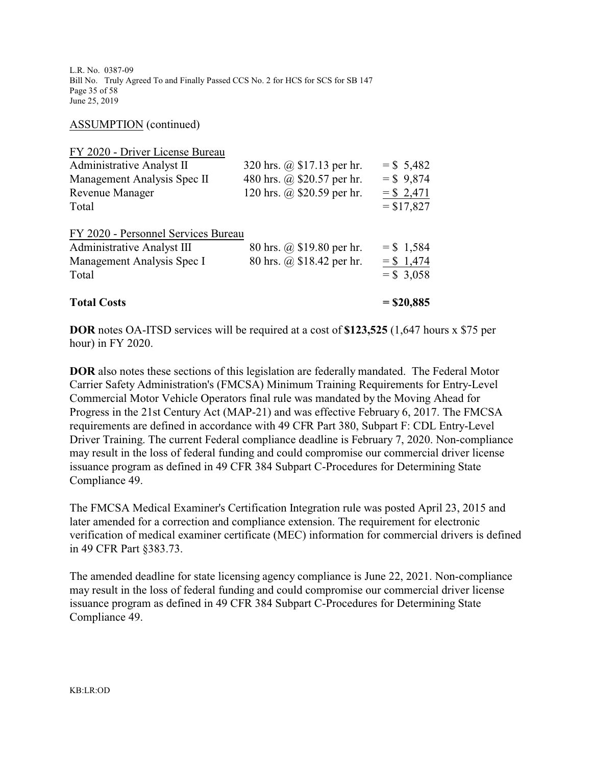ASSUMPTION (continued)

| FY 2020 - Driver License Bureau | | |
|---|---|---|
| Administrative Analyst II | 320 hrs. @ $17.13 per hr. | = $ 5,482 |
| Management Analysis Spec II | 480 hrs. @ $20.57 per hr. | = $ 9,874 |
| Revenue Manager | 120 hrs. @ $20.59 per hr. | = $ 2,471 |
| Total | | = $17,827 |
| | | |
| **FY 2020 - Personnel Services Bureau** | | |
| Administrative Analyst III | 80 hrs. @ $19.80 per hr. | = $ 1,584 |
| Management Analysis Spec I | 80 hrs. @ $18.42 per hr. | = $ 1,474 |
| Total | | = $ 3,058 |
| | | |
| **Total Costs** | | **= $20,885** |

**DOR** notes OA-ITSD services will be required at a cost of **$123,525** (1,647 hours x $75 per hour) in FY 2020.

**DOR** also notes these sections of this legislation are federally mandated. The Federal Motor Carrier Safety Administration's (FMCSA) Minimum Training Requirements for Entry-Level Commercial Motor Vehicle Operators final rule was mandated by the Moving Ahead for Progress in the 21st Century Act (MAP-21) and was effective February 6, 2017. The FMCSA requirements are defined in accordance with 49 CFR Part 380, Subpart F: CDL Entry-Level Driver Training. The current Federal compliance deadline is February 7, 2020. Non-compliance may result in the loss of federal funding and could compromise our commercial driver license issuance program as defined in 49 CFR 384 Subpart C-Procedures for Determining State Compliance 49.

The FMCSA Medical Examiner's Certification Integration rule was posted April 23, 2015 and later amended for a correction and compliance extension. The requirement for electronic verification of medical examiner certificate (MEC) information for commercial drivers is defined in 49 CFR Part §383.73.

The amended deadline for state licensing agency compliance is June 22, 2021. Non-compliance may result in the loss of federal funding and could compromise our commercial driver license issuance program as defined in 49 CFR 384 Subpart C-Procedures for Determining State Compliance 49.

KB:LR:OD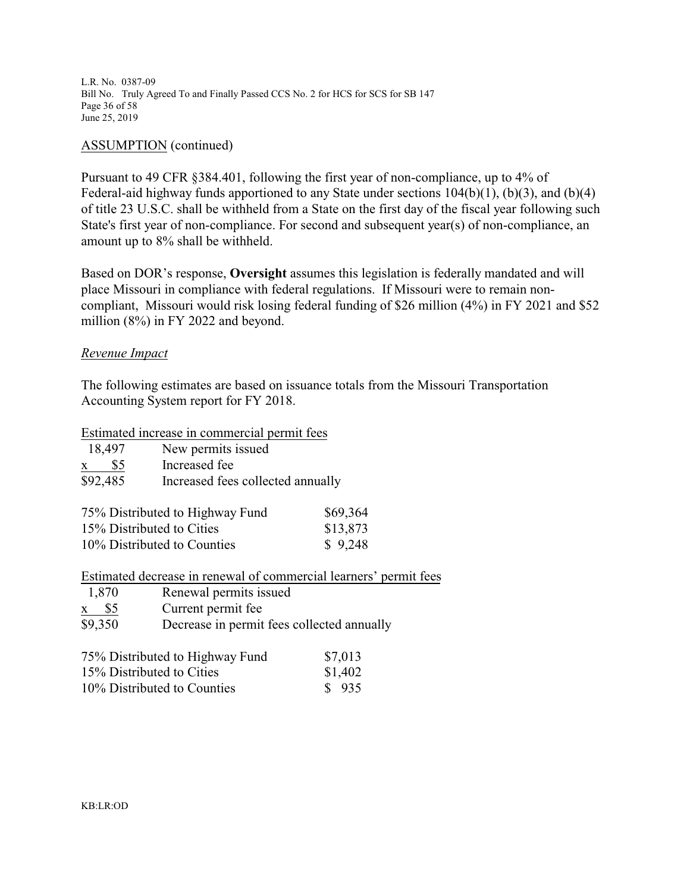ASSUMPTION (continued)

Pursuant to 49 CFR §384.401, following the first year of non-compliance, up to 4% of Federal-aid highway funds apportioned to any State under sections 104(b)(1), (b)(3), and (b)(4) of title 23 U.S.C. shall be withheld from a State on the first day of the fiscal year following such State's first year of non-compliance. For second and subsequent year(s) of non-compliance, an amount up to 8% shall be withheld.

Based on DOR's response, **Oversight** assumes this legislation is federally mandated and will place Missouri in compliance with federal regulations. If Missouri were to remain non-compliant, Missouri would risk losing federal funding of $26 million (4%) in FY 2021 and $52 million (8%) in FY 2022 and beyond.

*Revenue Impact*

The following estimates are based on issuance totals from the Missouri Transportation Accounting System report for FY 2018.

Estimated increase in commercial permit fees

| | |
|---|---|
| 18,497 | New permits issued |
| x $5 | Increased fee |
| $92,485 | Increased fees collected annually |

| | |
|---|---|
| 75% Distributed to Highway Fund | $69,364 |
| 15% Distributed to Cities | $13,873 |
| 10% Distributed to Counties | $ 9,248 |

Estimated decrease in renewal of commercial learners' permit fees

| | |
|---|---|
| 1,870 | Renewal permits issued |
| x $5 | Current permit fee |
| $9,350 | Decrease in permit fees collected annually |

| | |
|---|---|
| 75% Distributed to Highway Fund | $7,013 |
| 15% Distributed to Cities | $1,402 |
| 10% Distributed to Counties | $ 935 |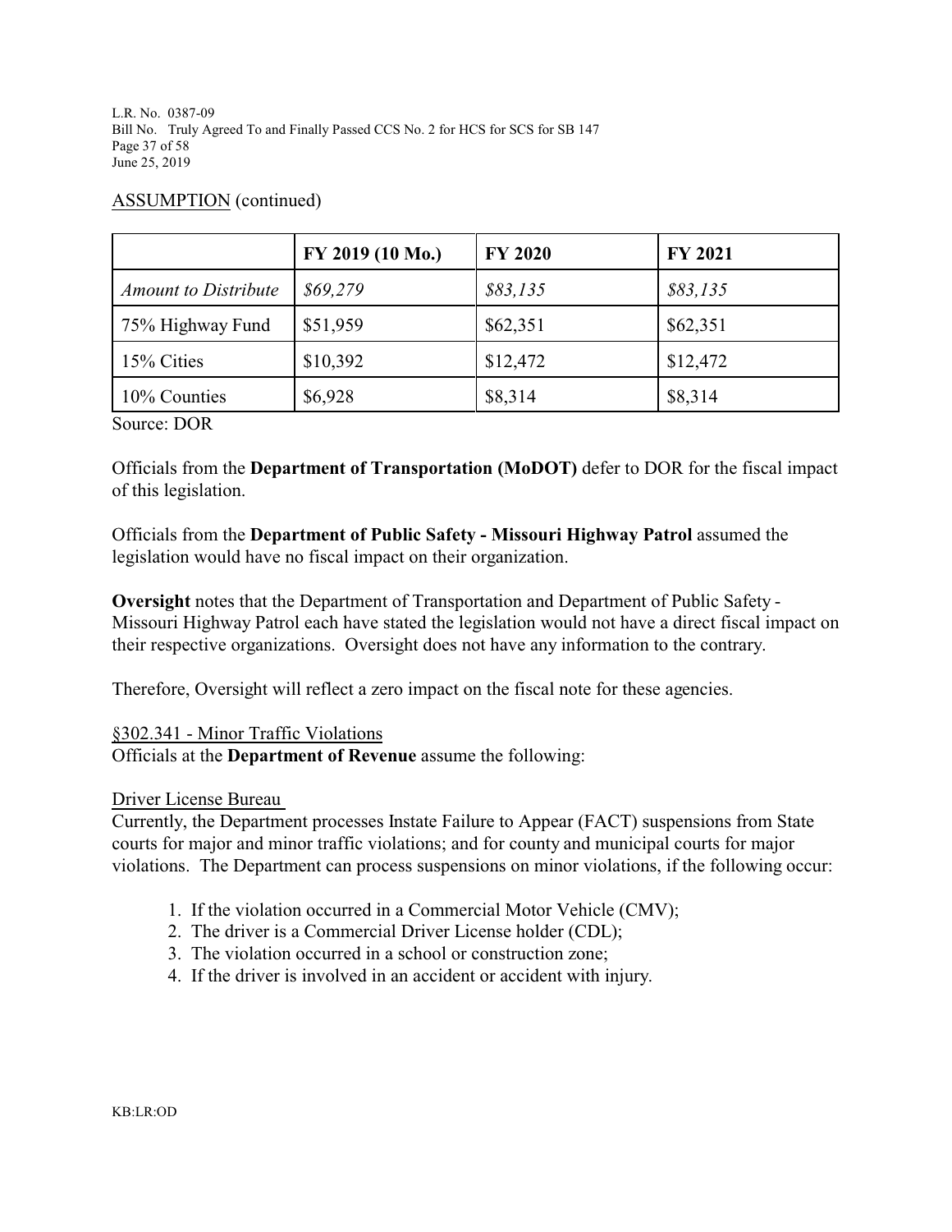ASSUMPTION (continued)

| | FY 2019 (10 Mo.) | FY 2020 | FY 2021 |
|---|---|---|---|
| *Amount to Distribute* | *$69,279* | *$83,135* | *$83,135* |
| 75% Highway Fund | $51,959 | $62,351 | $62,351 |
| 15% Cities | $10,392 | $12,472 | $12,472 |
| 10% Counties | $6,928 | $8,314 | $8,314 |

Source: DOR

Officials from the **Department of Transportation (MoDOT)** defer to DOR for the fiscal impact of this legislation.

Officials from the **Department of Public Safety - Missouri Highway Patrol** assumed the legislation would have no fiscal impact on their organization.

**Oversight** notes that the Department of Transportation and Department of Public Safety - Missouri Highway Patrol each have stated the legislation would not have a direct fiscal impact on their respective organizations. Oversight does not have any information to the contrary.

Therefore, Oversight will reflect a zero impact on the fiscal note for these agencies.

§302.341 - Minor Traffic Violations

Officials at the **Department of Revenue** assume the following:

Driver License Bureau

Currently, the Department processes Instate Failure to Appear (FACT) suspensions from State courts for major and minor traffic violations; and for county and municipal courts for major violations. The Department can process suspensions on minor violations, if the following occur:

1. If the violation occurred in a Commercial Motor Vehicle (CMV);
2. The driver is a Commercial Driver License holder (CDL);
3. The violation occurred in a school or construction zone;
4. If the driver is involved in an accident or accident with injury.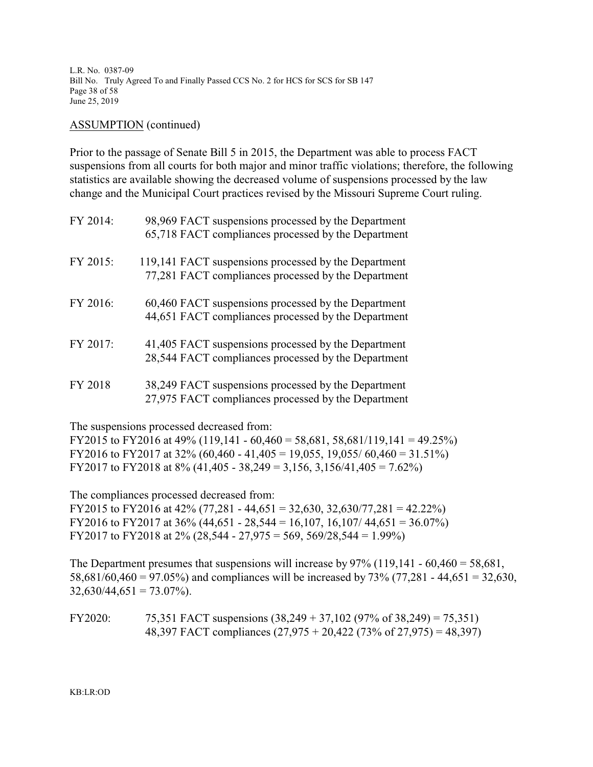ASSUMPTION (continued)

Prior to the passage of Senate Bill 5 in 2015, the Department was able to process FACT suspensions from all courts for both major and minor traffic violations; therefore, the following statistics are available showing the decreased volume of suspensions processed by the law change and the Municipal Court practices revised by the Missouri Supreme Court ruling.

| | |
|---|---|
| FY 2014: | 98,969 FACT suspensions processed by the Department<br>65,718 FACT compliances processed by the Department |
| FY 2015: | 119,141 FACT suspensions processed by the Department<br>77,281 FACT compliances processed by the Department |
| FY 2016: | 60,460 FACT suspensions processed by the Department<br>44,651 FACT compliances processed by the Department |
| FY 2017: | 41,405 FACT suspensions processed by the Department<br>28,544 FACT compliances processed by the Department |
| FY 2018 | 38,249 FACT suspensions processed by the Department<br>27,975 FACT compliances processed by the Department |

The suspensions processed decreased from:
FY2015 to FY2016 at 49% (119,141 - 60,460 = 58,681, 58,681/119,141 = 49.25%)
FY2016 to FY2017 at 32% (60,460 - 41,405 = 19,055, 19,055/ 60,460 = 31.51%)
FY2017 to FY2018 at 8% (41,405 - 38,249 = 3,156, 3,156/41,405 = 7.62%)

The compliances processed decreased from:
FY2015 to FY2016 at 42% (77,281 - 44,651 = 32,630, 32,630/77,281 = 42.22%)
FY2016 to FY2017 at 36% (44,651 - 28,544 = 16,107, 16,107/ 44,651 = 36.07%)
FY2017 to FY2018 at 2% (28,544 - 27,975 = 569, 569/28,544 = 1.99%)

The Department presumes that suspensions will increase by 97% (119,141 - 60,460 = 58,681, 58,681/60,460 = 97.05%) and compliances will be increased by 73% (77,281 - 44,651 = 32,630, 32,630/44,651 = 73.07%).

| | |
|---|---|
| FY2020: | 75,351 FACT suspensions (38,249 + 37,102 (97% of 38,249) = 75,351)<br>48,397 FACT compliances (27,975 + 20,422 (73% of 27,975) = 48,397) |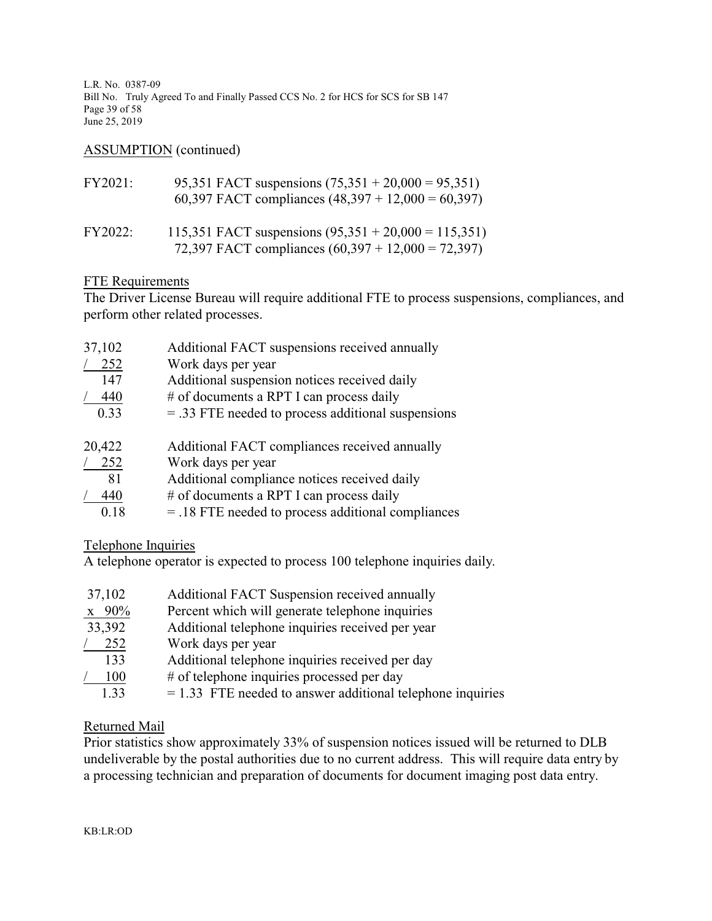ASSUMPTION (continued)

| | |
|---|---|
| FY2021: | 95,351 FACT suspensions (75,351 + 20,000 = 95,351) |
| | 60,397 FACT compliances (48,397 + 12,000 = 60,397) |
| FY2022: | 115,351 FACT suspensions (95,351 + 20,000 = 115,351) |
| | 72,397 FACT compliances (60,397 + 12,000 = 72,397) |

FTE Requirements

The Driver License Bureau will require additional FTE to process suspensions, compliances, and perform other related processes.

| | |
|---|---|
| 37,102 | Additional FACT suspensions received annually |
| / 252 | Work days per year |
| 147 | Additional suspension notices received daily |
| / 440 | # of documents a RPT I can process daily |
| 0.33 | = .33 FTE needed to process additional suspensions |

| | |
|---|---|
| 20,422 | Additional FACT compliances received annually |
| / 252 | Work days per year |
| 81 | Additional compliance notices received daily |
| / 440 | # of documents a RPT I can process daily |
| 0.18 | = .18 FTE needed to process additional compliances |

Telephone Inquiries

A telephone operator is expected to process 100 telephone inquiries daily.

| | |
|---|---|
| 37,102 | Additional FACT Suspension received annually |
| x 90% | Percent which will generate telephone inquiries |
| 33,392 | Additional telephone inquiries received per year |
| / 252 | Work days per year |
| 133 | Additional telephone inquiries received per day |
| / 100 | # of telephone inquiries processed per day |
| 1.33 | = 1.33 FTE needed to answer additional telephone inquiries |

Returned Mail

Prior statistics show approximately 33% of suspension notices issued will be returned to DLB undeliverable by the postal authorities due to no current address. This will require data entry by a processing technician and preparation of documents for document imaging post data entry.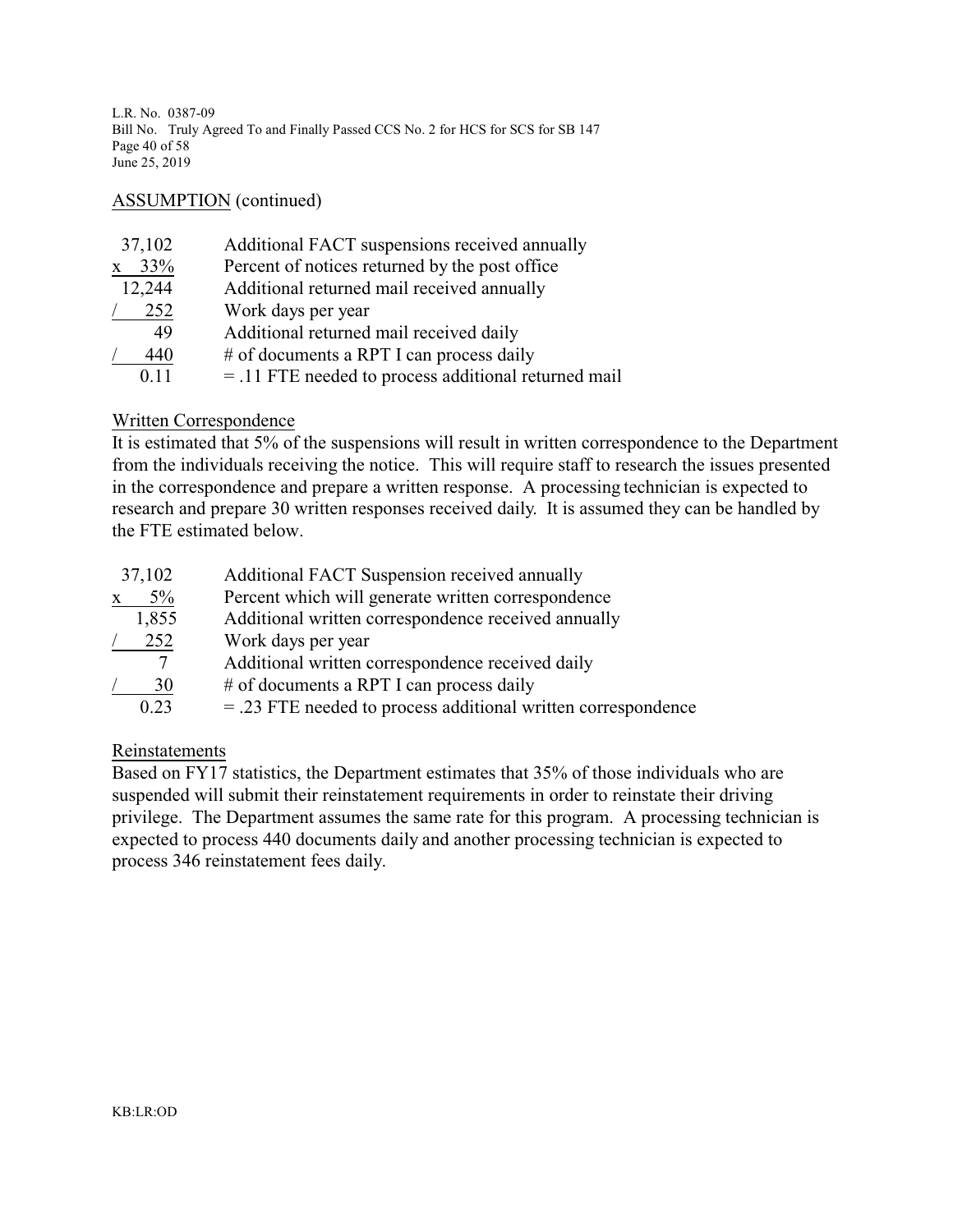ASSUMPTION (continued)

| | |
|---|---|
| 37,102 | Additional FACT suspensions received annually |
| x 33% | Percent of notices returned by the post office |
| 12,244 | Additional returned mail received annually |
| / 252 | Work days per year |
| 49 | Additional returned mail received daily |
| / 440 | # of documents a RPT I can process daily |
| 0.11 | = .11 FTE needed to process additional returned mail |

Written Correspondence

It is estimated that 5% of the suspensions will result in written correspondence to the Department from the individuals receiving the notice. This will require staff to research the issues presented in the correspondence and prepare a written response. A processing technician is expected to research and prepare 30 written responses received daily. It is assumed they can be handled by the FTE estimated below.

| | |
|---|---|
| 37,102 | Additional FACT Suspension received annually |
| x 5% | Percent which will generate written correspondence |
| 1,855 | Additional written correspondence received annually |
| / 252 | Work days per year |
| 7 | Additional written correspondence received daily |
| / 30 | # of documents a RPT I can process daily |
| 0.23 | = .23 FTE needed to process additional written correspondence |

Reinstatements

Based on FY17 statistics, the Department estimates that 35% of those individuals who are suspended will submit their reinstatement requirements in order to reinstate their driving privilege. The Department assumes the same rate for this program. A processing technician is expected to process 440 documents daily and another processing technician is expected to process 346 reinstatement fees daily.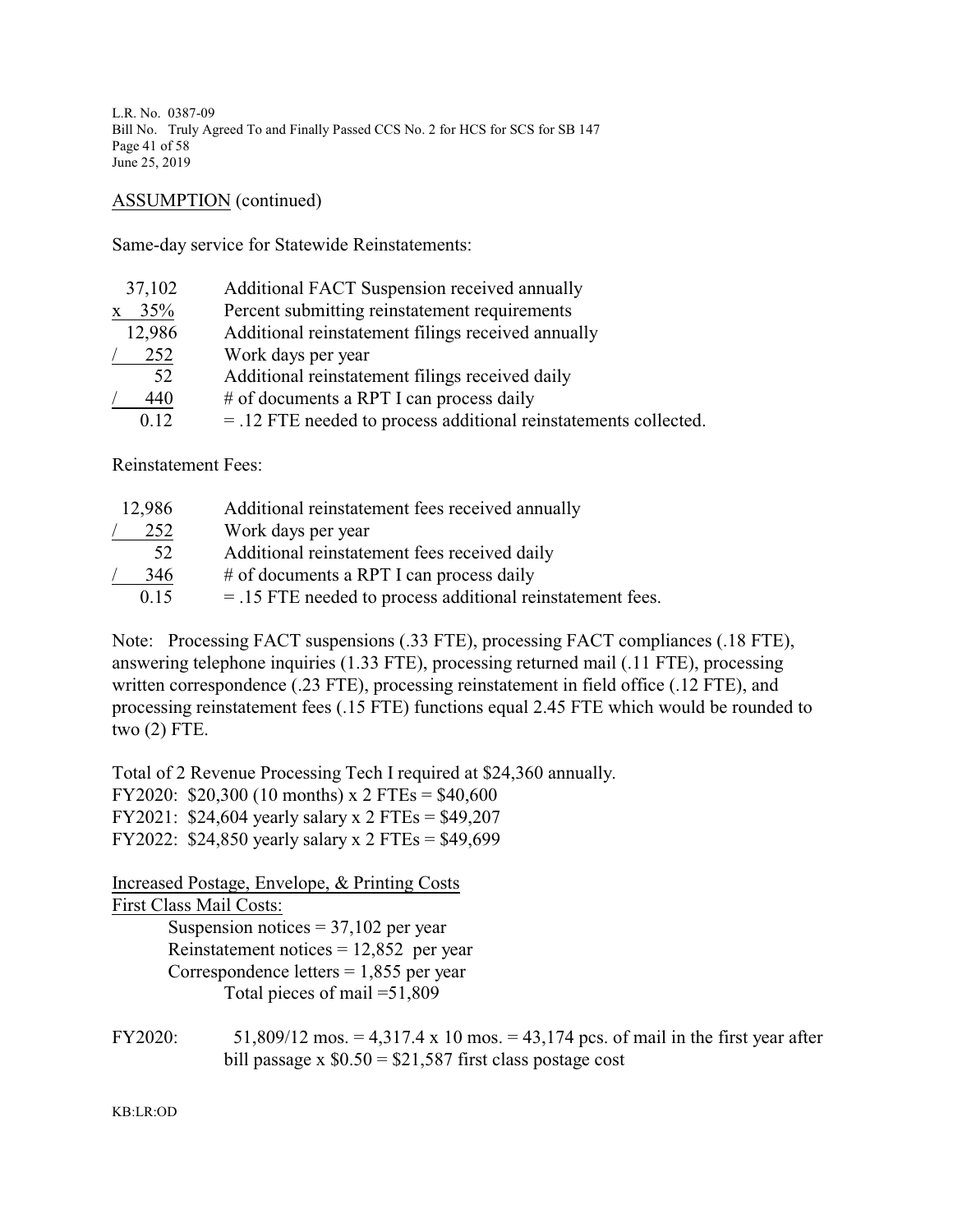ASSUMPTION (continued)

Same-day service for Statewide Reinstatements:

| | |
|---|---|
| 37,102 | Additional FACT Suspension received annually |
| x 35% | Percent submitting reinstatement requirements |
| 12,986 | Additional reinstatement filings received annually |
| / 252 | Work days per year |
| 52 | Additional reinstatement filings received daily |
| / 440 | # of documents a RPT I can process daily |
| 0.12 | = .12 FTE needed to process additional reinstatements collected. |

Reinstatement Fees:

| | |
|---|---|
| 12,986 | Additional reinstatement fees received annually |
| / 252 | Work days per year |
| 52 | Additional reinstatement fees received daily |
| / 346 | # of documents a RPT I can process daily |
| 0.15 | = .15 FTE needed to process additional reinstatement fees. |

Note: Processing FACT suspensions (.33 FTE), processing FACT compliances (.18 FTE), answering telephone inquiries (1.33 FTE), processing returned mail (.11 FTE), processing written correspondence (.23 FTE), processing reinstatement in field office (.12 FTE), and processing reinstatement fees (.15 FTE) functions equal 2.45 FTE which would be rounded to two (2) FTE.

Total of 2 Revenue Processing Tech I required at $24,360 annually.
FY2020: $20,300 (10 months) x 2 FTEs = $40,600
FY2021: $24,604 yearly salary x 2 FTEs = $49,207
FY2022: $24,850 yearly salary x 2 FTEs = $49,699

Increased Postage, Envelope, & Printing Costs

First Class Mail Costs:

Suspension notices = 37,102 per year
Reinstatement notices = 12,852 per year
Correspondence letters = 1,855 per year
Total pieces of mail =51,809

FY2020: 51,809/12 mos. = 4,317.4 x 10 mos. = 43,174 pcs. of mail in the first year after bill passage x $0.50 = $21,587 first class postage cost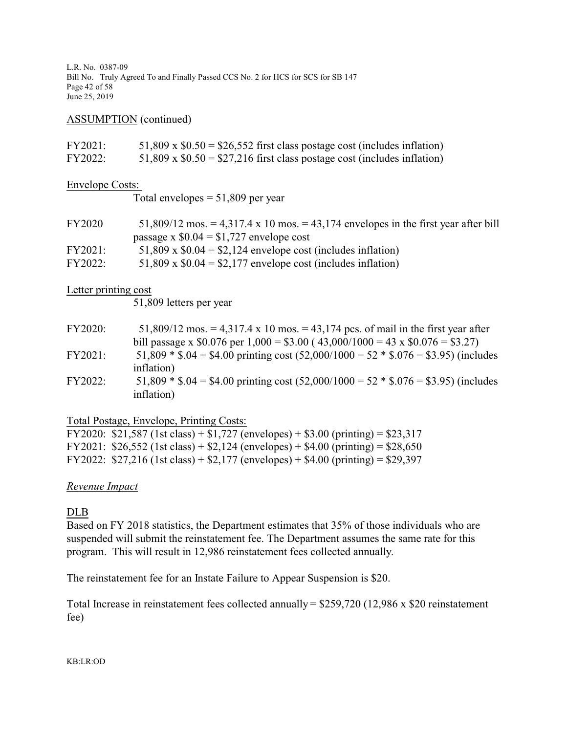ASSUMPTION (continued)

FY2021: 51,809 x \$0.50 = \$26,552 first class postage cost (includes inflation)
FY2022: 51,809 x \$0.50 = \$27,216 first class postage cost (includes inflation)

Envelope Costs:

Total envelopes = 51,809 per year

FY2020 51,809/12 mos. = 4,317.4 x 10 mos. = 43,174 envelopes in the first year after bill passage x \$0.04 = \$1,727 envelope cost
FY2021: 51,809 x \$0.04 = \$2,124 envelope cost (includes inflation)
FY2022: 51,809 x \$0.04 = \$2,177 envelope cost (includes inflation)

Letter printing cost

51,809 letters per year

FY2020: 51,809/12 mos. = 4,317.4 x 10 mos. = 43,174 pcs. of mail in the first year after bill passage x \$0.076 per 1,000 = \$3.00 ( 43,000/1000 = 43 x \$0.076 = \$3.27)
FY2021: 51,809 * \$.04 = \$4.00 printing cost (52,000/1000 = 52 * \$.076 = \$3.95) (includes inflation)
FY2022: 51,809 * \$.04 = \$4.00 printing cost (52,000/1000 = 52 * \$.076 = \$3.95) (includes inflation)

Total Postage, Envelope, Printing Costs:

FY2020: \$21,587 (1st class) + \$1,727 (envelopes) + \$3.00 (printing) = \$23,317
FY2021: \$26,552 (1st class) + \$2,124 (envelopes) + \$4.00 (printing) = \$28,650
FY2022: \$27,216 (1st class) + \$2,177 (envelopes) + \$4.00 (printing) = \$29,397

*Revenue Impact*

DLB

Based on FY 2018 statistics, the Department estimates that 35% of those individuals who are suspended will submit the reinstatement fee. The Department assumes the same rate for this program. This will result in 12,986 reinstatement fees collected annually.

The reinstatement fee for an Instate Failure to Appear Suspension is \$20.

Total Increase in reinstatement fees collected annually = \$259,720 (12,986 x \$20 reinstatement fee)

KB:LR:OD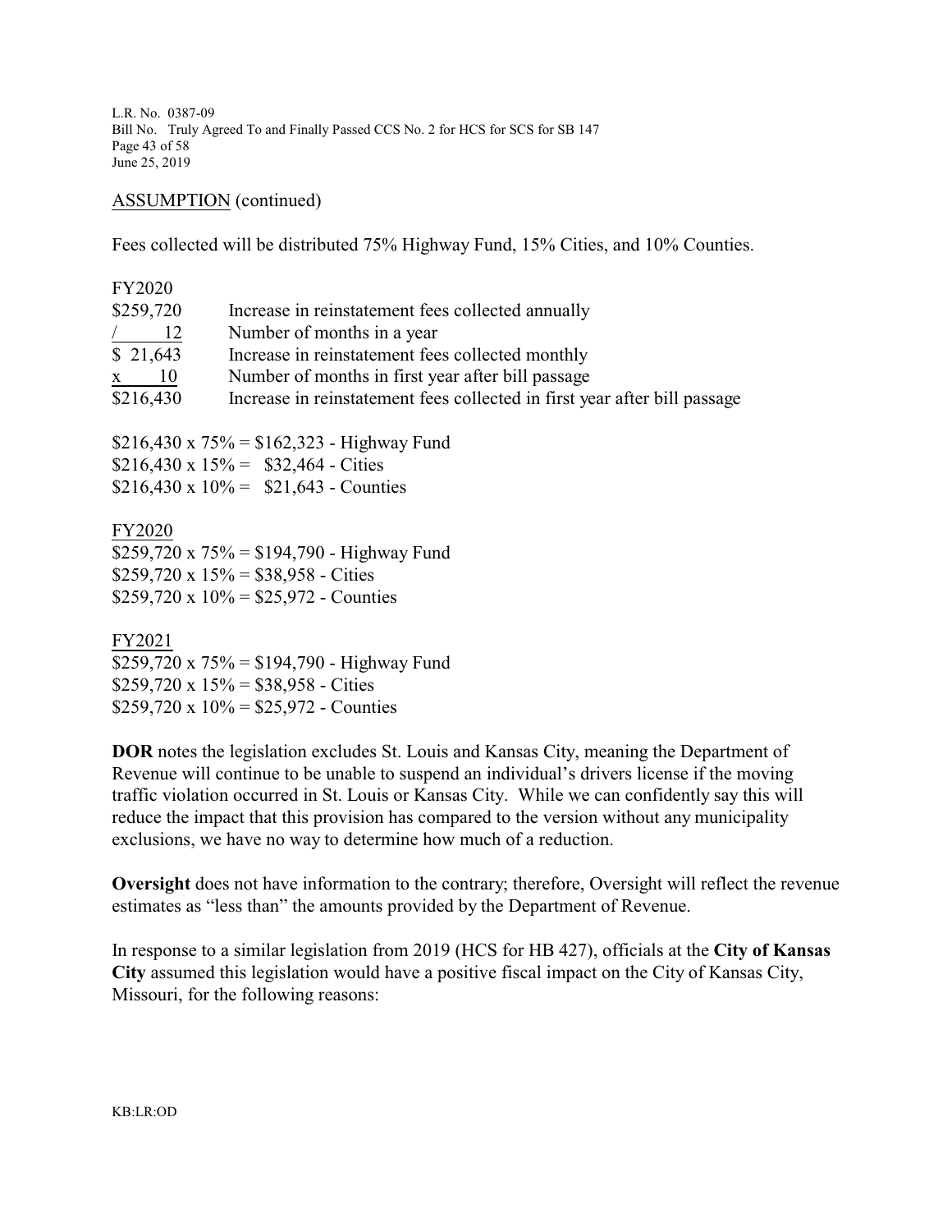ASSUMPTION (continued)

Fees collected will be distributed 75% Highway Fund, 15% Cities, and 10% Counties.

FY2020

| | |
|---|---|
| $259,720 | Increase in reinstatement fees collected annually |
| / 12 | Number of months in a year |
| $ 21,643 | Increase in reinstatement fees collected monthly |
| x 10 | Number of months in first year after bill passage |
| $216,430 | Increase in reinstatement fees collected in first year after bill passage |

$216,430 x 75% = $162,323 - Highway Fund
$216,430 x 15% = $32,464 - Cities
$216,430 x 10% = $21,643 - Counties

FY2020
$259,720 x 75% = $194,790 - Highway Fund
$259,720 x 15% = $38,958 - Cities
$259,720 x 10% = $25,972 - Counties

FY2021
$259,720 x 75% = $194,790 - Highway Fund
$259,720 x 15% = $38,958 - Cities
$259,720 x 10% = $25,972 - Counties

**DOR** notes the legislation excludes St. Louis and Kansas City, meaning the Department of Revenue will continue to be unable to suspend an individual's drivers license if the moving traffic violation occurred in St. Louis or Kansas City. While we can confidently say this will reduce the impact that this provision has compared to the version without any municipality exclusions, we have no way to determine how much of a reduction.

**Oversight** does not have information to the contrary; therefore, Oversight will reflect the revenue estimates as "less than" the amounts provided by the Department of Revenue.

In response to a similar legislation from 2019 (HCS for HB 427), officials at the **City of Kansas City** assumed this legislation would have a positive fiscal impact on the City of Kansas City, Missouri, for the following reasons: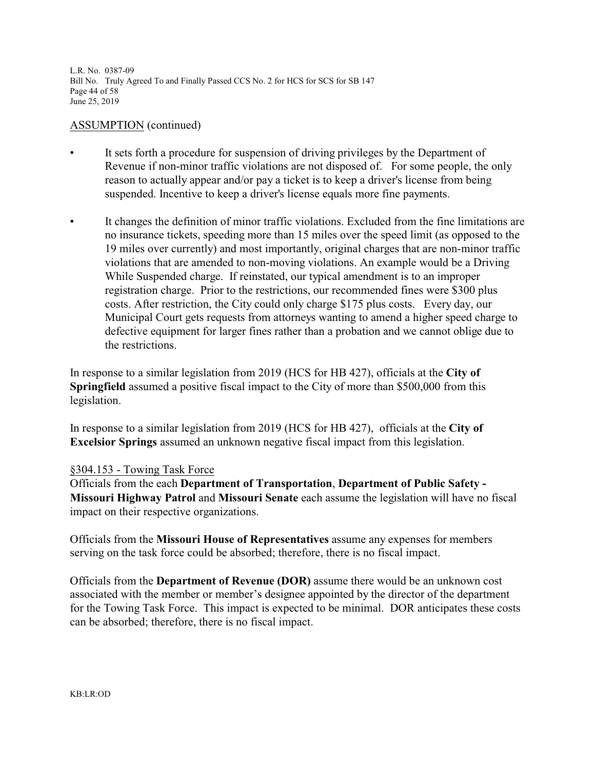ASSUMPTION (continued)

- It sets forth a procedure for suspension of driving privileges by the Department of Revenue if non-minor traffic violations are not disposed of. For some people, the only reason to actually appear and/or pay a ticket is to keep a driver's license from being suspended. Incentive to keep a driver's license equals more fine payments.

- It changes the definition of minor traffic violations. Excluded from the fine limitations are no insurance tickets, speeding more than 15 miles over the speed limit (as opposed to the 19 miles over currently) and most importantly, original charges that are non-minor traffic violations that are amended to non-moving violations. An example would be a Driving While Suspended charge. If reinstated, our typical amendment is to an improper registration charge. Prior to the restrictions, our recommended fines were $300 plus costs. After restriction, the City could only charge $175 plus costs. Every day, our Municipal Court gets requests from attorneys wanting to amend a higher speed charge to defective equipment for larger fines rather than a probation and we cannot oblige due to the restrictions.

In response to a similar legislation from 2019 (HCS for HB 427), officials at the **City of Springfield** assumed a positive fiscal impact to the City of more than $500,000 from this legislation.

In response to a similar legislation from 2019 (HCS for HB 427), officials at the **City of Excelsior Springs** assumed an unknown negative fiscal impact from this legislation.

§304.153 - Towing Task Force

Officials from the each **Department of Transportation**, **Department of Public Safety - Missouri Highway Patrol** and **Missouri Senate** each assume the legislation will have no fiscal impact on their respective organizations.

Officials from the **Missouri House of Representatives** assume any expenses for members serving on the task force could be absorbed; therefore, there is no fiscal impact.

Officials from the **Department of Revenue (DOR)** assume there would be an unknown cost associated with the member or member's designee appointed by the director of the department for the Towing Task Force. This impact is expected to be minimal. DOR anticipates these costs can be absorbed; therefore, there is no fiscal impact.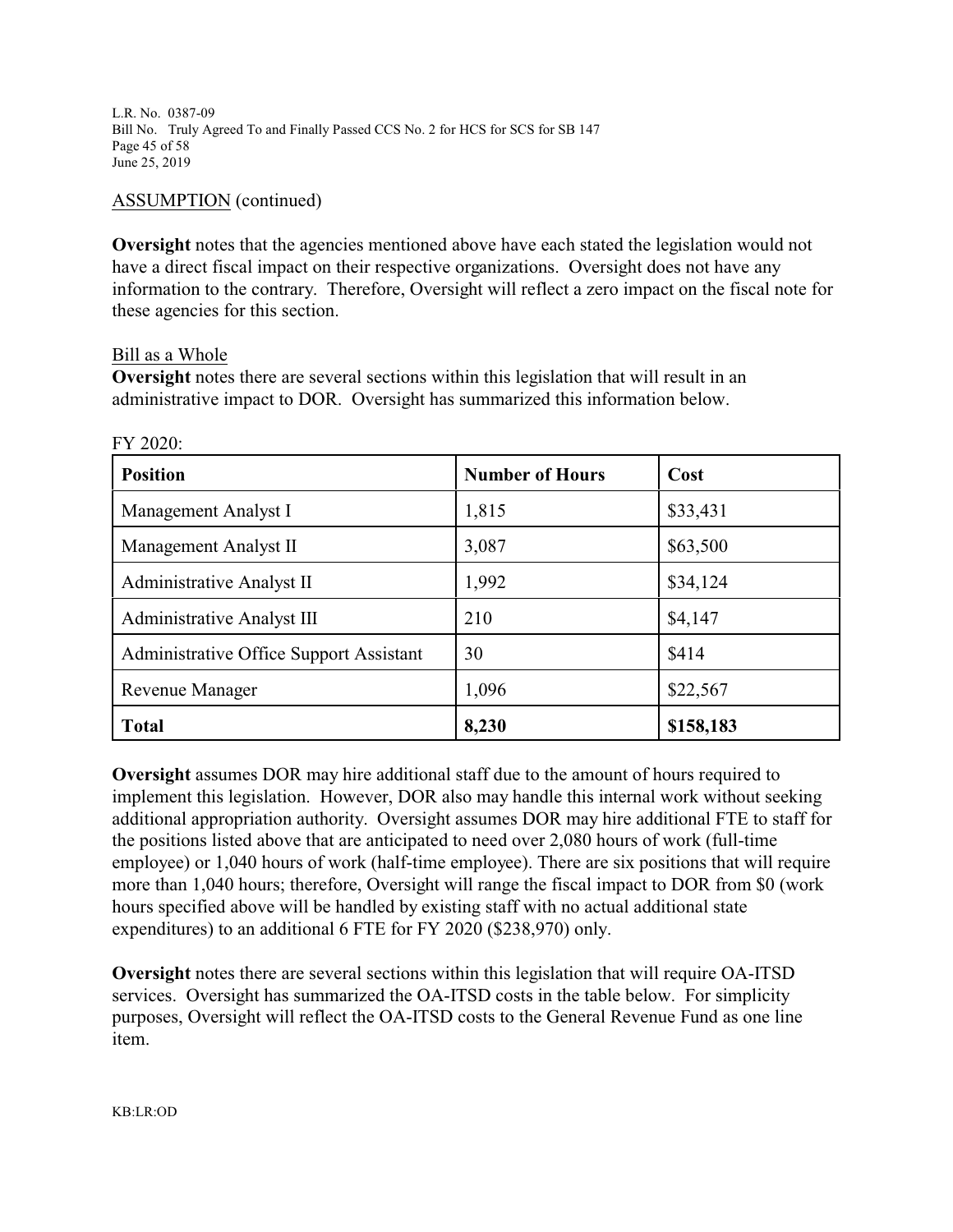ASSUMPTION (continued)

**Oversight** notes that the agencies mentioned above have each stated the legislation would not have a direct fiscal impact on their respective organizations. Oversight does not have any information to the contrary. Therefore, Oversight will reflect a zero impact on the fiscal note for these agencies for this section.

Bill as a Whole

**Oversight** notes there are several sections within this legislation that will result in an administrative impact to DOR. Oversight has summarized this information below.

FY 2020:

| **Position** | **Number of Hours** | **Cost** |
|---|---|---|
| Management Analyst I | 1,815 | $33,431 |
| Management Analyst II | 3,087 | $63,500 |
| Administrative Analyst II | 1,992 | $34,124 |
| Administrative Analyst III | 210 | $4,147 |
| Administrative Office Support Assistant | 30 | $414 |
| Revenue Manager | 1,096 | $22,567 |
| **Total** | **8,230** | **$158,183** |

**Oversight** assumes DOR may hire additional staff due to the amount of hours required to implement this legislation. However, DOR also may handle this internal work without seeking additional appropriation authority. Oversight assumes DOR may hire additional FTE to staff for the positions listed above that are anticipated to need over 2,080 hours of work (full-time employee) or 1,040 hours of work (half-time employee). There are six positions that will require more than 1,040 hours; therefore, Oversight will range the fiscal impact to DOR from $0 (work hours specified above will be handled by existing staff with no actual additional state expenditures) to an additional 6 FTE for FY 2020 ($238,970) only.

**Oversight** notes there are several sections within this legislation that will require OA-ITSD services. Oversight has summarized the OA-ITSD costs in the table below. For simplicity purposes, Oversight will reflect the OA-ITSD costs to the General Revenue Fund as one line item.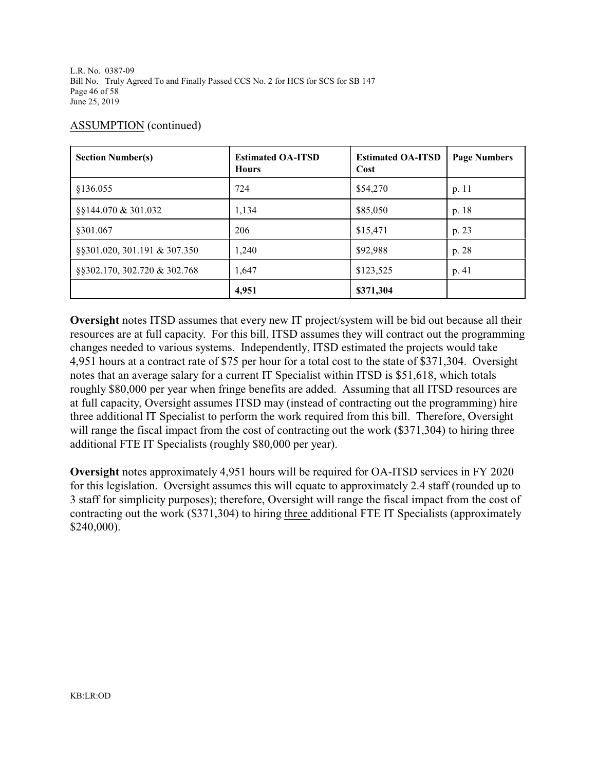ASSUMPTION (continued)

| Section Number(s) | Estimated OA-ITSD Hours | Estimated OA-ITSD Cost | Page Numbers |
|---|---|---|---|
| §136.055 | 724 | $54,270 | p. 11 |
| §§144.070 & 301.032 | 1,134 | $85,050 | p. 18 |
| §301.067 | 206 | $15,471 | p. 23 |
| §§301.020, 301.191 & 307.350 | 1,240 | $92,988 | p. 28 |
| §§302.170, 302.720 & 302.768 | 1,647 | $123,525 | p. 41 |
| | **4,951** | **$371,304** | |

**Oversight** notes ITSD assumes that every new IT project/system will be bid out because all their resources are at full capacity. For this bill, ITSD assumes they will contract out the programming changes needed to various systems. Independently, ITSD estimated the projects would take 4,951 hours at a contract rate of $75 per hour for a total cost to the state of $371,304. Oversight notes that an average salary for a current IT Specialist within ITSD is $51,618, which totals roughly $80,000 per year when fringe benefits are added. Assuming that all ITSD resources are at full capacity, Oversight assumes ITSD may (instead of contracting out the programming) hire three additional IT Specialist to perform the work required from this bill. Therefore, Oversight will range the fiscal impact from the cost of contracting out the work ($371,304) to hiring three additional FTE IT Specialists (roughly $80,000 per year).

**Oversight** notes approximately 4,951 hours will be required for OA-ITSD services in FY 2020 for this legislation. Oversight assumes this will equate to approximately 2.4 staff (rounded up to 3 staff for simplicity purposes); therefore, Oversight will range the fiscal impact from the cost of contracting out the work ($371,304) to hiring three additional FTE IT Specialists (approximately $240,000).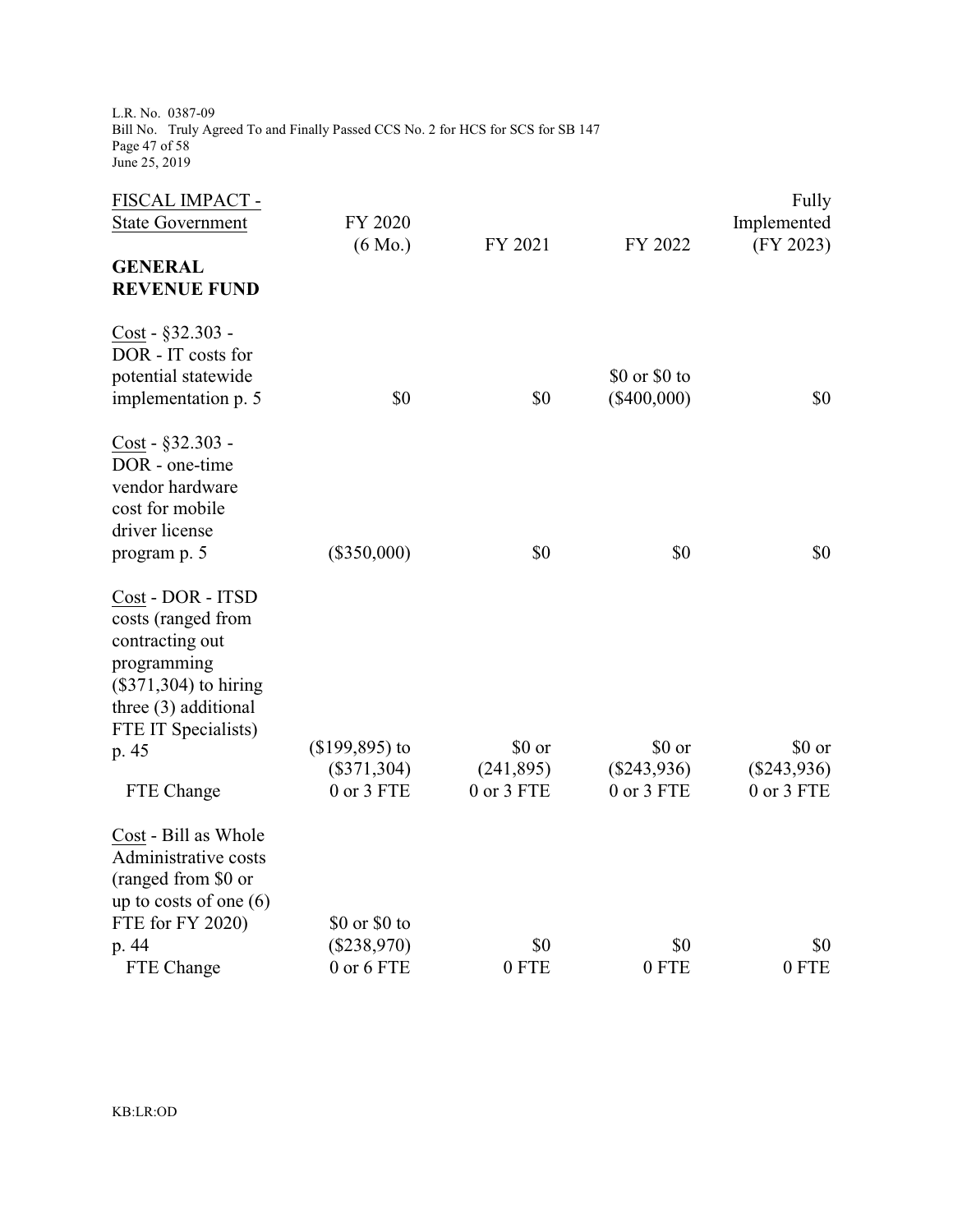| FISCAL IMPACT - State Government | FY 2020 (6 Mo.) | FY 2021 | FY 2022 | Fully Implemented (FY 2023) |
|---|---|---|---|---|
| **GENERAL REVENUE FUND** | | | | |
| Cost - §32.303 - DOR - IT costs for potential statewide implementation p. 5 | $0 | $0 | $0 or $0 to ($400,000) | $0 |
| Cost - §32.303 - DOR - one-time vendor hardware cost for mobile driver license program p. 5 | ($350,000) | $0 | $0 | $0 |
| Cost - DOR - ITSD costs (ranged from contracting out programming ($371,304) to hiring three (3) additional FTE IT Specialists) p. 45 | ($199,895) to ($371,304) | $0 or (241,895) | $0 or ($243,936) | $0 or ($243,936) |
| FTE Change | 0 or 3 FTE | 0 or 3 FTE | 0 or 3 FTE | 0 or 3 FTE |
| Cost - Bill as Whole Administrative costs (ranged from $0 or up to costs of one (6) FTE for FY 2020) p. 44 | $0 or $0 to ($238,970) | $0 | $0 | $0 |
| FTE Change | 0 or 6 FTE | 0 FTE | 0 FTE | 0 FTE |

KB:LR:OD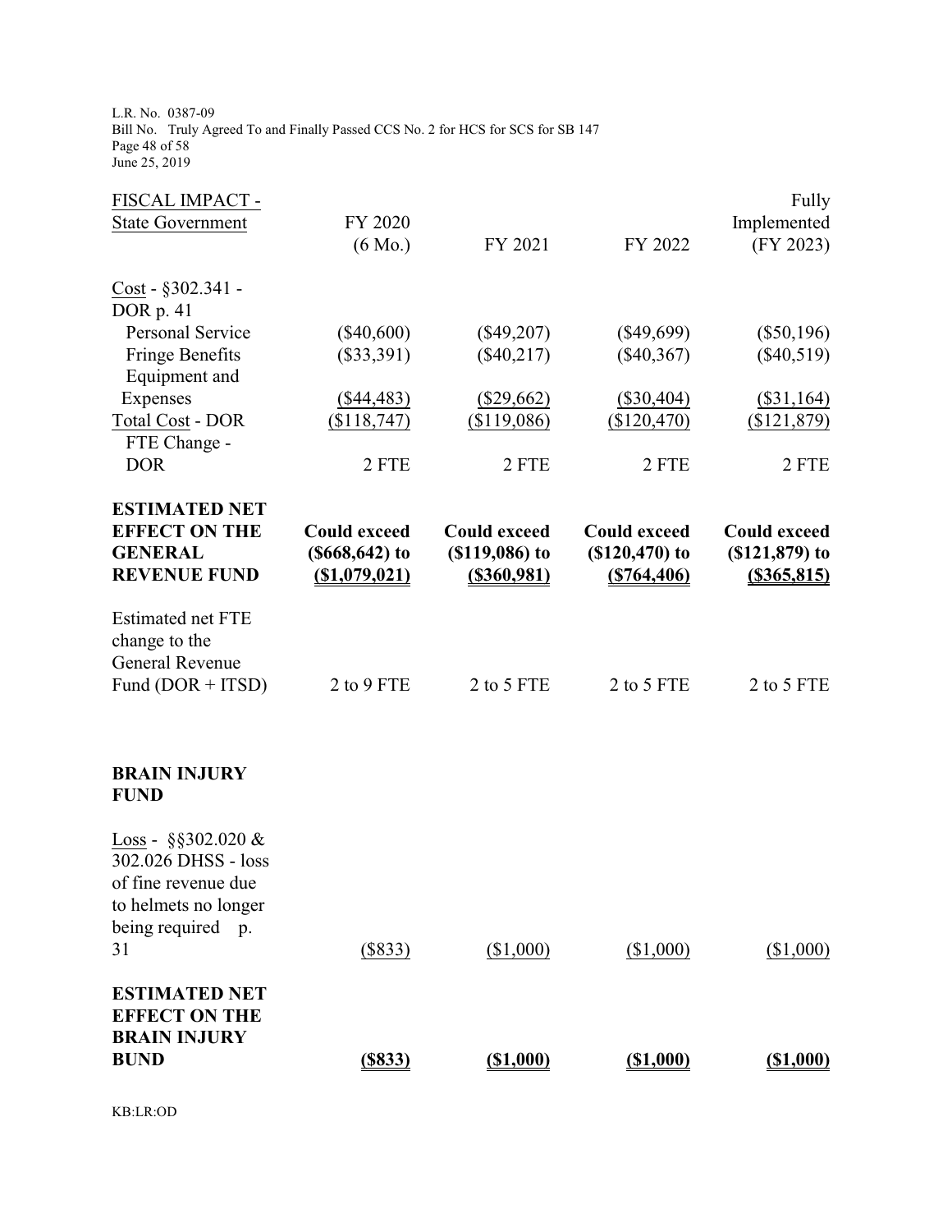| FISCAL IMPACT - State Government | FY 2020 (6 Mo.) | FY 2021 | FY 2022 | Fully Implemented (FY 2023) |
|---|---|---|---|---|
| Cost - §302.341 - DOR p. 41 | | | | |
| Personal Service | ($40,600) | ($49,207) | ($49,699) | ($50,196) |
| Fringe Benefits | ($33,391) | ($40,217) | ($40,367) | ($40,519) |
| Equipment and Expenses | ($44,483) | ($29,662) | ($30,404) | ($31,164) |
| Total Cost - DOR | ($118,747) | ($119,086) | ($120,470) | ($121,879) |
| FTE Change - DOR | 2 FTE | 2 FTE | 2 FTE | 2 FTE |
| **ESTIMATED NET EFFECT ON THE GENERAL REVENUE FUND** | **Could exceed ($668,642) to ($1,079,021)** | **Could exceed ($119,086) to ($360,981)** | **Could exceed ($120,470) to ($764,406)** | **Could exceed ($121,879) to ($365,815)** |
| Estimated net FTE change to the General Revenue Fund (DOR + ITSD) | 2 to 9 FTE | 2 to 5 FTE | 2 to 5 FTE | 2 to 5 FTE |
| **BRAIN INJURY FUND** | | | | |
| Loss - §§302.020 & 302.026 DHSS - loss of fine revenue due to helmets no longer being required p. 31 | ($833) | ($1,000) | ($1,000) | ($1,000) |
| **ESTIMATED NET EFFECT ON THE BRAIN INJURY BUND** | **($833)** | **($1,000)** | **($1,000)** | **($1,000)** |

KB:LR:OD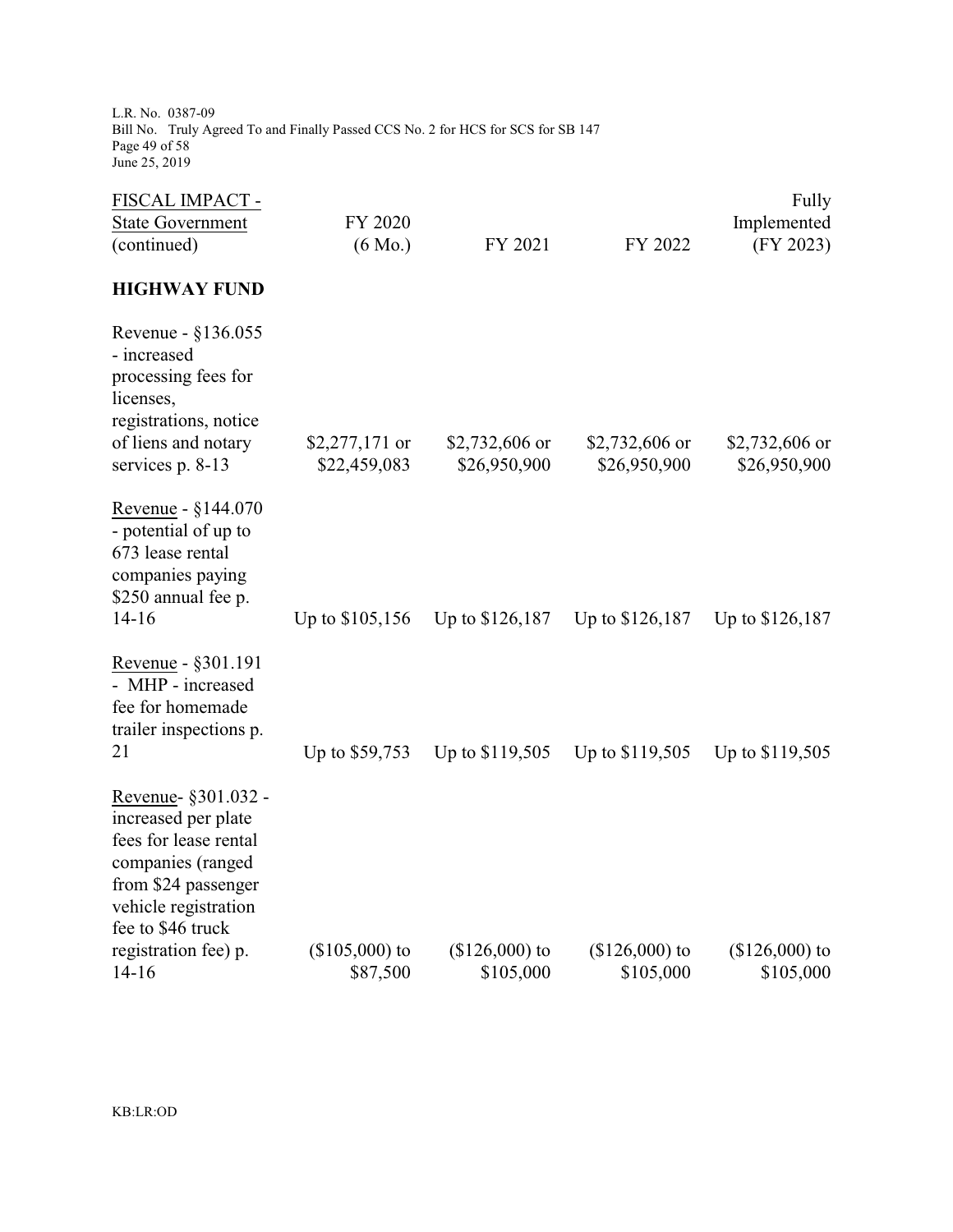| FISCAL IMPACT - State Government (continued) | FY 2020 (6 Mo.) | FY 2021 | FY 2022 | Fully Implemented (FY 2023) |
|---|---|---|---|---|
| **HIGHWAY FUND** | | | | |
| Revenue - §136.055 - increased processing fees for licenses, registrations, notice of liens and notary services p. 8-13 | $2,277,171 or $22,459,083 | $2,732,606 or $26,950,900 | $2,732,606 or $26,950,900 | $2,732,606 or $26,950,900 |
| Revenue - §144.070 - potential of up to 673 lease rental companies paying $250 annual fee p. 14-16 | Up to $105,156 | Up to $126,187 | Up to $126,187 | Up to $126,187 |
| Revenue - §301.191 - MHP - increased fee for homemade trailer inspections p. 21 | Up to $59,753 | Up to $119,505 | Up to $119,505 | Up to $119,505 |
| Revenue- §301.032 - increased per plate fees for lease rental companies (ranged from $24 passenger vehicle registration fee to $46 truck registration fee) p. 14-16 | ($105,000) to $87,500 | ($126,000) to $105,000 | ($126,000) to $105,000 | ($126,000) to $105,000 |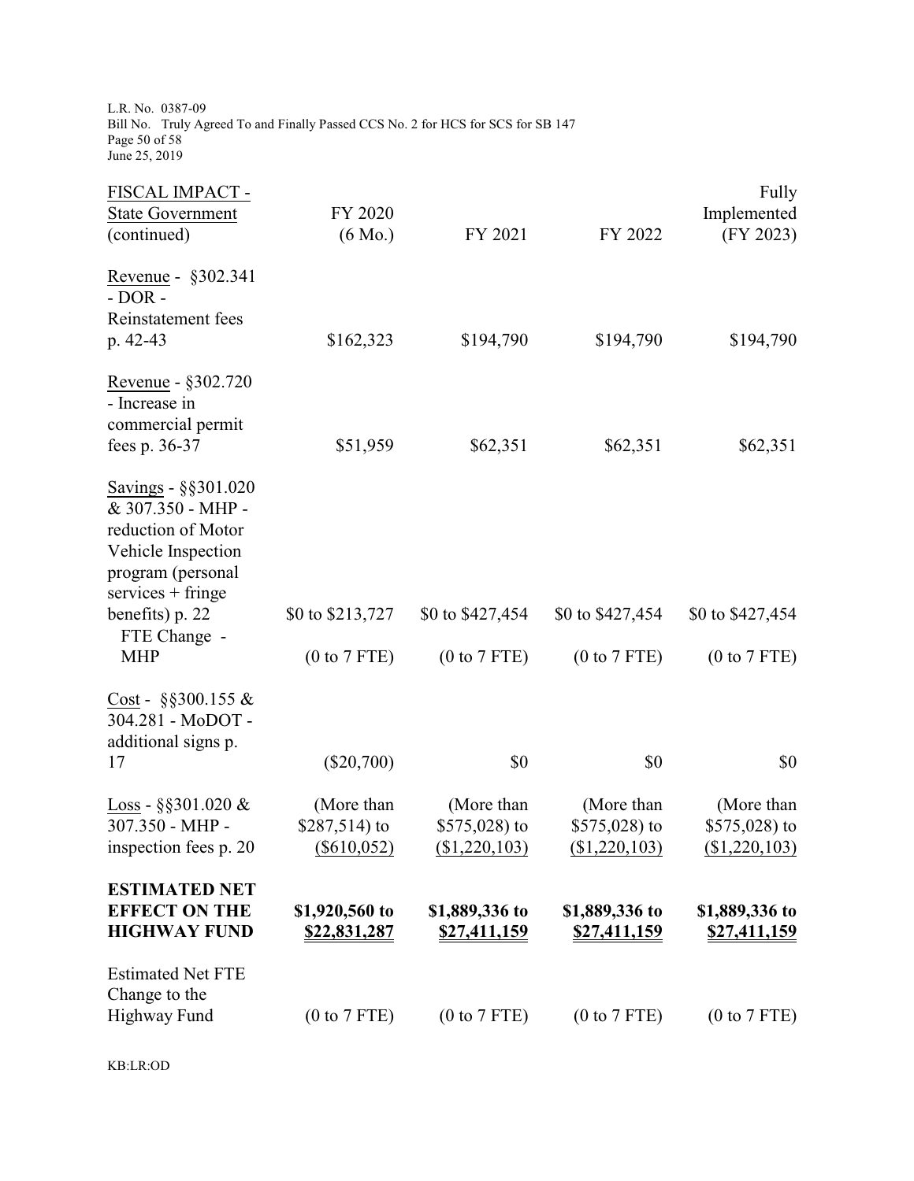| FISCAL IMPACT - State Government (continued) | FY 2020 (6 Mo.) | FY 2021 | FY 2022 | Fully Implemented (FY 2023) |
|---|---|---|---|---|
| Revenue - §302.341 - DOR - Reinstatement fees p. 42-43 | $162,323 | $194,790 | $194,790 | $194,790 |
| Revenue - §302.720 - Increase in commercial permit fees p. 36-37 | $51,959 | $62,351 | $62,351 | $62,351 |
| Savings - §§301.020 & 307.350 - MHP - reduction of Motor Vehicle Inspection program (personal services + fringe benefits) p. 22 | $0 to $213,727 | $0 to $427,454 | $0 to $427,454 | $0 to $427,454 |
| FTE Change - MHP | (0 to 7 FTE) | (0 to 7 FTE) | (0 to 7 FTE) | (0 to 7 FTE) |
| Cost - §§300.155 & 304.281 - MoDOT - additional signs p. 17 | ($20,700) | $0 | $0 | $0 |
| Loss - §§301.020 & 307.350 - MHP - inspection fees p. 20 | (More than $287,514) to ($610,052) | (More than $575,028) to ($1,220,103) | (More than $575,028) to ($1,220,103) | (More than $575,028) to ($1,220,103) |
| **ESTIMATED NET EFFECT ON THE HIGHWAY FUND** | **$1,920,560 to $22,831,287** | **$1,889,336 to $27,411,159** | **$1,889,336 to $27,411,159** | **$1,889,336 to $27,411,159** |
| Estimated Net FTE Change to the Highway Fund | (0 to 7 FTE) | (0 to 7 FTE) | (0 to 7 FTE) | (0 to 7 FTE) |

KB:LR:OD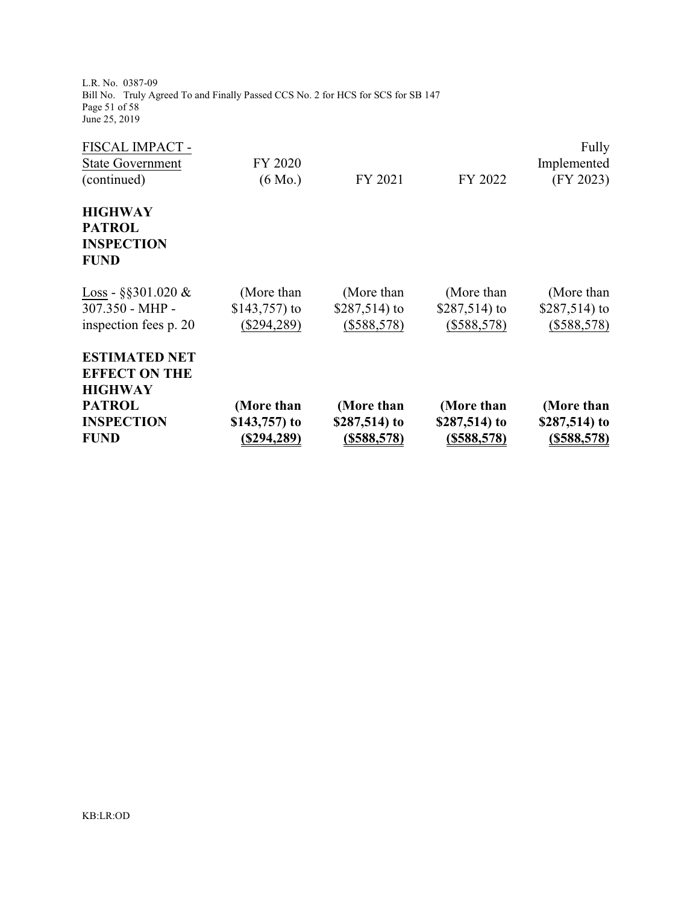| FISCAL IMPACT - State Government (continued) | FY 2020 (6 Mo.) | FY 2021 | FY 2022 | Fully Implemented (FY 2023) |
|---|---|---|---|---|
| **HIGHWAY PATROL INSPECTION FUND** | | | | |
| Loss - §§301.020 & 307.350 - MHP - inspection fees p. 20 | (More than $143,757) to ($294,289) | (More than $287,514) to ($588,578) | (More than $287,514) to ($588,578) | (More than $287,514) to ($588,578) |
| **ESTIMATED NET EFFECT ON THE HIGHWAY PATROL INSPECTION FUND** | **(More than $143,757) to ($294,289)** | **(More than $287,514) to ($588,578)** | **(More than $287,514) to ($588,578)** | **(More than $287,514) to ($588,578)** |

KB:LR:OD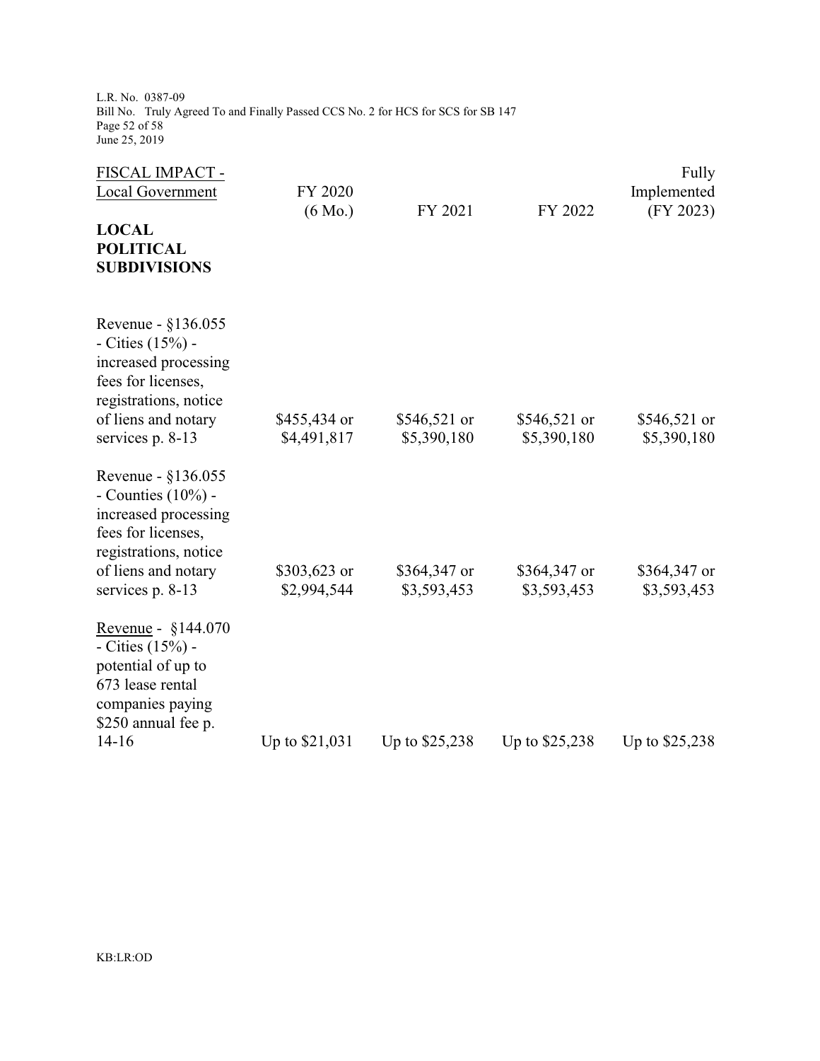| FISCAL IMPACT - Local Government | FY 2020 (6 Mo.) | FY 2021 | FY 2022 | Fully Implemented (FY 2023) |
|---|---|---|---|---|
| **LOCAL POLITICAL SUBDIVISIONS** | | | | |
| Revenue - §136.055 - Cities (15%) - increased processing fees for licenses, registrations, notice of liens and notary services p. 8-13 | $455,434 or $4,491,817 | $546,521 or $5,390,180 | $546,521 or $5,390,180 | $546,521 or $5,390,180 |
| Revenue - §136.055 - Counties (10%) - increased processing fees for licenses, registrations, notice of liens and notary services p. 8-13 | $303,623 or $2,994,544 | $364,347 or $3,593,453 | $364,347 or $3,593,453 | $364,347 or $3,593,453 |
| Revenue - §144.070 - Cities (15%) - potential of up to 673 lease rental companies paying $250 annual fee p. 14-16 | Up to $21,031 | Up to $25,238 | Up to $25,238 | Up to $25,238 |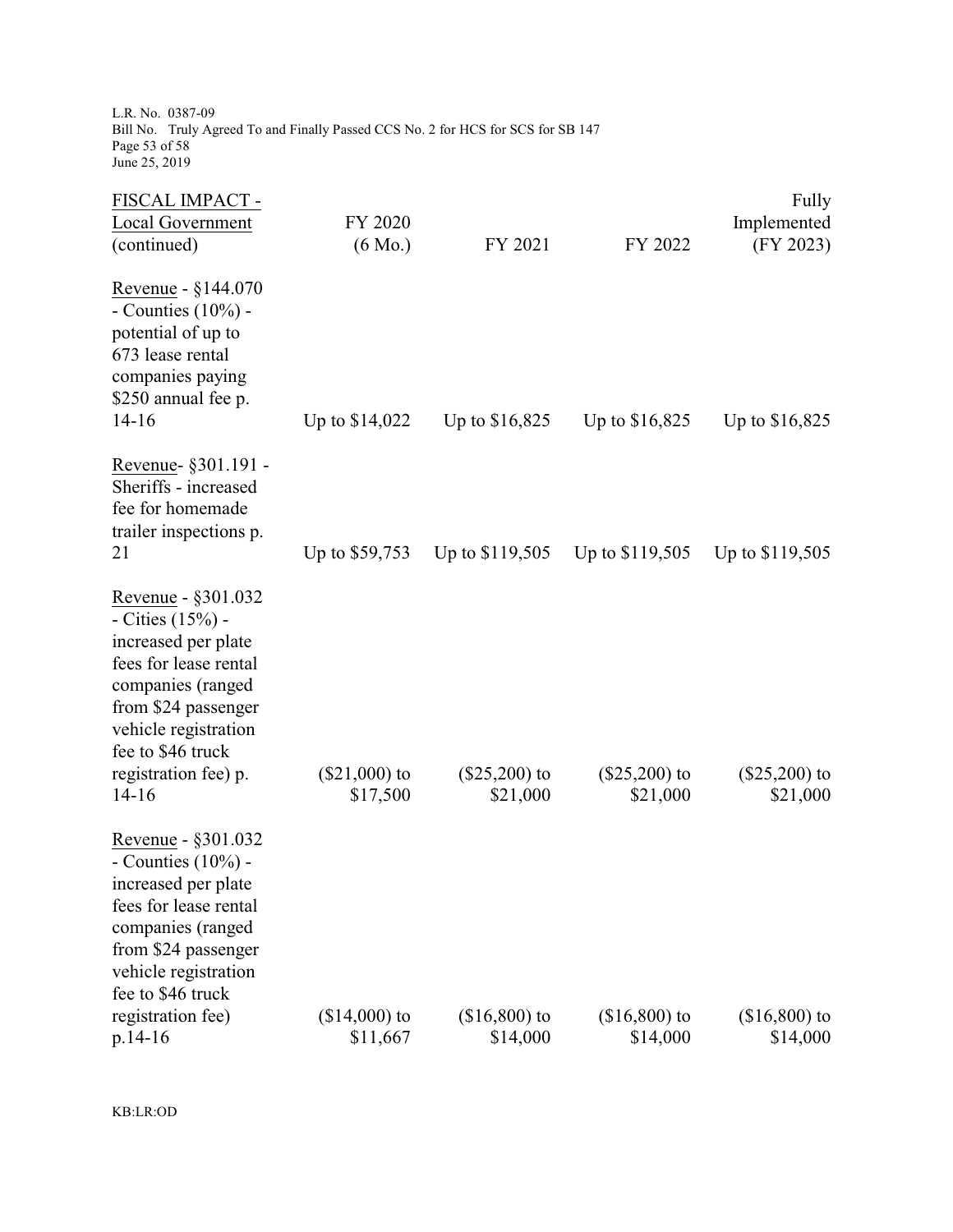| FISCAL IMPACT - Local Government (continued) | FY 2020 (6 Mo.) | FY 2021 | FY 2022 | Fully Implemented (FY 2023) |
|---|---|---|---|---|
| Revenue - §144.070 - Counties (10%) - potential of up to 673 lease rental companies paying $250 annual fee p. 14-16 | Up to $14,022 | Up to $16,825 | Up to $16,825 | Up to $16,825 |
| Revenue- §301.191 - Sheriffs - increased fee for homemade trailer inspections p. 21 | Up to $59,753 | Up to $119,505 | Up to $119,505 | Up to $119,505 |
| Revenue - §301.032 - Cities (15%) - increased per plate fees for lease rental companies (ranged from $24 passenger vehicle registration fee to $46 truck registration fee) p. 14-16 | ($21,000) to $17,500 | ($25,200) to $21,000 | ($25,200) to $21,000 | ($25,200) to $21,000 |
| Revenue - §301.032 - Counties (10%) - increased per plate fees for lease rental companies (ranged from $24 passenger vehicle registration fee to $46 truck registration fee) p.14-16 | ($14,000) to $11,667 | ($16,800) to $14,000 | ($16,800) to $14,000 | ($16,800) to $14,000 |

KB:LR:OD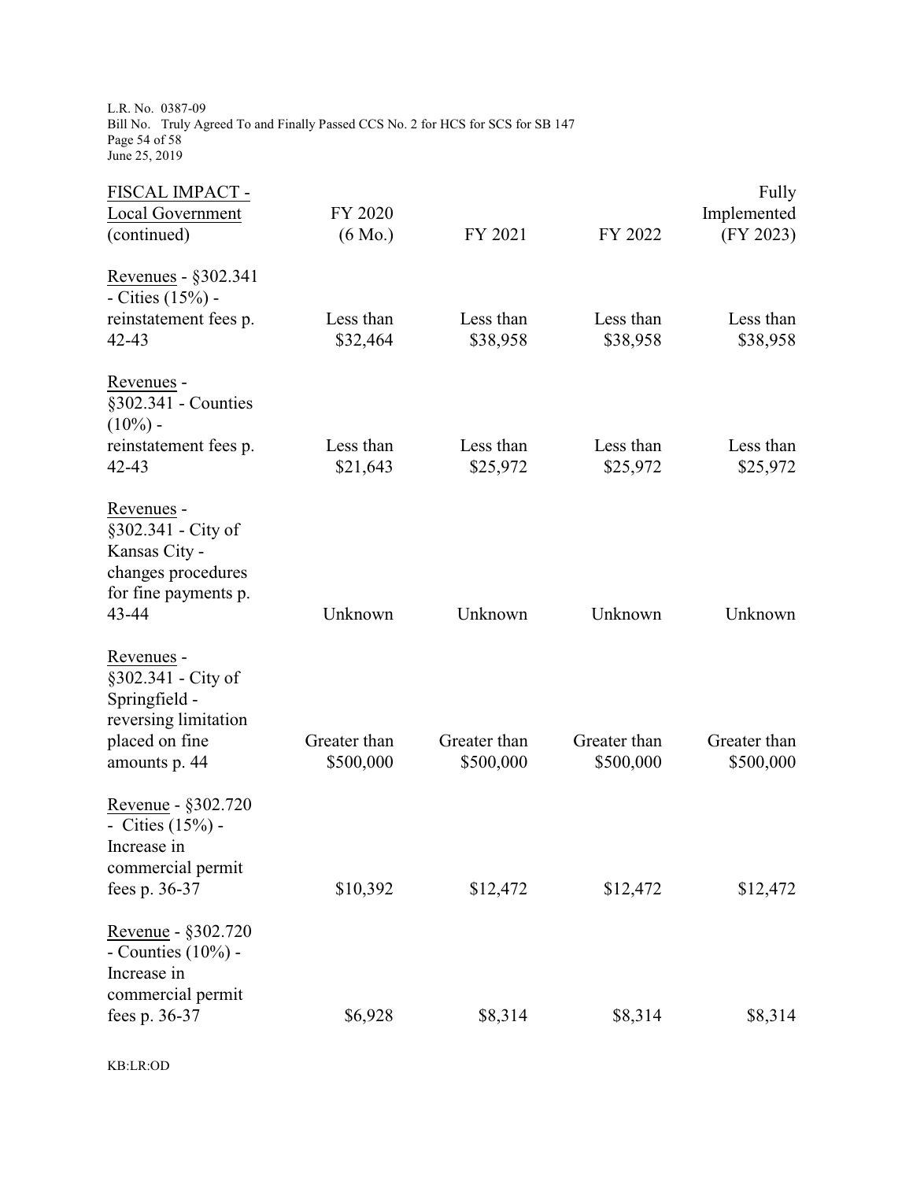| FISCAL IMPACT - Local Government (continued) | FY 2020 (6 Mo.) | FY 2021 | FY 2022 | Fully Implemented (FY 2023) |
|---|---|---|---|---|
| Revenues - §302.341 - Cities (15%) - reinstatement fees p. 42-43 | Less than $32,464 | Less than $38,958 | Less than $38,958 | Less than $38,958 |
| Revenues - §302.341 - Counties (10%) - reinstatement fees p. 42-43 | Less than $21,643 | Less than $25,972 | Less than $25,972 | Less than $25,972 |
| Revenues - §302.341 - City of Kansas City - changes procedures for fine payments p. 43-44 | Unknown | Unknown | Unknown | Unknown |
| Revenues - §302.341 - City of Springfield - reversing limitation placed on fine amounts p. 44 | Greater than $500,000 | Greater than $500,000 | Greater than $500,000 | Greater than $500,000 |
| Revenue - §302.720 - Cities (15%) - Increase in commercial permit fees p. 36-37 | $10,392 | $12,472 | $12,472 | $12,472 |
| Revenue - §302.720 - Counties (10%) - Increase in commercial permit fees p. 36-37 | $6,928 | $8,314 | $8,314 | $8,314 |

KB:LR:OD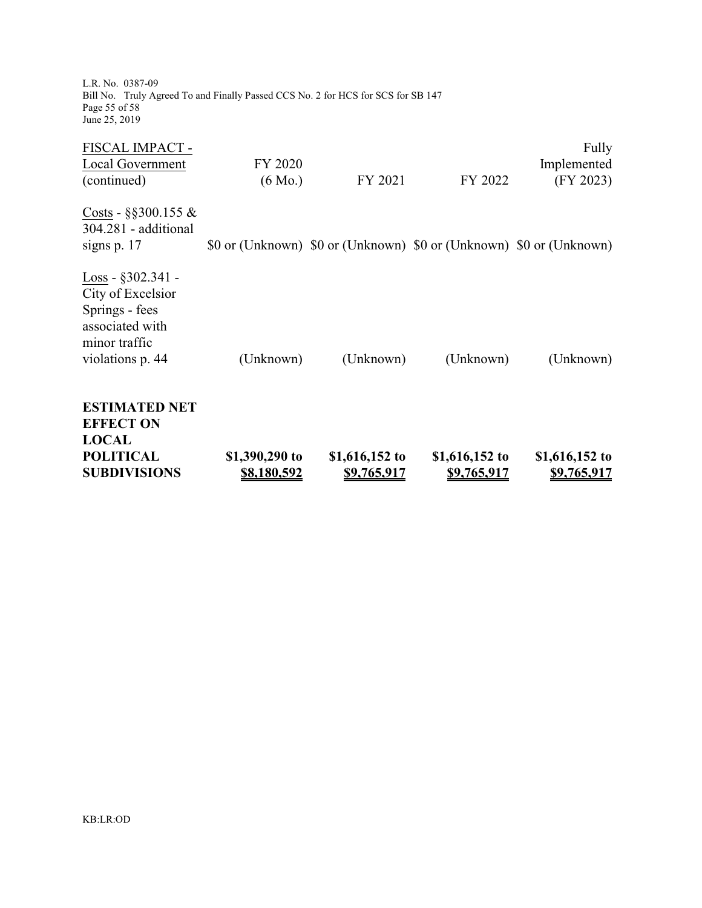| FISCAL IMPACT - Local Government (continued) | FY 2020 (6 Mo.) | FY 2021 | FY 2022 | Fully Implemented (FY 2023) |
|---|---|---|---|---|
| Costs - §§300.155 & 304.281 - additional signs p. 17 | $0 or (Unknown) | $0 or (Unknown) | $0 or (Unknown) | $0 or (Unknown) |
| Loss - §302.341 - City of Excelsior Springs - fees associated with minor traffic violations p. 44 | (Unknown) | (Unknown) | (Unknown) | (Unknown) |
| **ESTIMATED NET EFFECT ON LOCAL POLITICAL SUBDIVISIONS** | **$1,390,290 to $8,180,592** | **$1,616,152 to $9,765,917** | **$1,616,152 to $9,765,917** | **$1,616,152 to $9,765,917** |

KB:LR:OD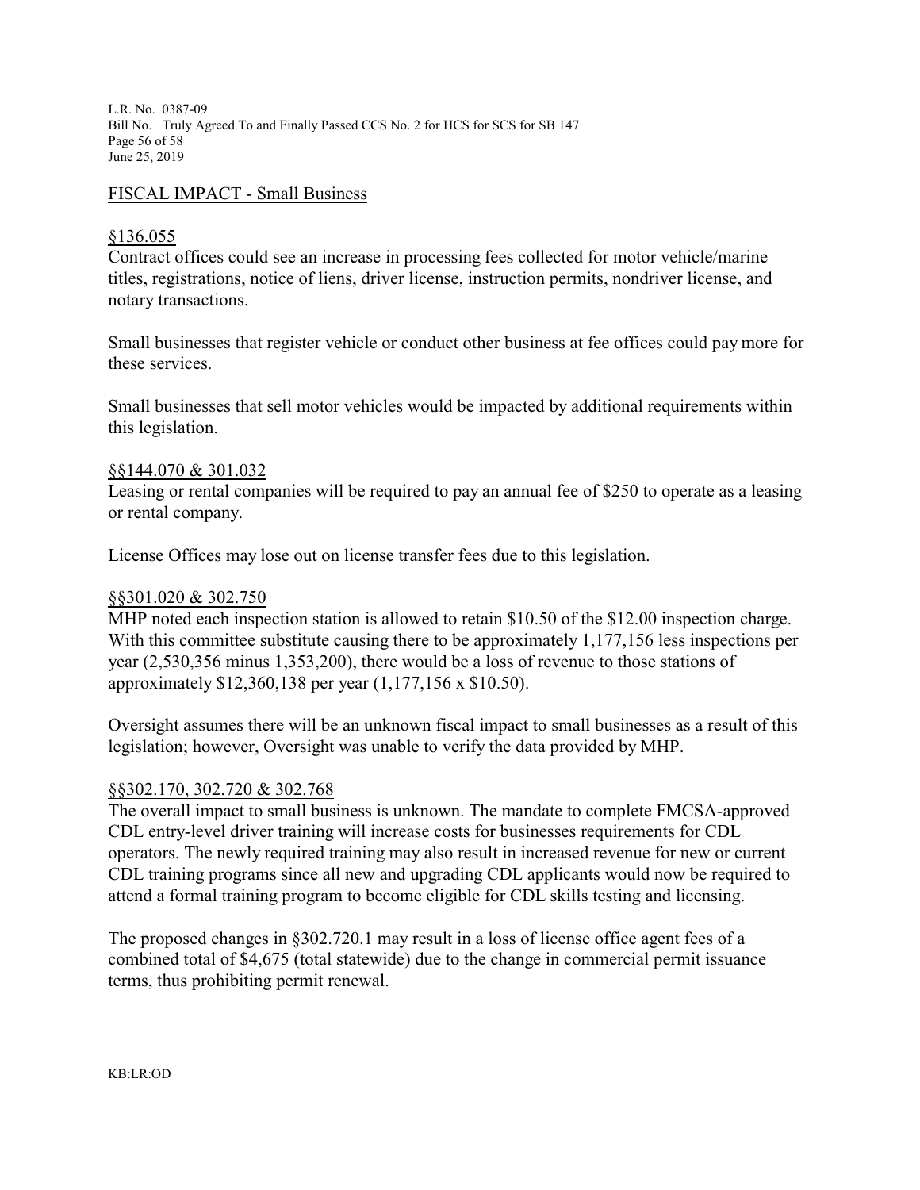## FISCAL IMPACT - Small Business

§136.055

Contract offices could see an increase in processing fees collected for motor vehicle/marine titles, registrations, notice of liens, driver license, instruction permits, nondriver license, and notary transactions.

Small businesses that register vehicle or conduct other business at fee offices could pay more for these services.

Small businesses that sell motor vehicles would be impacted by additional requirements within this legislation.

§§144.070 & 301.032

Leasing or rental companies will be required to pay an annual fee of $250 to operate as a leasing or rental company.

License Offices may lose out on license transfer fees due to this legislation.

§§301.020 & 302.750

MHP noted each inspection station is allowed to retain $10.50 of the $12.00 inspection charge. With this committee substitute causing there to be approximately 1,177,156 less inspections per year (2,530,356 minus 1,353,200), there would be a loss of revenue to those stations of approximately $12,360,138 per year (1,177,156 x $10.50).

Oversight assumes there will be an unknown fiscal impact to small businesses as a result of this legislation; however, Oversight was unable to verify the data provided by MHP.

§§302.170, 302.720 & 302.768

The overall impact to small business is unknown. The mandate to complete FMCSA-approved CDL entry-level driver training will increase costs for businesses requirements for CDL operators. The newly required training may also result in increased revenue for new or current CDL training programs since all new and upgrading CDL applicants would now be required to attend a formal training program to become eligible for CDL skills testing and licensing.

The proposed changes in §302.720.1 may result in a loss of license office agent fees of a combined total of $4,675 (total statewide) due to the change in commercial permit issuance terms, thus prohibiting permit renewal.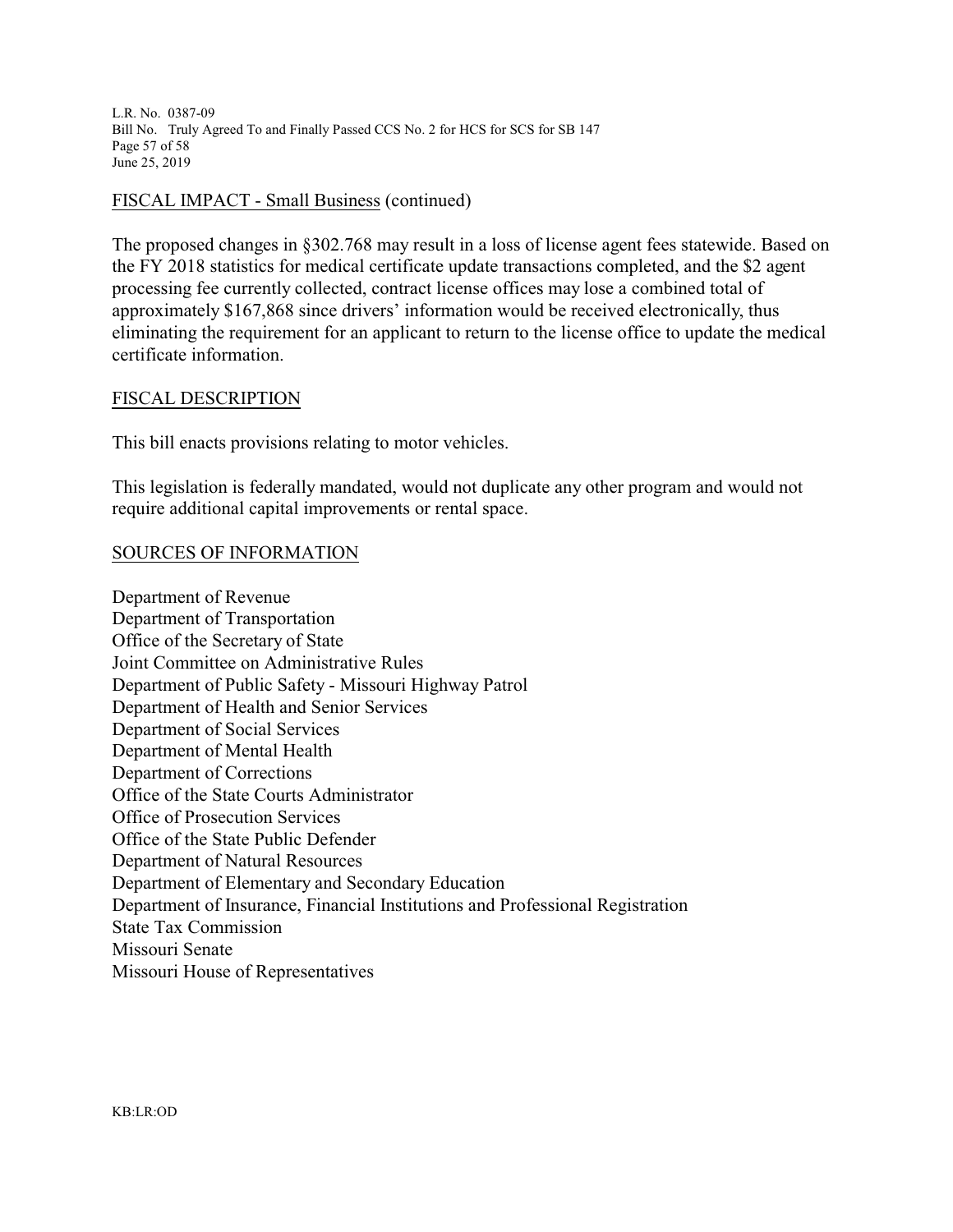## FISCAL IMPACT - Small Business (continued)

The proposed changes in §302.768 may result in a loss of license agent fees statewide. Based on the FY 2018 statistics for medical certificate update transactions completed, and the $2 agent processing fee currently collected, contract license offices may lose a combined total of approximately $167,868 since drivers' information would be received electronically, thus eliminating the requirement for an applicant to return to the license office to update the medical certificate information.

## FISCAL DESCRIPTION

This bill enacts provisions relating to motor vehicles.

This legislation is federally mandated, would not duplicate any other program and would not require additional capital improvements or rental space.

## SOURCES OF INFORMATION

Department of Revenue
Department of Transportation
Office of the Secretary of State
Joint Committee on Administrative Rules
Department of Public Safety - Missouri Highway Patrol
Department of Health and Senior Services
Department of Social Services
Department of Mental Health
Department of Corrections
Office of the State Courts Administrator
Office of Prosecution Services
Office of the State Public Defender
Department of Natural Resources
Department of Elementary and Secondary Education
Department of Insurance, Financial Institutions and Professional Registration
State Tax Commission
Missouri Senate
Missouri House of Representatives

KB:LR:OD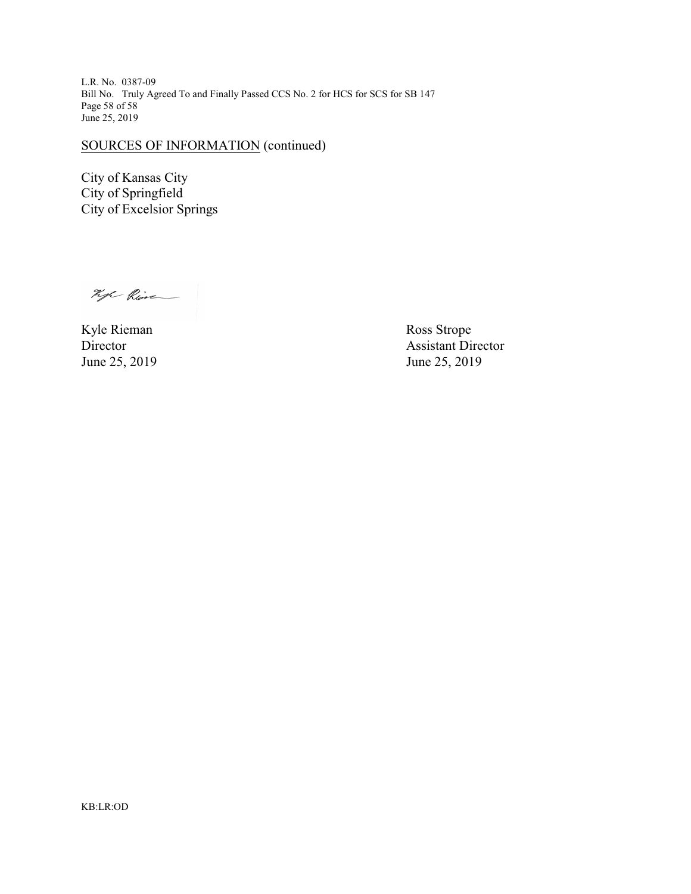SOURCES OF INFORMATION (continued)

City of Kansas City
City of Springfield
City of Excelsior Springs

| | |
|---|---|
| Kyle Rieman | Ross Strope |
| Director | Assistant Director |
| June 25, 2019 | June 25, 2019 |

KB:LR:OD